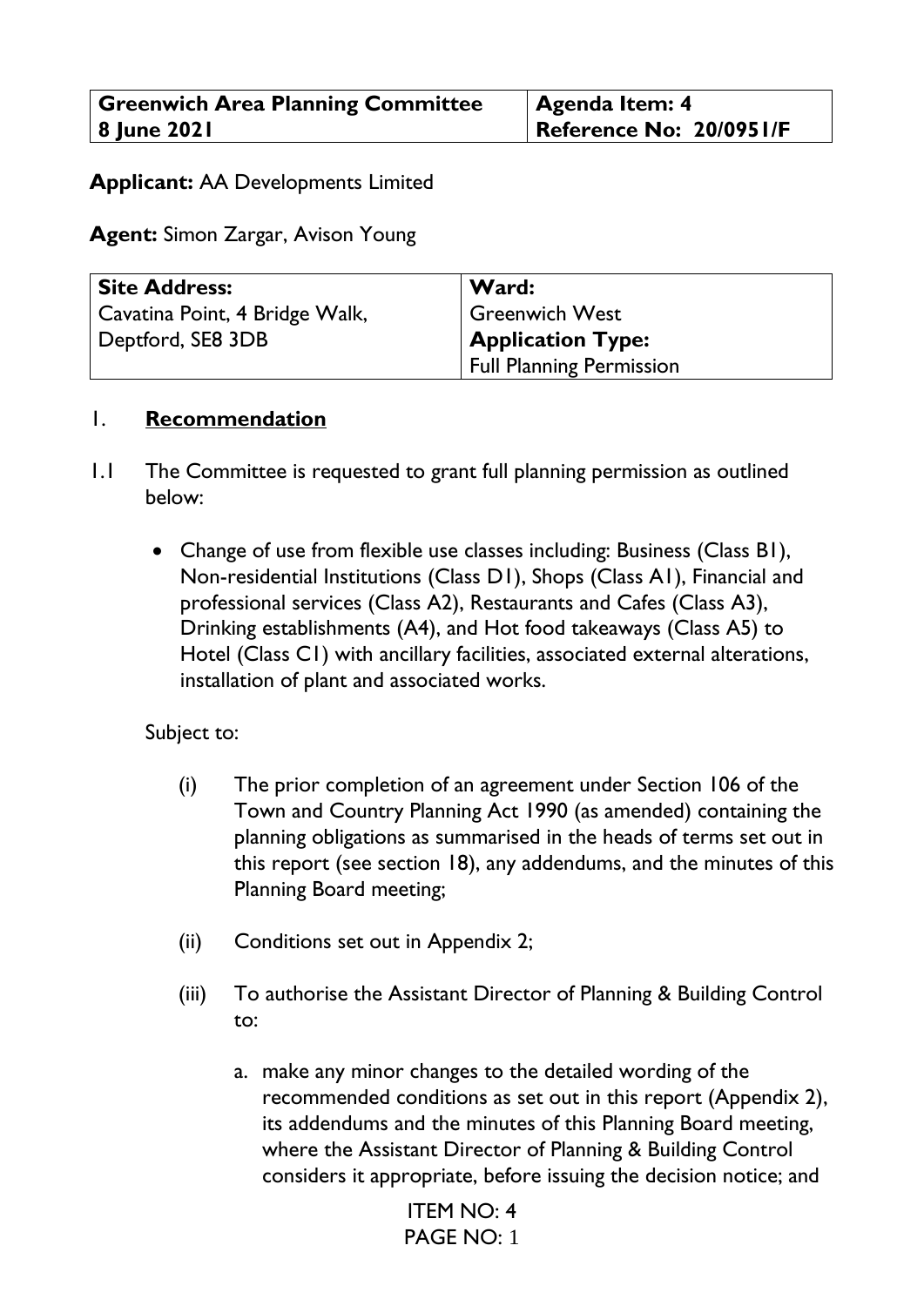| Greenwich Area Planning Committee 8 June 2021 | Agenda Item: 4 Reference No: 20/0951/F |
|---|---|

**Applicant:** AA Developments Limited

**Agent:** Simon Zargar, Avison Young

| Site Address: | Ward: |
|---|---|
| Cavatina Point, 4 Bridge Walk, Deptford, SE8 3DB | Greenwich West |
| | **Application Type:** |
| | Full Planning Permission |

## 1. Recommendation

1.1 The Committee is requested to grant full planning permission as outlined below:

- Change of use from flexible use classes including: Business (Class B1), Non-residential Institutions (Class D1), Shops (Class A1), Financial and professional services (Class A2), Restaurants and Cafes (Class A3), Drinking establishments (A4), and Hot food takeaways (Class A5) to Hotel (Class C1) with ancillary facilities, associated external alterations, installation of plant and associated works.

Subject to:

(i) The prior completion of an agreement under Section 106 of the Town and Country Planning Act 1990 (as amended) containing the planning obligations as summarised in the heads of terms set out in this report (see section 18), any addendums, and the minutes of this Planning Board meeting;

(ii) Conditions set out in Appendix 2;

(iii) To authorise the Assistant Director of Planning & Building Control to:

a. make any minor changes to the detailed wording of the recommended conditions as set out in this report (Appendix 2), its addendums and the minutes of this Planning Board meeting, where the Assistant Director of Planning & Building Control considers it appropriate, before issuing the decision notice; and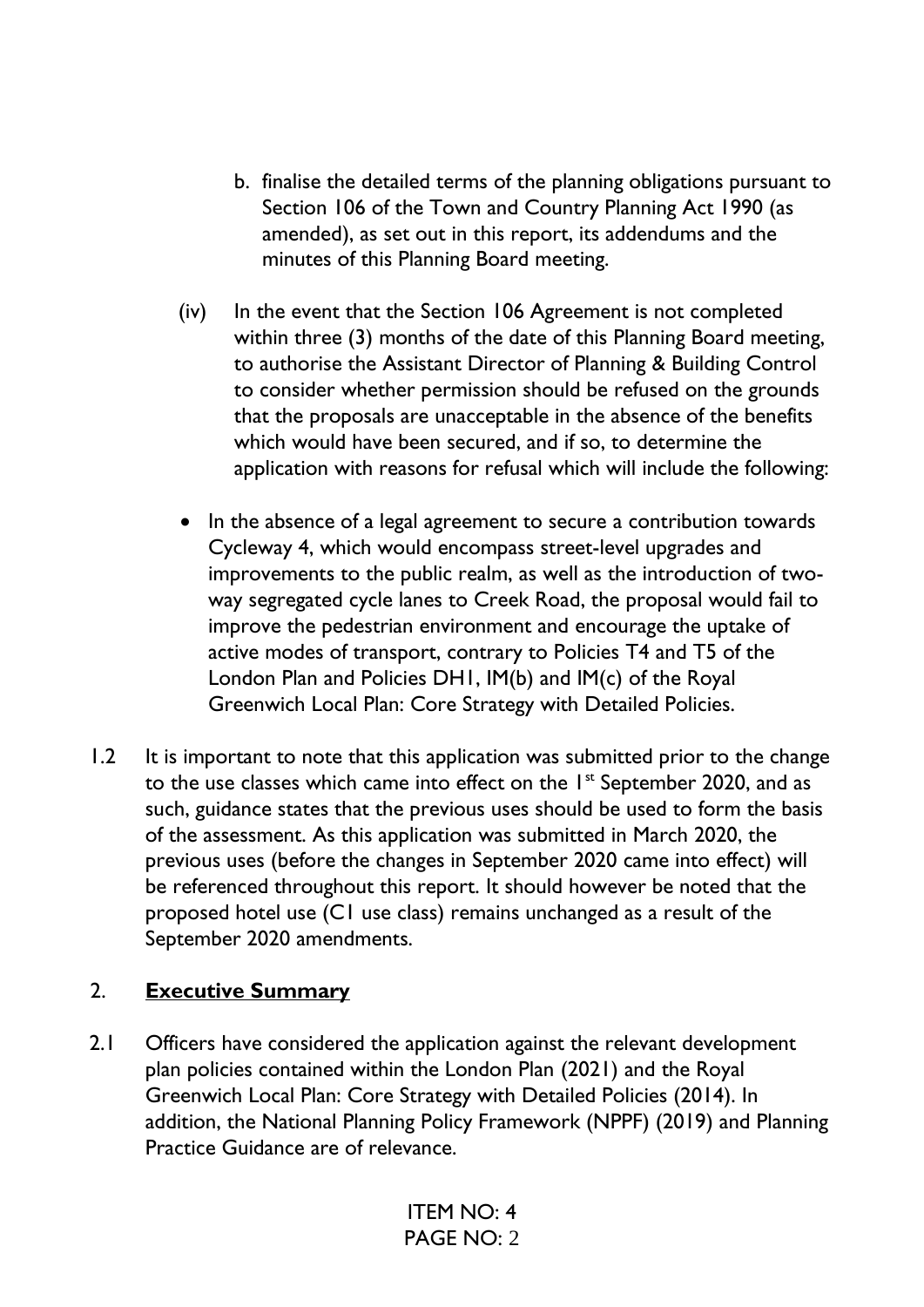b. finalise the detailed terms of the planning obligations pursuant to Section 106 of the Town and Country Planning Act 1990 (as amended), as set out in this report, its addendums and the minutes of this Planning Board meeting.

(iv) In the event that the Section 106 Agreement is not completed within three (3) months of the date of this Planning Board meeting, to authorise the Assistant Director of Planning & Building Control to consider whether permission should be refused on the grounds that the proposals are unacceptable in the absence of the benefits which would have been secured, and if so, to determine the application with reasons for refusal which will include the following:

- In the absence of a legal agreement to secure a contribution towards Cycleway 4, which would encompass street-level upgrades and improvements to the public realm, as well as the introduction of two-way segregated cycle lanes to Creek Road, the proposal would fail to improve the pedestrian environment and encourage the uptake of active modes of transport, contrary to Policies T4 and T5 of the London Plan and Policies DH1, IM(b) and IM(c) of the Royal Greenwich Local Plan: Core Strategy with Detailed Policies.

1.2 It is important to note that this application was submitted prior to the change to the use classes which came into effect on the 1st September 2020, and as such, guidance states that the previous uses should be used to form the basis of the assessment. As this application was submitted in March 2020, the previous uses (before the changes in September 2020 came into effect) will be referenced throughout this report. It should however be noted that the proposed hotel use (C1 use class) remains unchanged as a result of the September 2020 amendments.

## 2. **Executive Summary**

2.1 Officers have considered the application against the relevant development plan policies contained within the London Plan (2021) and the Royal Greenwich Local Plan: Core Strategy with Detailed Policies (2014). In addition, the National Planning Policy Framework (NPPF) (2019) and Planning Practice Guidance are of relevance.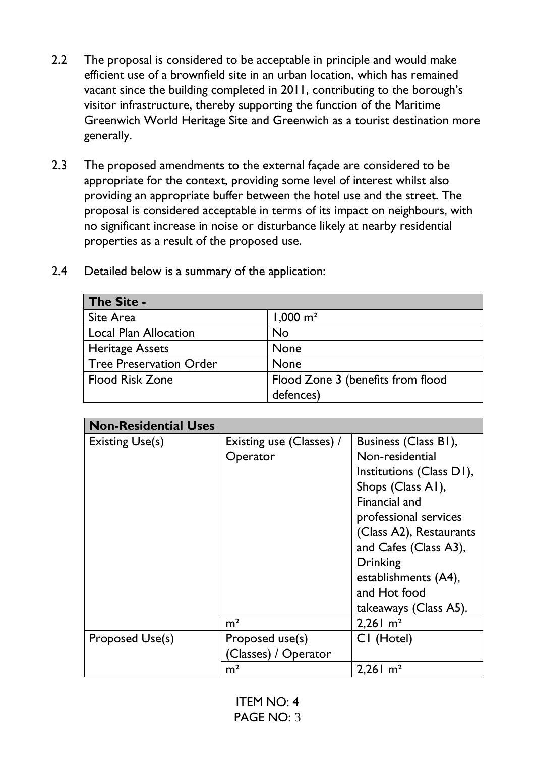2.2 The proposal is considered to be acceptable in principle and would make efficient use of a brownfield site in an urban location, which has remained vacant since the building completed in 2011, contributing to the borough's visitor infrastructure, thereby supporting the function of the Maritime Greenwich World Heritage Site and Greenwich as a tourist destination more generally.

2.3 The proposed amendments to the external façade are considered to be appropriate for the context, providing some level of interest whilst also providing an appropriate buffer between the hotel use and the street. The proposal is considered acceptable in terms of its impact on neighbours, with no significant increase in noise or disturbance likely at nearby residential properties as a result of the proposed use.

2.4 Detailed below is a summary of the application:

| **The Site -** | |
|---|---|
| Site Area | 1,000 m² |
| Local Plan Allocation | No |
| Heritage Assets | None |
| Tree Preservation Order | None |
| Flood Risk Zone | Flood Zone 3 (benefits from flood defences) |

| **Non-Residential Uses** | | |
|---|---|---|
| Existing Use(s) | Existing use (Classes) / Operator | Business (Class B1), Non-residential Institutions (Class D1), Shops (Class A1), Financial and professional services (Class A2), Restaurants and Cafes (Class A3), Drinking establishments (A4), and Hot food takeaways (Class A5). |
| | m² | 2,261 m² |
| Proposed Use(s) | Proposed use(s) (Classes) / Operator | C1 (Hotel) |
| | m² | 2,261 m² |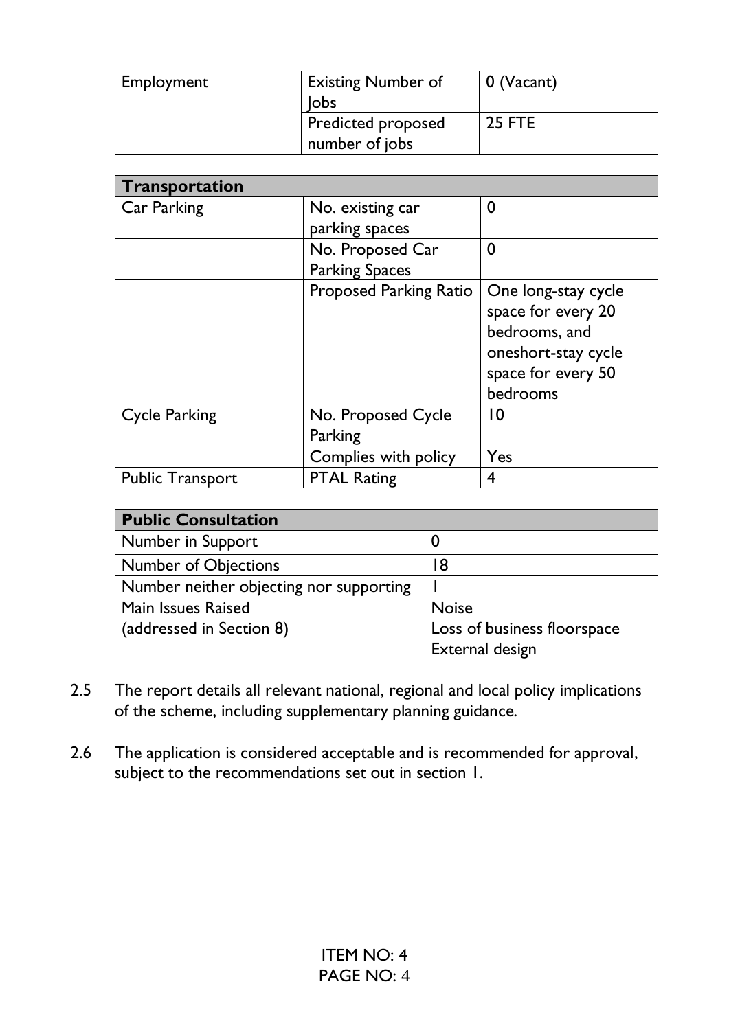| Employment | Existing Number of Jobs | 0 (Vacant) |
| --- | --- | --- |
| | Predicted proposed number of jobs | 25 FTE |

| **Transportation** | | |
| --- | --- | --- |
| Car Parking | No. existing car parking spaces | 0 |
| | No. Proposed Car Parking Spaces | 0 |
| | Proposed Parking Ratio | One long-stay cycle space for every 20 bedrooms, and oneshort-stay cycle space for every 50 bedrooms |
| Cycle Parking | No. Proposed Cycle Parking | 10 |
| | Complies with policy | Yes |
| Public Transport | PTAL Rating | 4 |

| **Public Consultation** | |
| --- | --- |
| Number in Support | 0 |
| Number of Objections | 18 |
| Number neither objecting nor supporting | 1 |
| Main Issues Raised (addressed in Section 8) | Noise<br>Loss of business floorspace<br>External design |

2.5 The report details all relevant national, regional and local policy implications of the scheme, including supplementary planning guidance.

2.6 The application is considered acceptable and is recommended for approval, subject to the recommendations set out in section 1.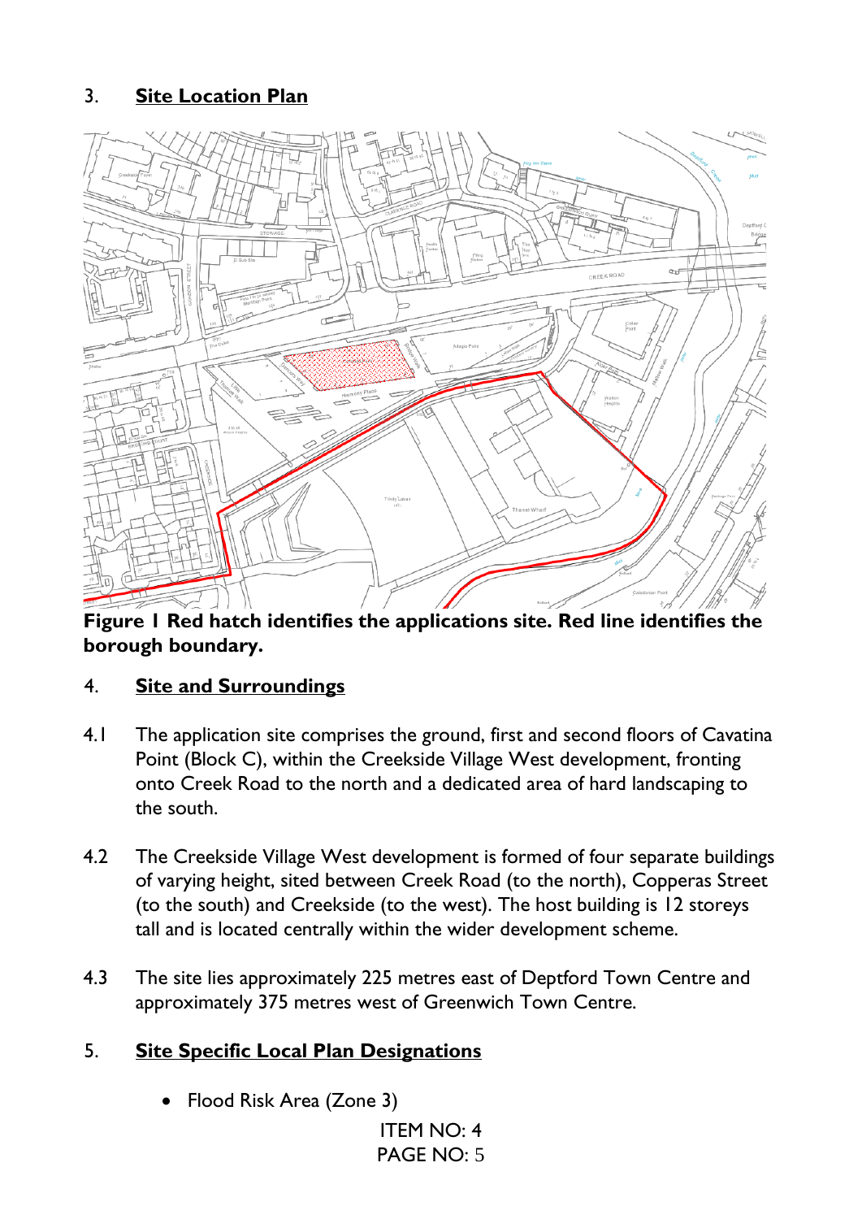## 3. Site Location Plan

**Figure 1 Red hatch identifies the applications site. Red line identifies the borough boundary.**

## 4. Site and Surroundings

4.1 The application site comprises the ground, first and second floors of Cavatina Point (Block C), within the Creekside Village West development, fronting onto Creek Road to the north and a dedicated area of hard landscaping to the south.

4.2 The Creekside Village West development is formed of four separate buildings of varying height, sited between Creek Road (to the north), Copperas Street (to the south) and Creekside (to the west). The host building is 12 storeys tall and is located centrally within the wider development scheme.

4.3 The site lies approximately 225 metres east of Deptford Town Centre and approximately 375 metres west of Greenwich Town Centre.

## 5. Site Specific Local Plan Designations

- Flood Risk Area (Zone 3)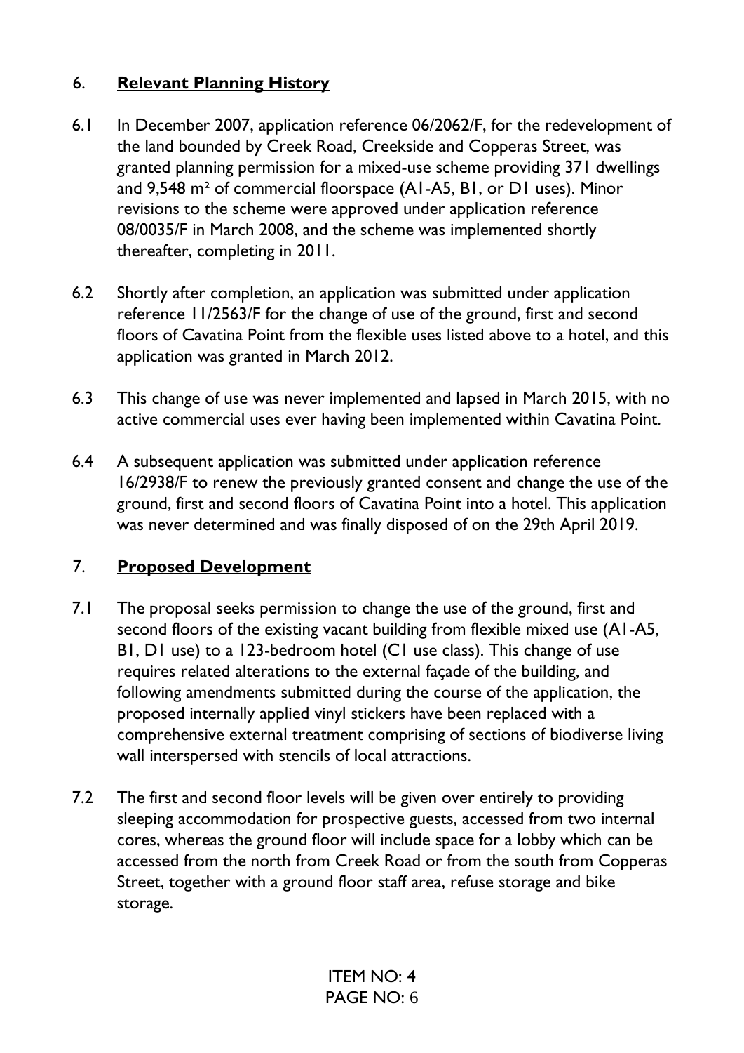## 6. **Relevant Planning History**

6.1 In December 2007, application reference 06/2062/F, for the redevelopment of the land bounded by Creek Road, Creekside and Copperas Street, was granted planning permission for a mixed-use scheme providing 371 dwellings and 9,548 m² of commercial floorspace (A1-A5, B1, or D1 uses). Minor revisions to the scheme were approved under application reference 08/0035/F in March 2008, and the scheme was implemented shortly thereafter, completing in 2011.

6.2 Shortly after completion, an application was submitted under application reference 11/2563/F for the change of use of the ground, first and second floors of Cavatina Point from the flexible uses listed above to a hotel, and this application was granted in March 2012.

6.3 This change of use was never implemented and lapsed in March 2015, with no active commercial uses ever having been implemented within Cavatina Point.

6.4 A subsequent application was submitted under application reference 16/2938/F to renew the previously granted consent and change the use of the ground, first and second floors of Cavatina Point into a hotel. This application was never determined and was finally disposed of on the 29th April 2019.

## 7. **Proposed Development**

7.1 The proposal seeks permission to change the use of the ground, first and second floors of the existing vacant building from flexible mixed use (A1-A5, B1, D1 use) to a 123-bedroom hotel (C1 use class). This change of use requires related alterations to the external façade of the building, and following amendments submitted during the course of the application, the proposed internally applied vinyl stickers have been replaced with a comprehensive external treatment comprising of sections of biodiverse living wall interspersed with stencils of local attractions.

7.2 The first and second floor levels will be given over entirely to providing sleeping accommodation for prospective guests, accessed from two internal cores, whereas the ground floor will include space for a lobby which can be accessed from the north from Creek Road or from the south from Copperas Street, together with a ground floor staff area, refuse storage and bike storage.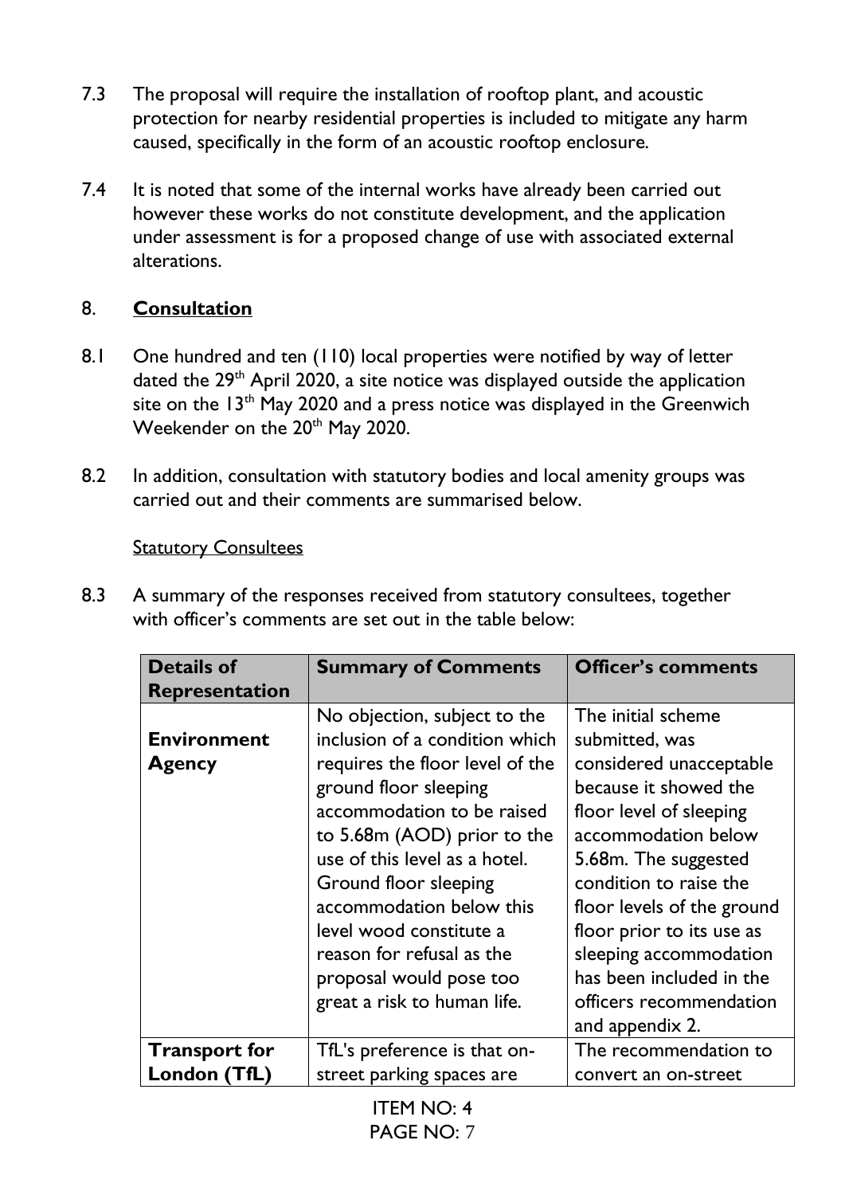7.3 The proposal will require the installation of rooftop plant, and acoustic protection for nearby residential properties is included to mitigate any harm caused, specifically in the form of an acoustic rooftop enclosure.

7.4 It is noted that some of the internal works have already been carried out however these works do not constitute development, and the application under assessment is for a proposed change of use with associated external alterations.

## 8. **Consultation**

8.1 One hundred and ten (110) local properties were notified by way of letter dated the 29th April 2020, a site notice was displayed outside the application site on the 13th May 2020 and a press notice was displayed in the Greenwich Weekender on the 20th May 2020.

8.2 In addition, consultation with statutory bodies and local amenity groups was carried out and their comments are summarised below.

Statutory Consultees

8.3 A summary of the responses received from statutory consultees, together with officer's comments are set out in the table below:

| Details of Representation | Summary of Comments | Officer's comments |
|---|---|---|
| **Environment Agency** | No objection, subject to the inclusion of a condition which requires the floor level of the ground floor sleeping accommodation to be raised to 5.68m (AOD) prior to the use of this level as a hotel. Ground floor sleeping accommodation below this level wood constitute a reason for refusal as the proposal would pose too great a risk to human life. | The initial scheme submitted, was considered unacceptable because it showed the floor level of sleeping accommodation below 5.68m. The suggested condition to raise the floor levels of the ground floor prior to its use as sleeping accommodation has been included in the officers recommendation and appendix 2. |
| **Transport for London (TfL)** | TfL's preference is that on-street parking spaces are | The recommendation to convert an on-street |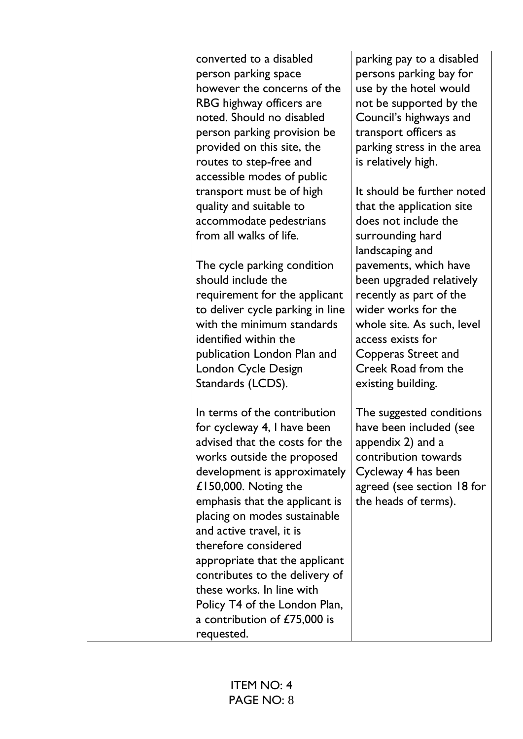| | | |
|---|---|---|
| | converted to a disabled person parking space however the concerns of the RBG highway officers are noted. Should no disabled person parking provision be provided on this site, the routes to step-free and accessible modes of public transport must be of high quality and suitable to accommodate pedestrians from all walks of life.<br><br>The cycle parking condition should include the requirement for the applicant to deliver cycle parking in line with the minimum standards identified within the publication London Plan and London Cycle Design Standards (LCDS).<br><br>In terms of the contribution for cycleway 4, I have been advised that the costs for the works outside the proposed development is approximately £150,000. Noting the emphasis that the applicant is placing on modes sustainable and active travel, it is therefore considered appropriate that the applicant contributes to the delivery of these works. In line with Policy T4 of the London Plan, a contribution of £75,000 is requested. | parking pay to a disabled persons parking bay for use by the hotel would not be supported by the Council's highways and transport officers as parking stress in the area is relatively high.<br><br>It should be further noted that the application site does not include the surrounding hard landscaping and pavements, which have been upgraded relatively recently as part of the wider works for the whole site. As such, level access exists for Copperas Street and Creek Road from the existing building.<br><br>The suggested conditions have been included (see appendix 2) and a contribution towards Cycleway 4 has been agreed (see section 18 for the heads of terms). |

ITEM NO: 4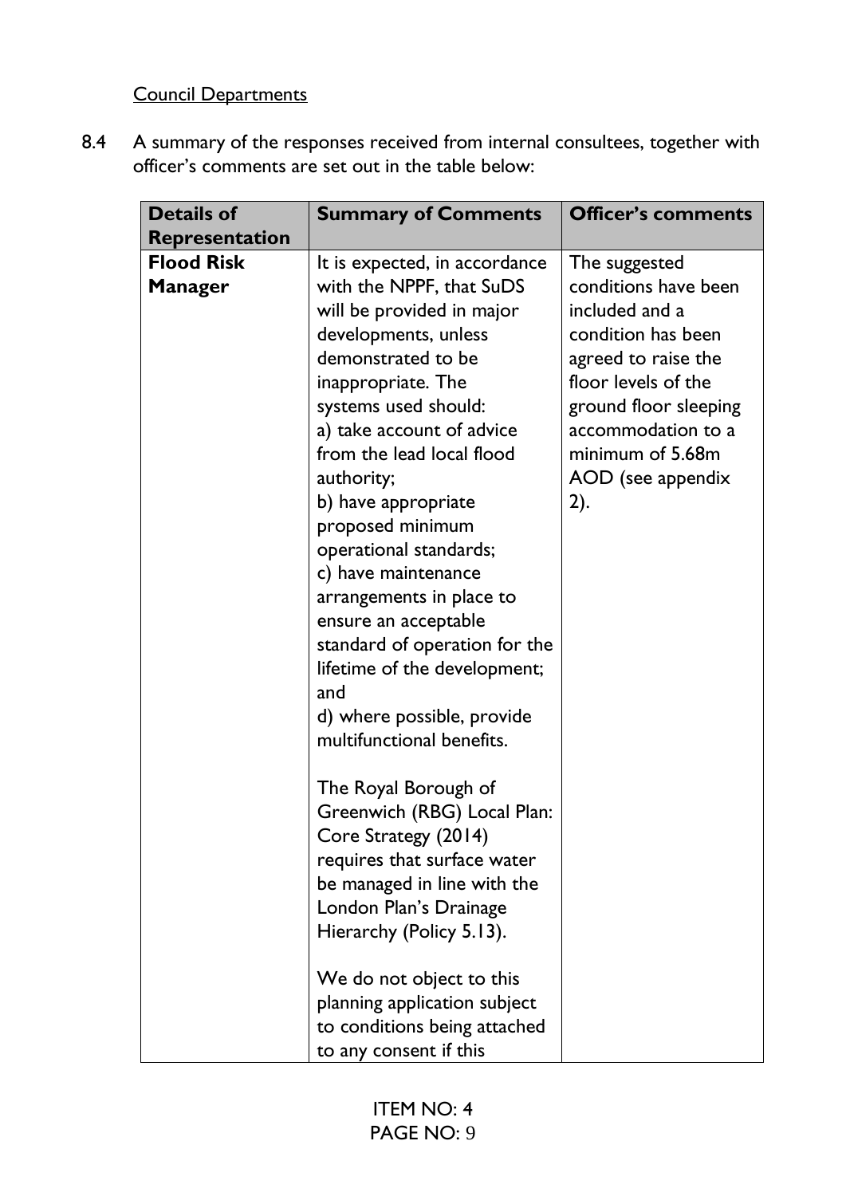Council Departments

8.4 A summary of the responses received from internal consultees, together with officer's comments are set out in the table below:

| Details of Representation | Summary of Comments | Officer's comments |
|---|---|---|
| **Flood Risk Manager** | It is expected, in accordance with the NPPF, that SuDS will be provided in major developments, unless demonstrated to be inappropriate. The systems used should:<br>a) take account of advice from the lead local flood authority;<br>b) have appropriate proposed minimum operational standards;<br>c) have maintenance arrangements in place to ensure an acceptable standard of operation for the lifetime of the development; and<br>d) where possible, provide multifunctional benefits.<br><br>The Royal Borough of Greenwich (RBG) Local Plan: Core Strategy (2014) requires that surface water be managed in line with the London Plan's Drainage Hierarchy (Policy 5.13).<br><br>We do not object to this planning application subject to conditions being attached to any consent if this | The suggested conditions have been included and a condition has been agreed to raise the floor levels of the ground floor sleeping accommodation to a minimum of 5.68m AOD (see appendix 2). |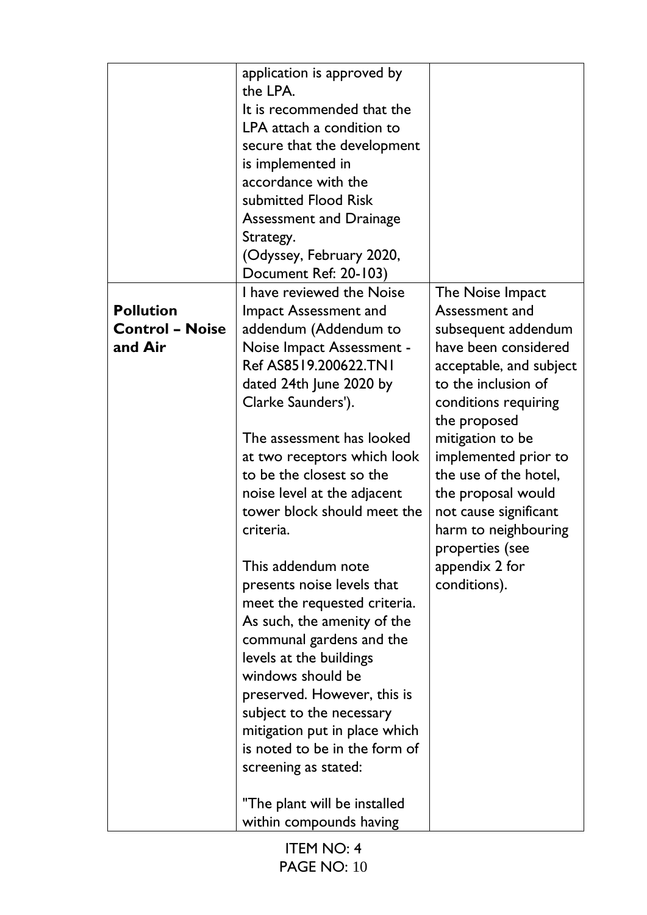| | | |
|---|---|---|
| | application is approved by the LPA.<br>It is recommended that the LPA attach a condition to secure that the development is implemented in accordance with the submitted Flood Risk Assessment and Drainage Strategy.<br>(Odyssey, February 2020, Document Ref: 20-103) | |
| **Pollution Control – Noise and Air** | I have reviewed the Noise Impact Assessment and addendum (Addendum to Noise Impact Assessment - Ref AS8519.200622.TN1 dated 24th June 2020 by Clarke Saunders').<br><br>The assessment has looked at two receptors which look to be the closest so the noise level at the adjacent tower block should meet the criteria.<br><br>This addendum note presents noise levels that meet the requested criteria. As such, the amenity of the communal gardens and the levels at the buildings windows should be preserved. However, this is subject to the necessary mitigation put in place which is noted to be in the form of screening as stated:<br><br>"The plant will be installed within compounds having | The Noise Impact Assessment and subsequent addendum have been considered acceptable, and subject to the inclusion of conditions requiring the proposed mitigation to be implemented prior to the use of the hotel, the proposal would not cause significant harm to neighbouring properties (see appendix 2 for conditions). |

ITEM NO: 4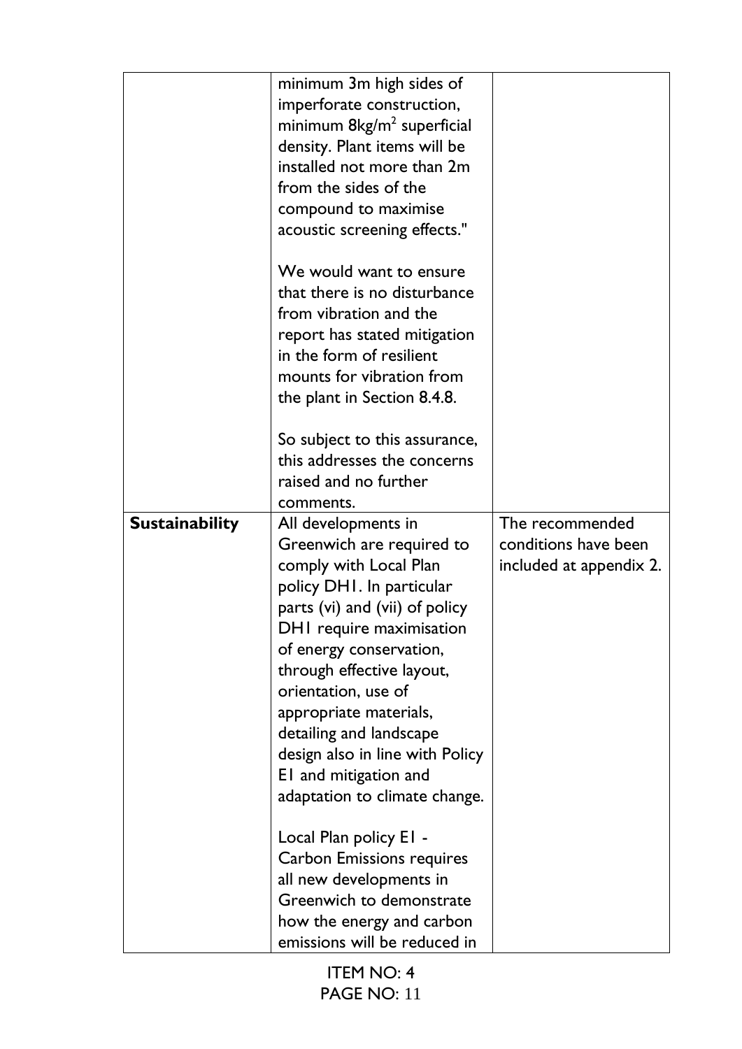| | | |
|---|---|---|
| | minimum 3m high sides of imperforate construction, minimum 8kg/$m^2$ superficial density. Plant items will be installed not more than 2m from the sides of the compound to maximise acoustic screening effects."<br><br>We would want to ensure that there is no disturbance from vibration and the report has stated mitigation in the form of resilient mounts for vibration from the plant in Section 8.4.8.<br><br>So subject to this assurance, this addresses the concerns raised and no further comments. | |
| **Sustainability** | All developments in Greenwich are required to comply with Local Plan policy DH1. In particular parts (vi) and (vii) of policy DH1 require maximisation of energy conservation, through effective layout, orientation, use of appropriate materials, detailing and landscape design also in line with Policy E1 and mitigation and adaptation to climate change.<br><br>Local Plan policy E1 - Carbon Emissions requires all new developments in Greenwich to demonstrate how the energy and carbon emissions will be reduced in | The recommended conditions have been included at appendix 2. |

ITEM NO: 4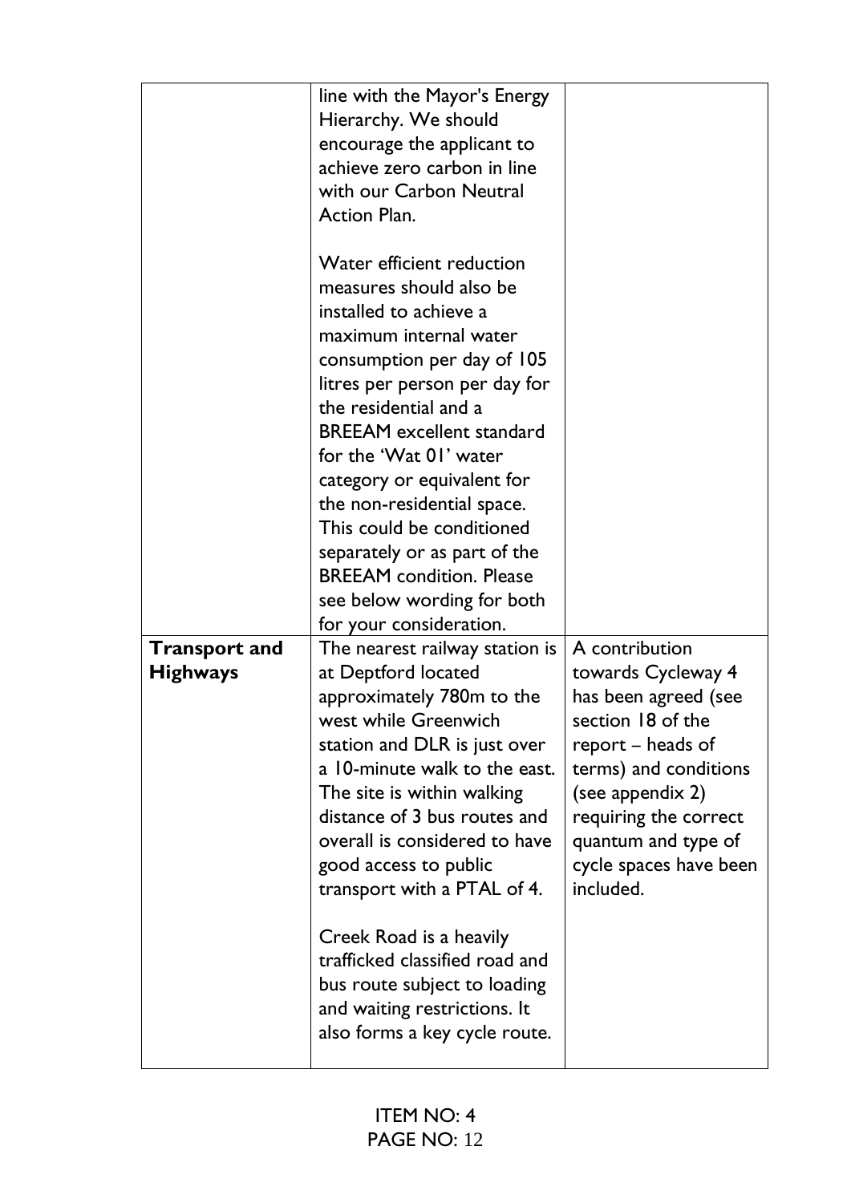| | | |
|---|---|---|
| | line with the Mayor's Energy Hierarchy. We should encourage the applicant to achieve zero carbon in line with our Carbon Neutral Action Plan.<br><br>Water efficient reduction measures should also be installed to achieve a maximum internal water consumption per day of 105 litres per person per day for the residential and a BREEAM excellent standard for the 'Wat 01' water category or equivalent for the non-residential space. This could be conditioned separately or as part of the BREEAM condition. Please see below wording for both for your consideration. | |
| **Transport and Highways** | The nearest railway station is at Deptford located approximately 780m to the west while Greenwich station and DLR is just over a 10-minute walk to the east. The site is within walking distance of 3 bus routes and overall is considered to have good access to public transport with a PTAL of 4.<br><br>Creek Road is a heavily trafficked classified road and bus route subject to loading and waiting restrictions. It also forms a key cycle route. | A contribution towards Cycleway 4 has been agreed (see section 18 of the report – heads of terms) and conditions (see appendix 2) requiring the correct quantum and type of cycle spaces have been included. |

ITEM NO: 4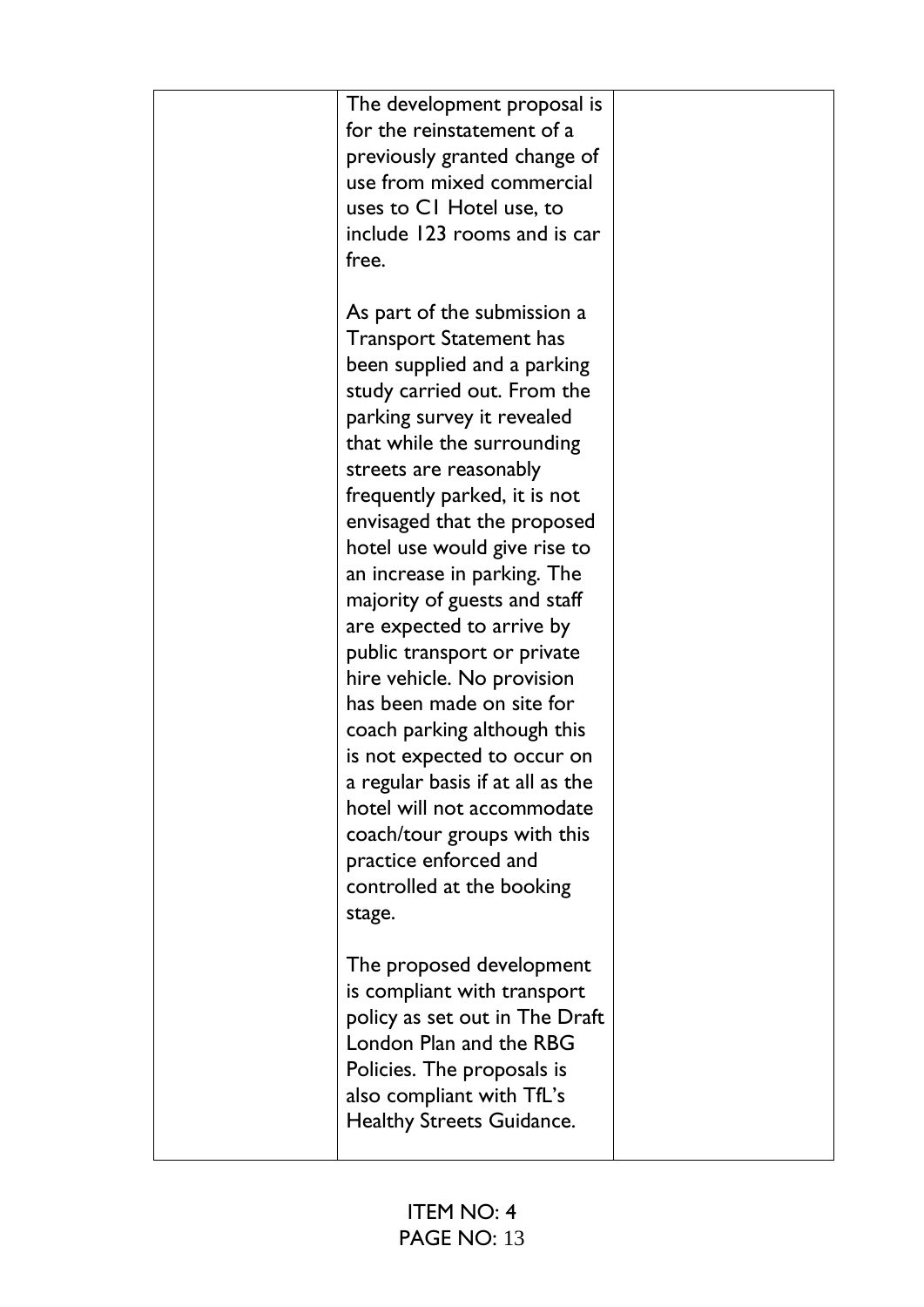| | | |
|---|---|---|
| | The development proposal is for the reinstatement of a previously granted change of use from mixed commercial uses to C1 Hotel use, to include 123 rooms and is car free.<br><br>As part of the submission a Transport Statement has been supplied and a parking study carried out. From the parking survey it revealed that while the surrounding streets are reasonably frequently parked, it is not envisaged that the proposed hotel use would give rise to an increase in parking. The majority of guests and staff are expected to arrive by public transport or private hire vehicle. No provision has been made on site for coach parking although this is not expected to occur on a regular basis if at all as the hotel will not accommodate coach/tour groups with this practice enforced and controlled at the booking stage.<br><br>The proposed development is compliant with transport policy as set out in The Draft London Plan and the RBG Policies. The proposals is also compliant with TfL's Healthy Streets Guidance. | |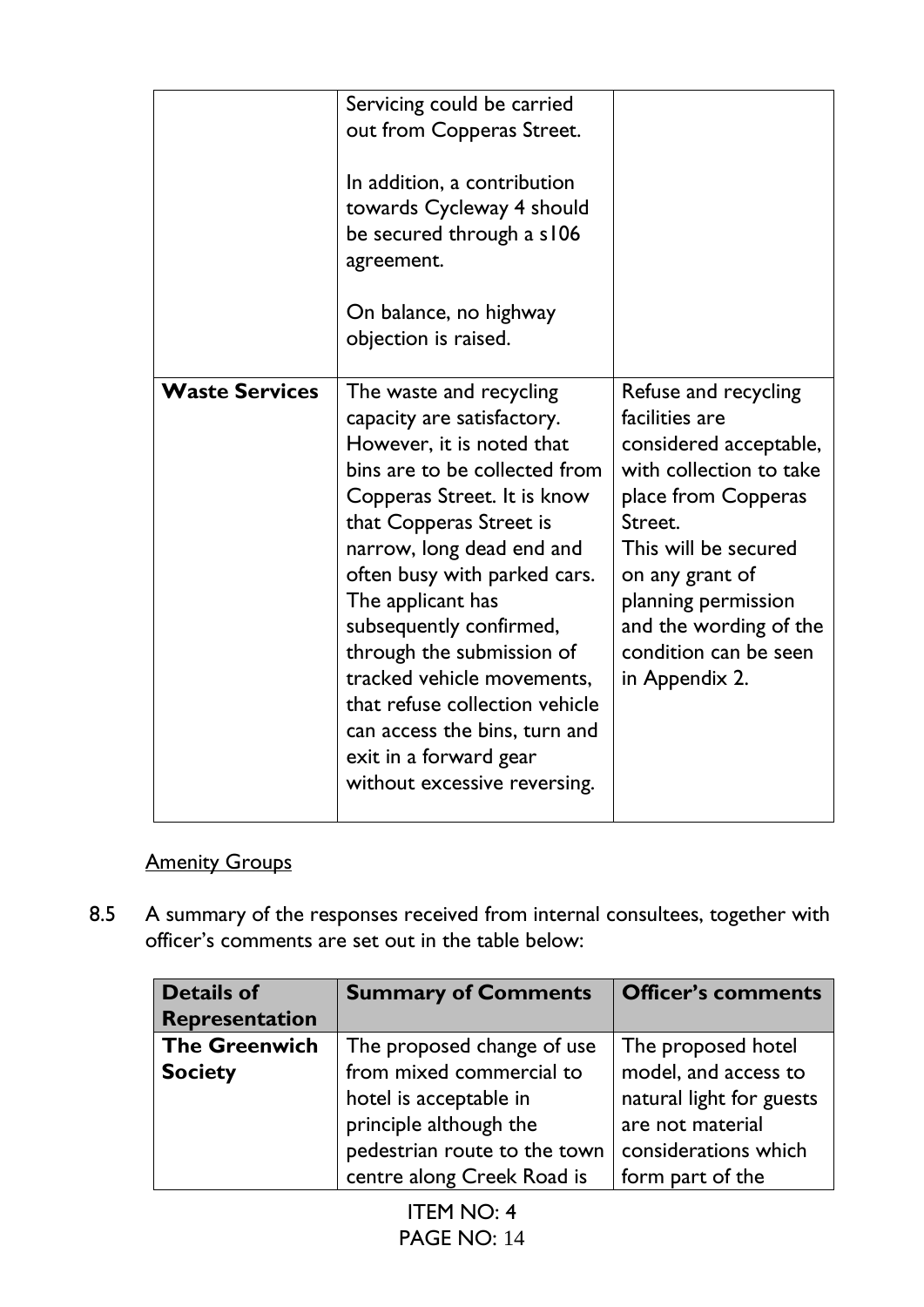| | | |
|---|---|---|
| | Servicing could be carried out from Copperas Street.<br><br>In addition, a contribution towards Cycleway 4 should be secured through a s106 agreement.<br><br>On balance, no highway objection is raised. | |
| **Waste Services** | The waste and recycling capacity are satisfactory. However, it is noted that bins are to be collected from Copperas Street. It is know that Copperas Street is narrow, long dead end and often busy with parked cars. The applicant has subsequently confirmed, through the submission of tracked vehicle movements, that refuse collection vehicle can access the bins, turn and exit in a forward gear without excessive reversing. | Refuse and recycling facilities are considered acceptable, with collection to take place from Copperas Street.<br>This will be secured on any grant of planning permission and the wording of the condition can be seen in Appendix 2. |

<u>Amenity Groups</u>

8.5 A summary of the responses received from internal consultees, together with officer's comments are set out in the table below:

| Details of Representation | Summary of Comments | Officer's comments |
|---|---|---|
| **The Greenwich Society** | The proposed change of use from mixed commercial to hotel is acceptable in principle although the pedestrian route to the town centre along Creek Road is | The proposed hotel model, and access to natural light for guests are not material considerations which form part of the |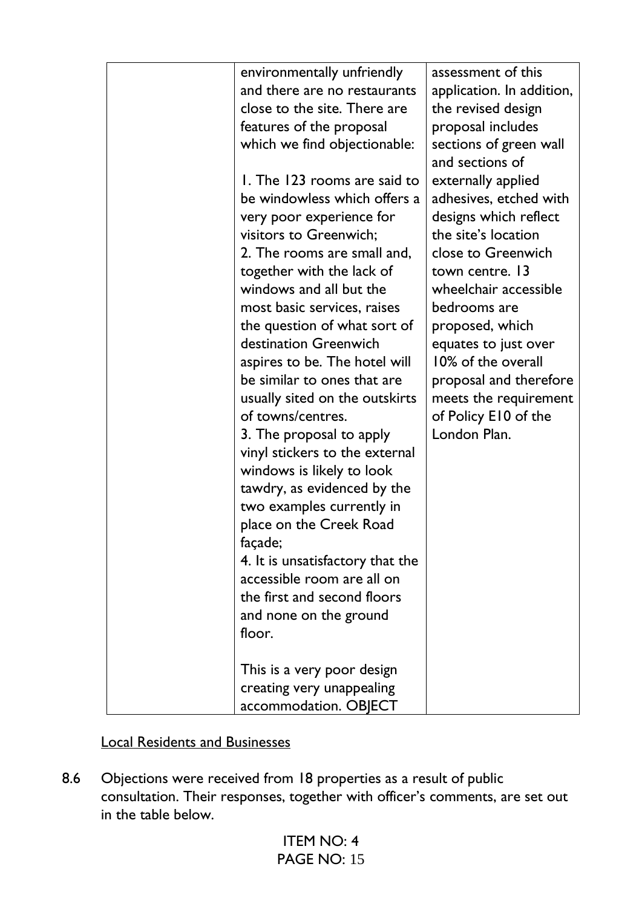| | | |
|---|---|---|
| | environmentally unfriendly and there are no restaurants close to the site. There are features of the proposal which we find objectionable:<br><br>1. The 123 rooms are said to be windowless which offers a very poor experience for visitors to Greenwich;<br>2. The rooms are small and, together with the lack of windows and all but the most basic services, raises the question of what sort of destination Greenwich aspires to be. The hotel will be similar to ones that are usually sited on the outskirts of towns/centres.<br>3. The proposal to apply vinyl stickers to the external windows is likely to look tawdry, as evidenced by the two examples currently in place on the Creek Road façade;<br>4. It is unsatisfactory that the accessible room are all on the first and second floors and none on the ground floor.<br><br>This is a very poor design creating very unappealing accommodation. OBJECT | assessment of this application. In addition, the revised design proposal includes sections of green wall and sections of externally applied adhesives, etched with designs which reflect the site's location close to Greenwich town centre. 13 wheelchair accessible bedrooms are proposed, which equates to just over 10% of the overall proposal and therefore meets the requirement of Policy E10 of the London Plan. |

<u>Local Residents and Businesses</u>

8.6 Objections were received from 18 properties as a result of public consultation. Their responses, together with officer's comments, are set out in the table below.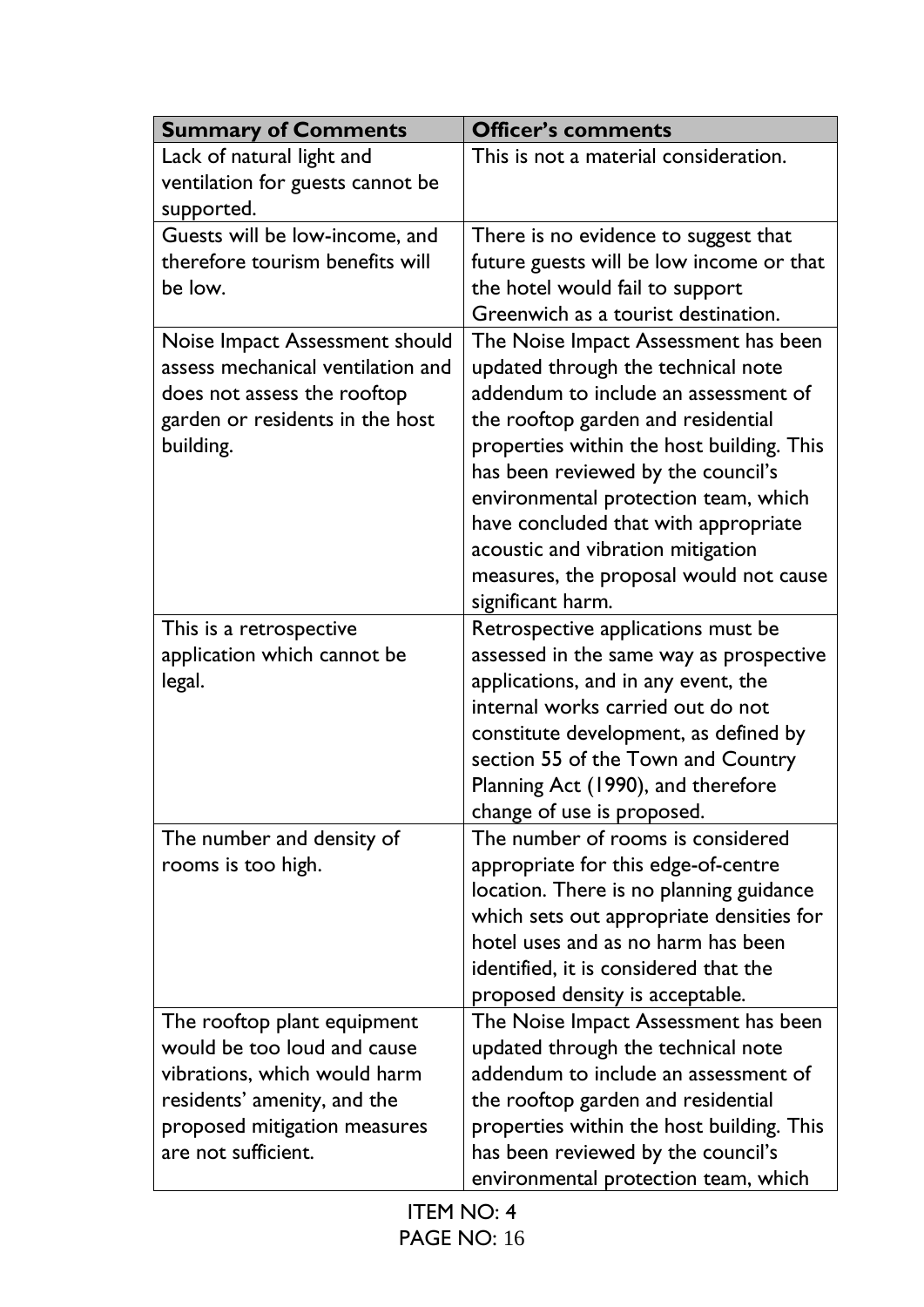| Summary of Comments | Officer's comments |
|---|---|
| Lack of natural light and ventilation for guests cannot be supported. | This is not a material consideration. |
| Guests will be low-income, and therefore tourism benefits will be low. | There is no evidence to suggest that future guests will be low income or that the hotel would fail to support Greenwich as a tourist destination. |
| Noise Impact Assessment should assess mechanical ventilation and does not assess the rooftop garden or residents in the host building. | The Noise Impact Assessment has been updated through the technical note addendum to include an assessment of the rooftop garden and residential properties within the host building. This has been reviewed by the council's environmental protection team, which have concluded that with appropriate acoustic and vibration mitigation measures, the proposal would not cause significant harm. |
| This is a retrospective application which cannot be legal. | Retrospective applications must be assessed in the same way as prospective applications, and in any event, the internal works carried out do not constitute development, as defined by section 55 of the Town and Country Planning Act (1990), and therefore change of use is proposed. |
| The number and density of rooms is too high. | The number of rooms is considered appropriate for this edge-of-centre location. There is no planning guidance which sets out appropriate densities for hotel uses and as no harm has been identified, it is considered that the proposed density is acceptable. |
| The rooftop plant equipment would be too loud and cause vibrations, which would harm residents' amenity, and the proposed mitigation measures are not sufficient. | The Noise Impact Assessment has been updated through the technical note addendum to include an assessment of the rooftop garden and residential properties within the host building. This has been reviewed by the council's environmental protection team, which |

ITEM NO: 4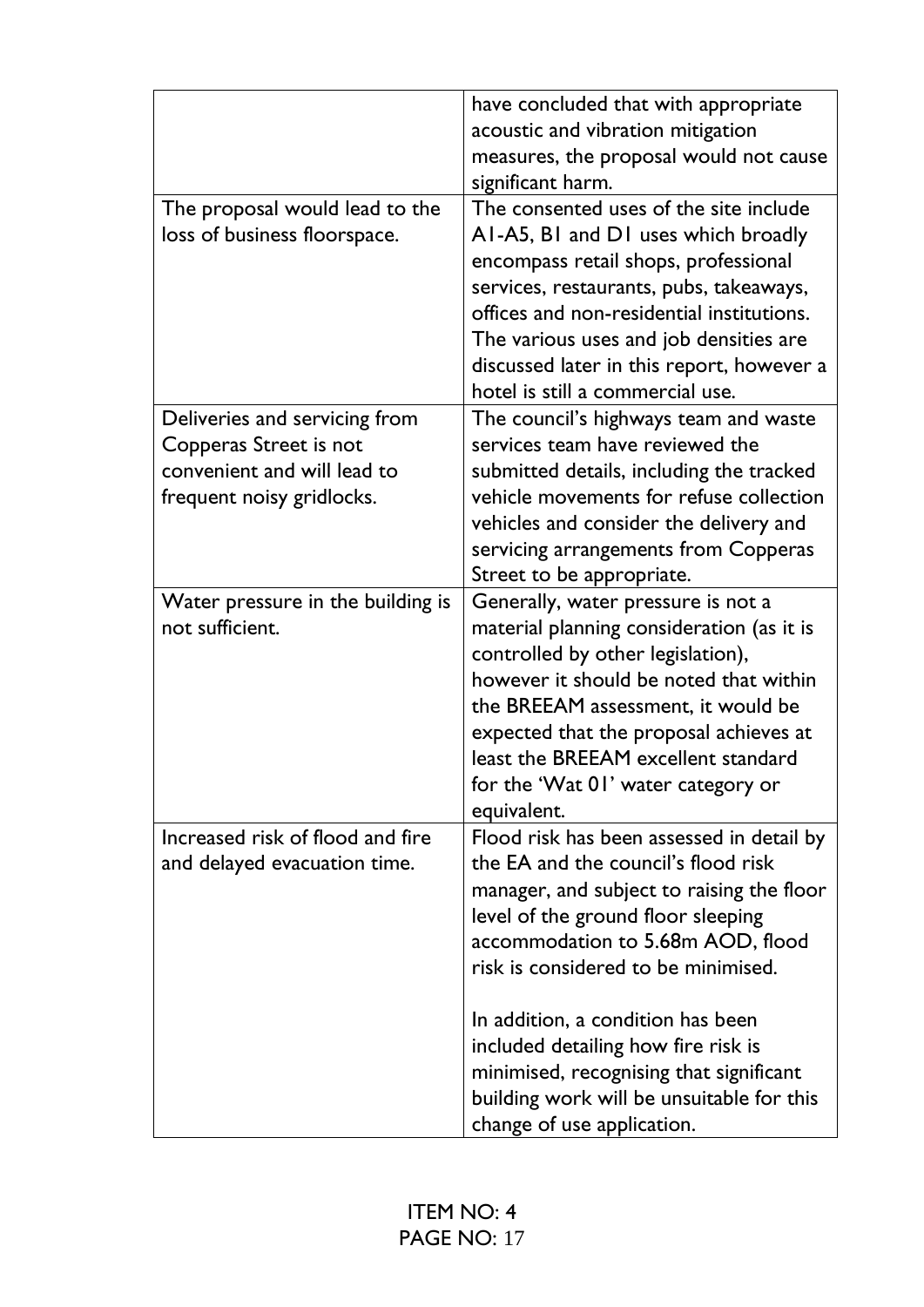| | |
|---|---|
| | have concluded that with appropriate acoustic and vibration mitigation measures, the proposal would not cause significant harm. |
| The proposal would lead to the loss of business floorspace. | The consented uses of the site include A1-A5, B1 and D1 uses which broadly encompass retail shops, professional services, restaurants, pubs, takeaways, offices and non-residential institutions. The various uses and job densities are discussed later in this report, however a hotel is still a commercial use. |
| Deliveries and servicing from Copperas Street is not convenient and will lead to frequent noisy gridlocks. | The council's highways team and waste services team have reviewed the submitted details, including the tracked vehicle movements for refuse collection vehicles and consider the delivery and servicing arrangements from Copperas Street to be appropriate. |
| Water pressure in the building is not sufficient. | Generally, water pressure is not a material planning consideration (as it is controlled by other legislation), however it should be noted that within the BREEAM assessment, it would be expected that the proposal achieves at least the BREEAM excellent standard for the 'Wat 01' water category or equivalent. |
| Increased risk of flood and fire and delayed evacuation time. | Flood risk has been assessed in detail by the EA and the council's flood risk manager, and subject to raising the floor level of the ground floor sleeping accommodation to 5.68m AOD, flood risk is considered to be minimised.<br><br>In addition, a condition has been included detailing how fire risk is minimised, recognising that significant building work will be unsuitable for this change of use application. |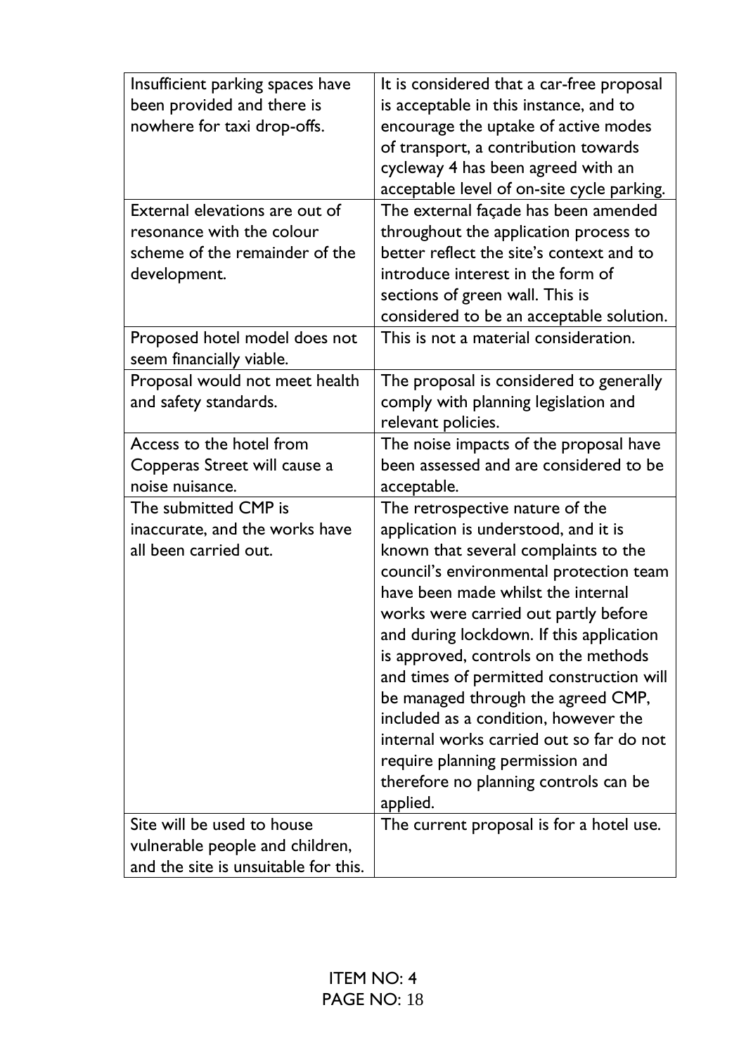| | |
|---|---|
| Insufficient parking spaces have been provided and there is nowhere for taxi drop-offs. | It is considered that a car-free proposal is acceptable in this instance, and to encourage the uptake of active modes of transport, a contribution towards cycleway 4 has been agreed with an acceptable level of on-site cycle parking. |
| External elevations are out of resonance with the colour scheme of the remainder of the development. | The external façade has been amended throughout the application process to better reflect the site's context and to introduce interest in the form of sections of green wall. This is considered to be an acceptable solution. |
| Proposed hotel model does not seem financially viable. | This is not a material consideration. |
| Proposal would not meet health and safety standards. | The proposal is considered to generally comply with planning legislation and relevant policies. |
| Access to the hotel from Copperas Street will cause a noise nuisance. | The noise impacts of the proposal have been assessed and are considered to be acceptable. |
| The submitted CMP is inaccurate, and the works have all been carried out. | The retrospective nature of the application is understood, and it is known that several complaints to the council's environmental protection team have been made whilst the internal works were carried out partly before and during lockdown. If this application is approved, controls on the methods and times of permitted construction will be managed through the agreed CMP, included as a condition, however the internal works carried out so far do not require planning permission and therefore no planning controls can be applied. |
| Site will be used to house vulnerable people and children, and the site is unsuitable for this. | The current proposal is for a hotel use. |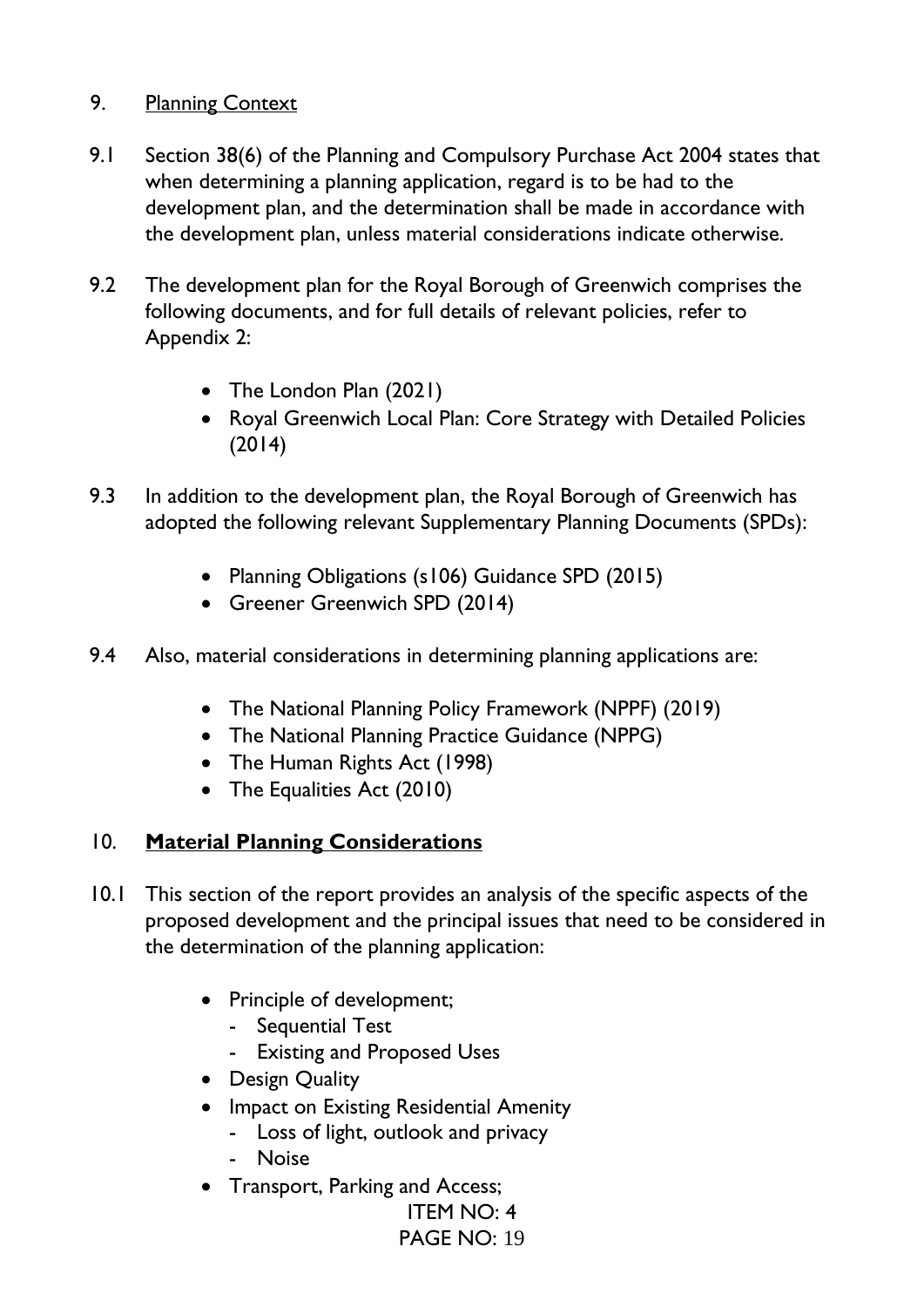## 9. Planning Context

9.1 Section 38(6) of the Planning and Compulsory Purchase Act 2004 states that when determining a planning application, regard is to be had to the development plan, and the determination shall be made in accordance with the development plan, unless material considerations indicate otherwise.

9.2 The development plan for the Royal Borough of Greenwich comprises the following documents, and for full details of relevant policies, refer to Appendix 2:

- The London Plan (2021)
- Royal Greenwich Local Plan: Core Strategy with Detailed Policies (2014)

9.3 In addition to the development plan, the Royal Borough of Greenwich has adopted the following relevant Supplementary Planning Documents (SPDs):

- Planning Obligations (s106) Guidance SPD (2015)
- Greener Greenwich SPD (2014)

9.4 Also, material considerations in determining planning applications are:

- The National Planning Policy Framework (NPPF) (2019)
- The National Planning Practice Guidance (NPPG)
- The Human Rights Act (1998)
- The Equalities Act (2010)

## 10. **Material Planning Considerations**

10.1 This section of the report provides an analysis of the specific aspects of the proposed development and the principal issues that need to be considered in the determination of the planning application:

- Principle of development;
  - Sequential Test
  - Existing and Proposed Uses
- Design Quality
- Impact on Existing Residential Amenity
  - Loss of light, outlook and privacy
  - Noise
- Transport, Parking and Access;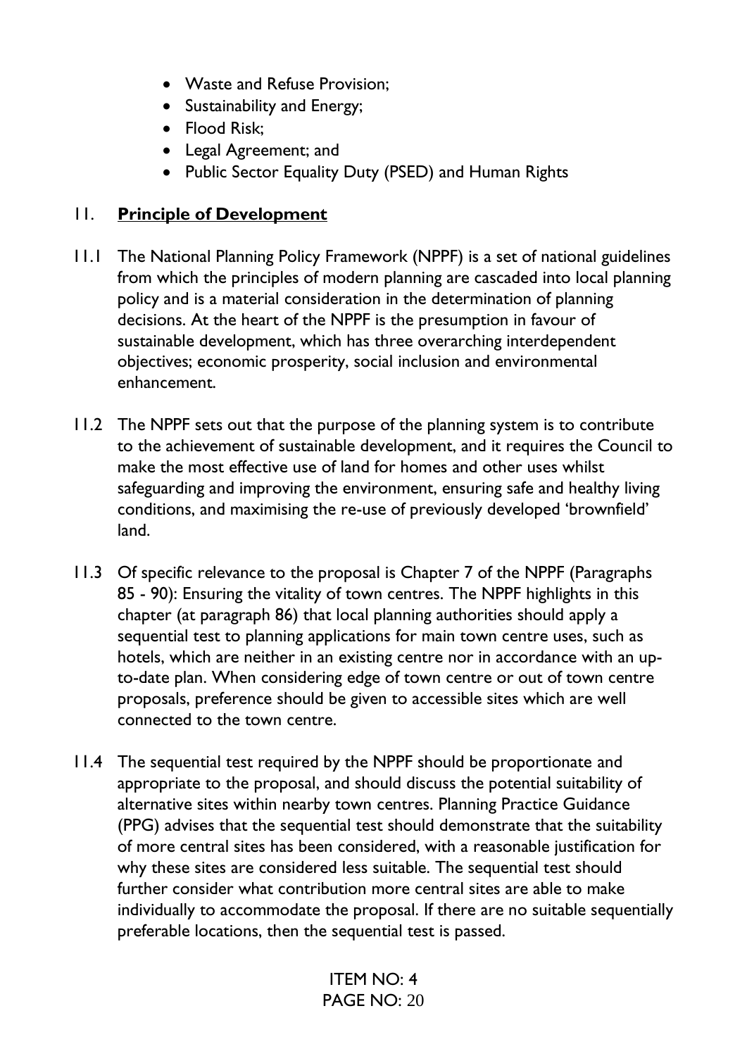- Waste and Refuse Provision;
- Sustainability and Energy;
- Flood Risk;
- Legal Agreement; and
- Public Sector Equality Duty (PSED) and Human Rights

## 11. **Principle of Development**

11.1 The National Planning Policy Framework (NPPF) is a set of national guidelines from which the principles of modern planning are cascaded into local planning policy and is a material consideration in the determination of planning decisions. At the heart of the NPPF is the presumption in favour of sustainable development, which has three overarching interdependent objectives; economic prosperity, social inclusion and environmental enhancement.

11.2 The NPPF sets out that the purpose of the planning system is to contribute to the achievement of sustainable development, and it requires the Council to make the most effective use of land for homes and other uses whilst safeguarding and improving the environment, ensuring safe and healthy living conditions, and maximising the re-use of previously developed 'brownfield' land.

11.3 Of specific relevance to the proposal is Chapter 7 of the NPPF (Paragraphs 85 - 90): Ensuring the vitality of town centres. The NPPF highlights in this chapter (at paragraph 86) that local planning authorities should apply a sequential test to planning applications for main town centre uses, such as hotels, which are neither in an existing centre nor in accordance with an up-to-date plan. When considering edge of town centre or out of town centre proposals, preference should be given to accessible sites which are well connected to the town centre.

11.4 The sequential test required by the NPPF should be proportionate and appropriate to the proposal, and should discuss the potential suitability of alternative sites within nearby town centres. Planning Practice Guidance (PPG) advises that the sequential test should demonstrate that the suitability of more central sites has been considered, with a reasonable justification for why these sites are considered less suitable. The sequential test should further consider what contribution more central sites are able to make individually to accommodate the proposal. If there are no suitable sequentially preferable locations, then the sequential test is passed.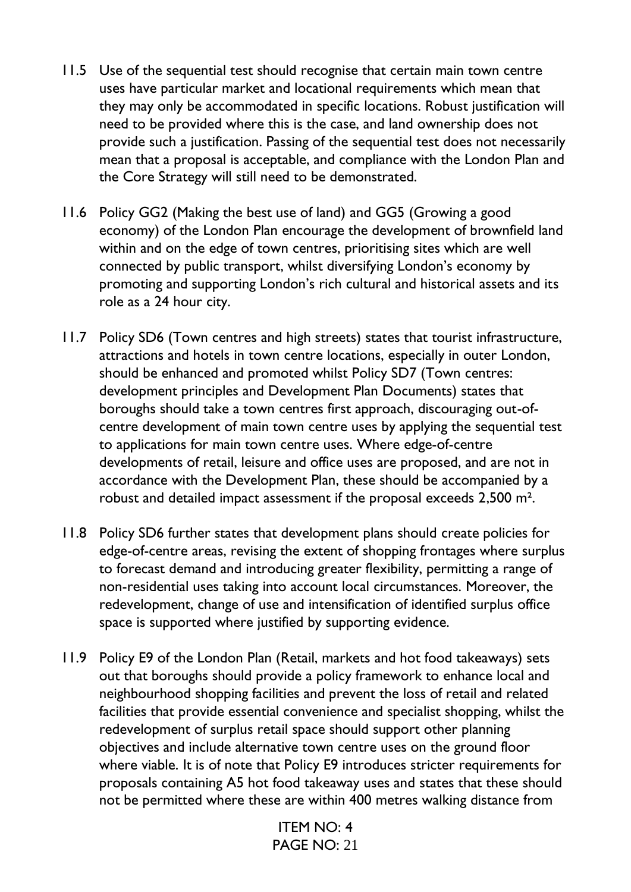11.5 Use of the sequential test should recognise that certain main town centre uses have particular market and locational requirements which mean that they may only be accommodated in specific locations. Robust justification will need to be provided where this is the case, and land ownership does not provide such a justification. Passing of the sequential test does not necessarily mean that a proposal is acceptable, and compliance with the London Plan and the Core Strategy will still need to be demonstrated.

11.6 Policy GG2 (Making the best use of land) and GG5 (Growing a good economy) of the London Plan encourage the development of brownfield land within and on the edge of town centres, prioritising sites which are well connected by public transport, whilst diversifying London's economy by promoting and supporting London's rich cultural and historical assets and its role as a 24 hour city.

11.7 Policy SD6 (Town centres and high streets) states that tourist infrastructure, attractions and hotels in town centre locations, especially in outer London, should be enhanced and promoted whilst Policy SD7 (Town centres: development principles and Development Plan Documents) states that boroughs should take a town centres first approach, discouraging out-of-centre development of main town centre uses by applying the sequential test to applications for main town centre uses. Where edge-of-centre developments of retail, leisure and office uses are proposed, and are not in accordance with the Development Plan, these should be accompanied by a robust and detailed impact assessment if the proposal exceeds 2,500 m².

11.8 Policy SD6 further states that development plans should create policies for edge-of-centre areas, revising the extent of shopping frontages where surplus to forecast demand and introducing greater flexibility, permitting a range of non-residential uses taking into account local circumstances. Moreover, the redevelopment, change of use and intensification of identified surplus office space is supported where justified by supporting evidence.

11.9 Policy E9 of the London Plan (Retail, markets and hot food takeaways) sets out that boroughs should provide a policy framework to enhance local and neighbourhood shopping facilities and prevent the loss of retail and related facilities that provide essential convenience and specialist shopping, whilst the redevelopment of surplus retail space should support other planning objectives and include alternative town centre uses on the ground floor where viable. It is of note that Policy E9 introduces stricter requirements for proposals containing A5 hot food takeaway uses and states that these should not be permitted where these are within 400 metres walking distance from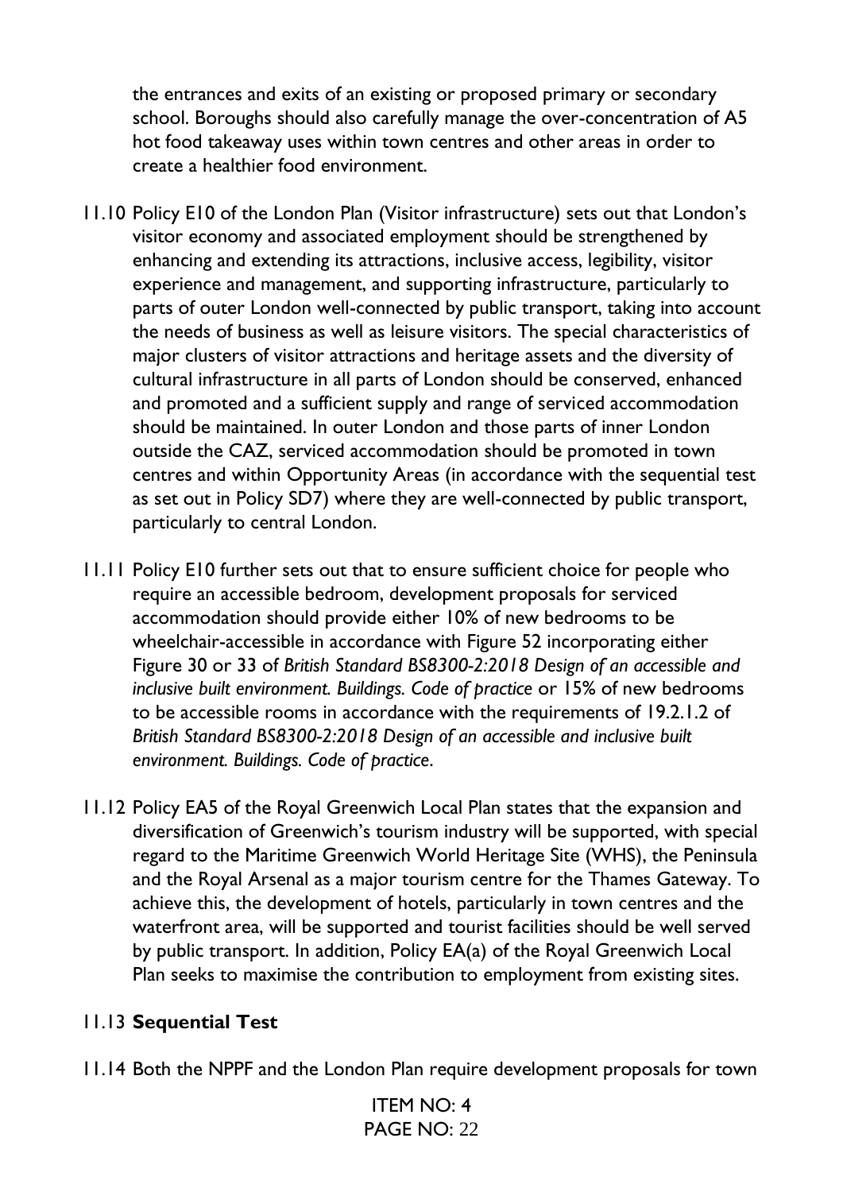the entrances and exits of an existing or proposed primary or secondary school. Boroughs should also carefully manage the over-concentration of A5 hot food takeaway uses within town centres and other areas in order to create a healthier food environment.

11.10 Policy E10 of the London Plan (Visitor infrastructure) sets out that London's visitor economy and associated employment should be strengthened by enhancing and extending its attractions, inclusive access, legibility, visitor experience and management, and supporting infrastructure, particularly to parts of outer London well-connected by public transport, taking into account the needs of business as well as leisure visitors. The special characteristics of major clusters of visitor attractions and heritage assets and the diversity of cultural infrastructure in all parts of London should be conserved, enhanced and promoted and a sufficient supply and range of serviced accommodation should be maintained. In outer London and those parts of inner London outside the CAZ, serviced accommodation should be promoted in town centres and within Opportunity Areas (in accordance with the sequential test as set out in Policy SD7) where they are well-connected by public transport, particularly to central London.

11.11 Policy E10 further sets out that to ensure sufficient choice for people who require an accessible bedroom, development proposals for serviced accommodation should provide either 10% of new bedrooms to be wheelchair-accessible in accordance with Figure 52 incorporating either Figure 30 or 33 of *British Standard BS8300-2:2018 Design of an accessible and inclusive built environment. Buildings. Code of practice* or 15% of new bedrooms to be accessible rooms in accordance with the requirements of 19.2.1.2 of *British Standard BS8300-2:2018 Design of an accessible and inclusive built environment. Buildings. Code of practice*.

11.12 Policy EA5 of the Royal Greenwich Local Plan states that the expansion and diversification of Greenwich's tourism industry will be supported, with special regard to the Maritime Greenwich World Heritage Site (WHS), the Peninsula and the Royal Arsenal as a major tourism centre for the Thames Gateway. To achieve this, the development of hotels, particularly in town centres and the waterfront area, will be supported and tourist facilities should be well served by public transport. In addition, Policy EA(a) of the Royal Greenwich Local Plan seeks to maximise the contribution to employment from existing sites.

11.13 **Sequential Test**

11.14 Both the NPPF and the London Plan require development proposals for town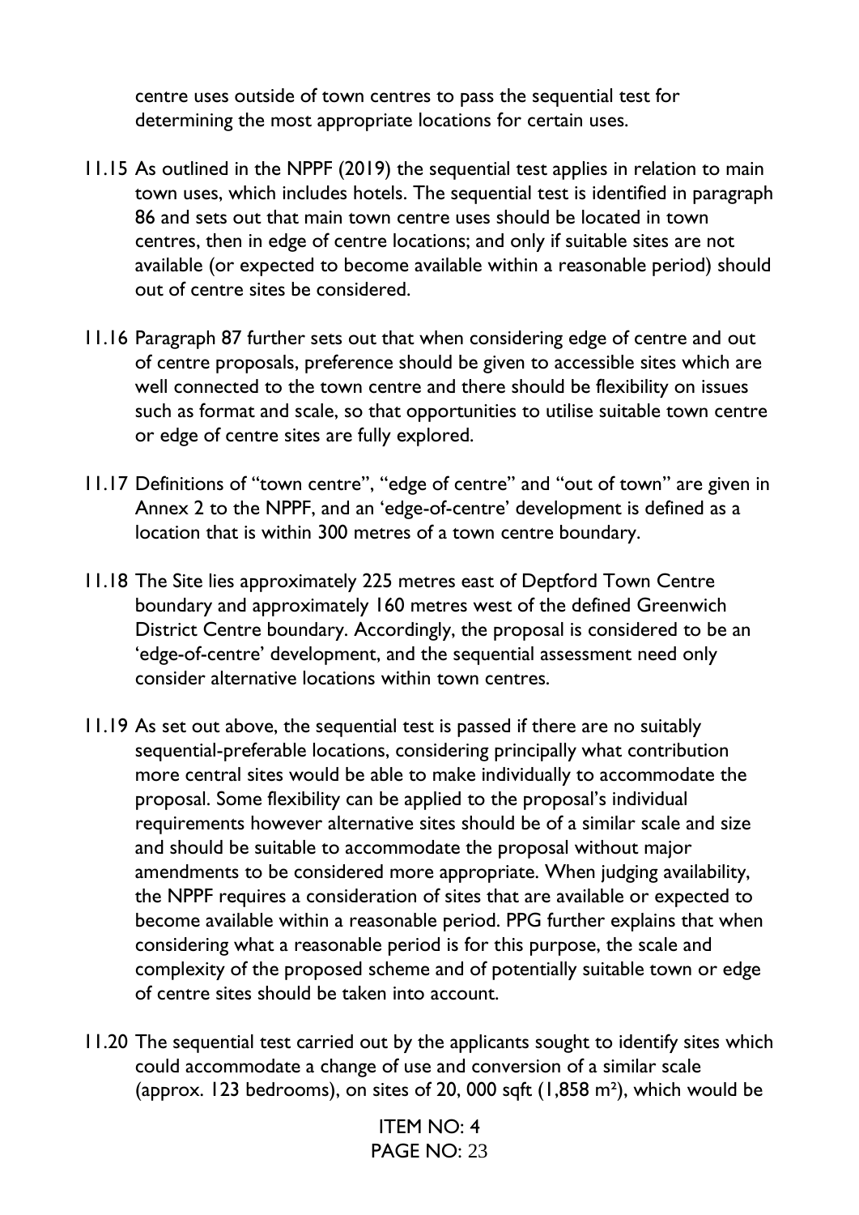centre uses outside of town centres to pass the sequential test for determining the most appropriate locations for certain uses.

11.15 As outlined in the NPPF (2019) the sequential test applies in relation to main town uses, which includes hotels. The sequential test is identified in paragraph 86 and sets out that main town centre uses should be located in town centres, then in edge of centre locations; and only if suitable sites are not available (or expected to become available within a reasonable period) should out of centre sites be considered.

11.16 Paragraph 87 further sets out that when considering edge of centre and out of centre proposals, preference should be given to accessible sites which are well connected to the town centre and there should be flexibility on issues such as format and scale, so that opportunities to utilise suitable town centre or edge of centre sites are fully explored.

11.17 Definitions of "town centre", "edge of centre" and "out of town" are given in Annex 2 to the NPPF, and an 'edge-of-centre' development is defined as a location that is within 300 metres of a town centre boundary.

11.18 The Site lies approximately 225 metres east of Deptford Town Centre boundary and approximately 160 metres west of the defined Greenwich District Centre boundary. Accordingly, the proposal is considered to be an 'edge-of-centre' development, and the sequential assessment need only consider alternative locations within town centres.

11.19 As set out above, the sequential test is passed if there are no suitably sequential-preferable locations, considering principally what contribution more central sites would be able to make individually to accommodate the proposal. Some flexibility can be applied to the proposal's individual requirements however alternative sites should be of a similar scale and size and should be suitable to accommodate the proposal without major amendments to be considered more appropriate. When judging availability, the NPPF requires a consideration of sites that are available or expected to become available within a reasonable period. PPG further explains that when considering what a reasonable period is for this purpose, the scale and complexity of the proposed scheme and of potentially suitable town or edge of centre sites should be taken into account.

11.20 The sequential test carried out by the applicants sought to identify sites which could accommodate a change of use and conversion of a similar scale (approx. 123 bedrooms), on sites of 20, 000 sqft (1,858 m²), which would be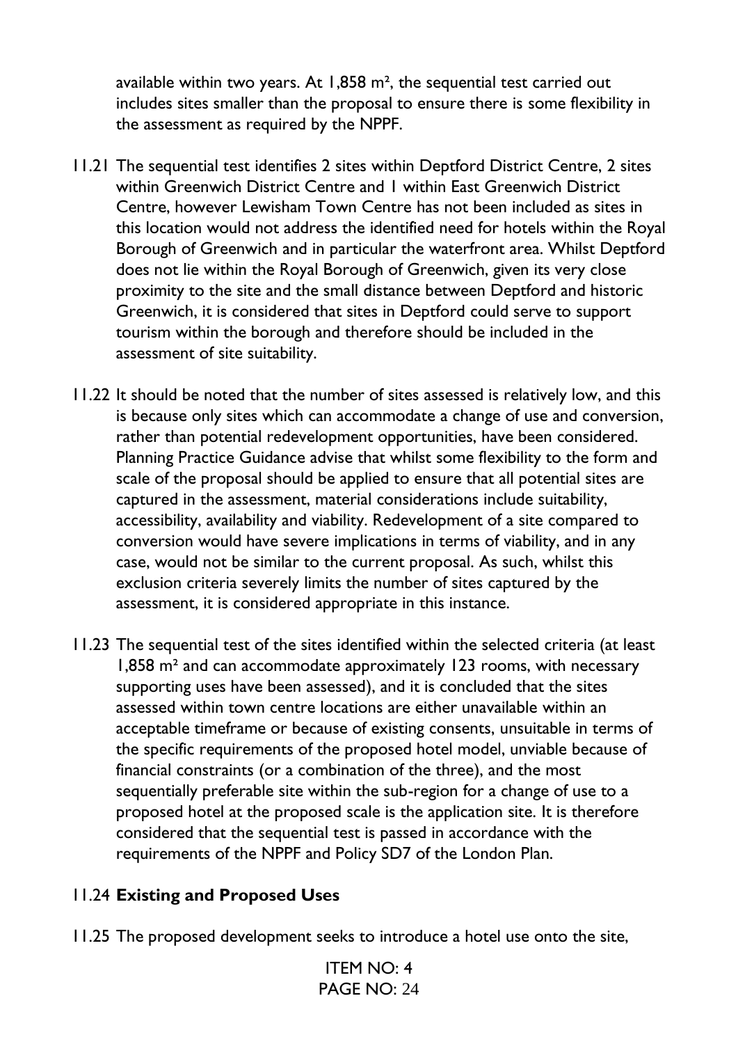available within two years. At 1,858 m², the sequential test carried out includes sites smaller than the proposal to ensure there is some flexibility in the assessment as required by the NPPF.

11.21 The sequential test identifies 2 sites within Deptford District Centre, 2 sites within Greenwich District Centre and 1 within East Greenwich District Centre, however Lewisham Town Centre has not been included as sites in this location would not address the identified need for hotels within the Royal Borough of Greenwich and in particular the waterfront area. Whilst Deptford does not lie within the Royal Borough of Greenwich, given its very close proximity to the site and the small distance between Deptford and historic Greenwich, it is considered that sites in Deptford could serve to support tourism within the borough and therefore should be included in the assessment of site suitability.

11.22 It should be noted that the number of sites assessed is relatively low, and this is because only sites which can accommodate a change of use and conversion, rather than potential redevelopment opportunities, have been considered. Planning Practice Guidance advise that whilst some flexibility to the form and scale of the proposal should be applied to ensure that all potential sites are captured in the assessment, material considerations include suitability, accessibility, availability and viability. Redevelopment of a site compared to conversion would have severe implications in terms of viability, and in any case, would not be similar to the current proposal. As such, whilst this exclusion criteria severely limits the number of sites captured by the assessment, it is considered appropriate in this instance.

11.23 The sequential test of the sites identified within the selected criteria (at least 1,858 m² and can accommodate approximately 123 rooms, with necessary supporting uses have been assessed), and it is concluded that the sites assessed within town centre locations are either unavailable within an acceptable timeframe or because of existing consents, unsuitable in terms of the specific requirements of the proposed hotel model, unviable because of financial constraints (or a combination of the three), and the most sequentially preferable site within the sub-region for a change of use to a proposed hotel at the proposed scale is the application site. It is therefore considered that the sequential test is passed in accordance with the requirements of the NPPF and Policy SD7 of the London Plan.

11.24 **Existing and Proposed Uses**

11.25 The proposed development seeks to introduce a hotel use onto the site,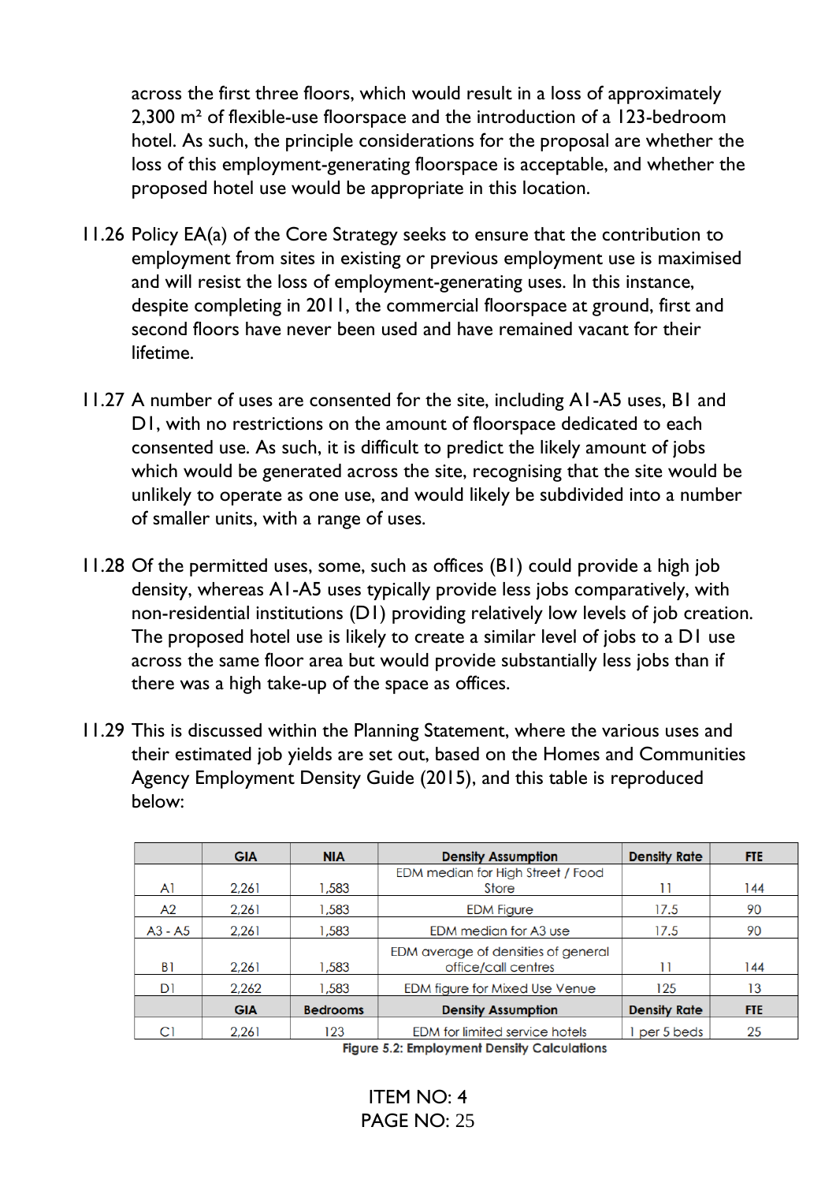across the first three floors, which would result in a loss of approximately 2,300 m² of flexible-use floorspace and the introduction of a 123-bedroom hotel. As such, the principle considerations for the proposal are whether the loss of this employment-generating floorspace is acceptable, and whether the proposed hotel use would be appropriate in this location.

11.26 Policy EA(a) of the Core Strategy seeks to ensure that the contribution to employment from sites in existing or previous employment use is maximised and will resist the loss of employment-generating uses. In this instance, despite completing in 2011, the commercial floorspace at ground, first and second floors have never been used and have remained vacant for their lifetime.

11.27 A number of uses are consented for the site, including A1-A5 uses, B1 and D1, with no restrictions on the amount of floorspace dedicated to each consented use. As such, it is difficult to predict the likely amount of jobs which would be generated across the site, recognising that the site would be unlikely to operate as one use, and would likely be subdivided into a number of smaller units, with a range of uses.

11.28 Of the permitted uses, some, such as offices (B1) could provide a high job density, whereas A1-A5 uses typically provide less jobs comparatively, with non-residential institutions (D1) providing relatively low levels of job creation. The proposed hotel use is likely to create a similar level of jobs to a D1 use across the same floor area but would provide substantially less jobs than if there was a high take-up of the space as offices.

11.29 This is discussed within the Planning Statement, where the various uses and their estimated job yields are set out, based on the Homes and Communities Agency Employment Density Guide (2015), and this table is reproduced below:

| | GIA | NIA | Density Assumption | Density Rate | FTE |
|---|---|---|---|---|---|
| A1 | 2,261 | 1,583 | EDM median for High Street / Food Store | 11 | 144 |
| A2 | 2,261 | 1,583 | EDM Figure | 17.5 | 90 |
| A3 - A5 | 2,261 | 1,583 | EDM median for A3 use | 17.5 | 90 |
| B1 | 2,261 | 1,583 | EDM average of densities of general office/call centres | 11 | 144 |
| D1 | 2,262 | 1,583 | EDM figure for Mixed Use Venue | 125 | 13 |
| | **GIA** | **Bedrooms** | **Density Assumption** | **Density Rate** | **FTE** |
| C1 | 2,261 | 123 | EDM for limited service hotels | 1 per 5 beds | 25 |

**Figure 5.2: Employment Density Calculations**

ITEM NO: 4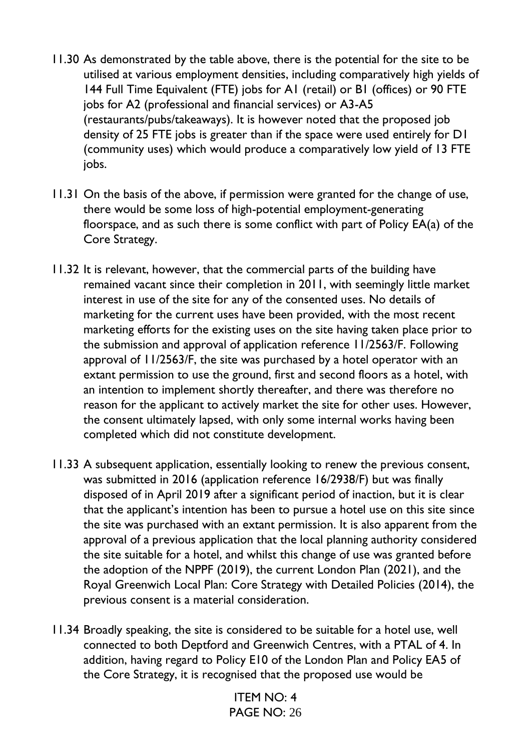11.30 As demonstrated by the table above, there is the potential for the site to be utilised at various employment densities, including comparatively high yields of 144 Full Time Equivalent (FTE) jobs for A1 (retail) or B1 (offices) or 90 FTE jobs for A2 (professional and financial services) or A3-A5 (restaurants/pubs/takeaways). It is however noted that the proposed job density of 25 FTE jobs is greater than if the space were used entirely for D1 (community uses) which would produce a comparatively low yield of 13 FTE jobs.

11.31 On the basis of the above, if permission were granted for the change of use, there would be some loss of high-potential employment-generating floorspace, and as such there is some conflict with part of Policy EA(a) of the Core Strategy.

11.32 It is relevant, however, that the commercial parts of the building have remained vacant since their completion in 2011, with seemingly little market interest in use of the site for any of the consented uses. No details of marketing for the current uses have been provided, with the most recent marketing efforts for the existing uses on the site having taken place prior to the submission and approval of application reference 11/2563/F. Following approval of 11/2563/F, the site was purchased by a hotel operator with an extant permission to use the ground, first and second floors as a hotel, with an intention to implement shortly thereafter, and there was therefore no reason for the applicant to actively market the site for other uses. However, the consent ultimately lapsed, with only some internal works having been completed which did not constitute development.

11.33 A subsequent application, essentially looking to renew the previous consent, was submitted in 2016 (application reference 16/2938/F) but was finally disposed of in April 2019 after a significant period of inaction, but it is clear that the applicant's intention has been to pursue a hotel use on this site since the site was purchased with an extant permission. It is also apparent from the approval of a previous application that the local planning authority considered the site suitable for a hotel, and whilst this change of use was granted before the adoption of the NPPF (2019), the current London Plan (2021), and the Royal Greenwich Local Plan: Core Strategy with Detailed Policies (2014), the previous consent is a material consideration.

11.34 Broadly speaking, the site is considered to be suitable for a hotel use, well connected to both Deptford and Greenwich Centres, with a PTAL of 4. In addition, having regard to Policy E10 of the London Plan and Policy EA5 of the Core Strategy, it is recognised that the proposed use would be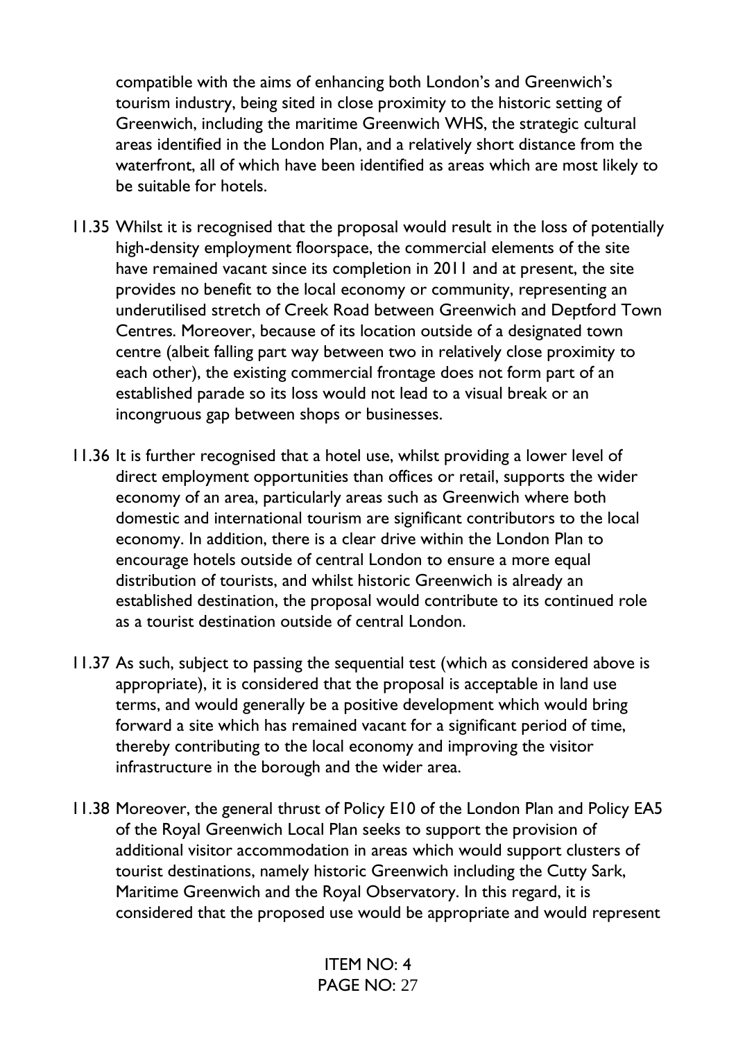compatible with the aims of enhancing both London's and Greenwich's tourism industry, being sited in close proximity to the historic setting of Greenwich, including the maritime Greenwich WHS, the strategic cultural areas identified in the London Plan, and a relatively short distance from the waterfront, all of which have been identified as areas which are most likely to be suitable for hotels.

11.35 Whilst it is recognised that the proposal would result in the loss of potentially high-density employment floorspace, the commercial elements of the site have remained vacant since its completion in 2011 and at present, the site provides no benefit to the local economy or community, representing an underutilised stretch of Creek Road between Greenwich and Deptford Town Centres. Moreover, because of its location outside of a designated town centre (albeit falling part way between two in relatively close proximity to each other), the existing commercial frontage does not form part of an established parade so its loss would not lead to a visual break or an incongruous gap between shops or businesses.

11.36 It is further recognised that a hotel use, whilst providing a lower level of direct employment opportunities than offices or retail, supports the wider economy of an area, particularly areas such as Greenwich where both domestic and international tourism are significant contributors to the local economy. In addition, there is a clear drive within the London Plan to encourage hotels outside of central London to ensure a more equal distribution of tourists, and whilst historic Greenwich is already an established destination, the proposal would contribute to its continued role as a tourist destination outside of central London.

11.37 As such, subject to passing the sequential test (which as considered above is appropriate), it is considered that the proposal is acceptable in land use terms, and would generally be a positive development which would bring forward a site which has remained vacant for a significant period of time, thereby contributing to the local economy and improving the visitor infrastructure in the borough and the wider area.

11.38 Moreover, the general thrust of Policy E10 of the London Plan and Policy EA5 of the Royal Greenwich Local Plan seeks to support the provision of additional visitor accommodation in areas which would support clusters of tourist destinations, namely historic Greenwich including the Cutty Sark, Maritime Greenwich and the Royal Observatory. In this regard, it is considered that the proposed use would be appropriate and would represent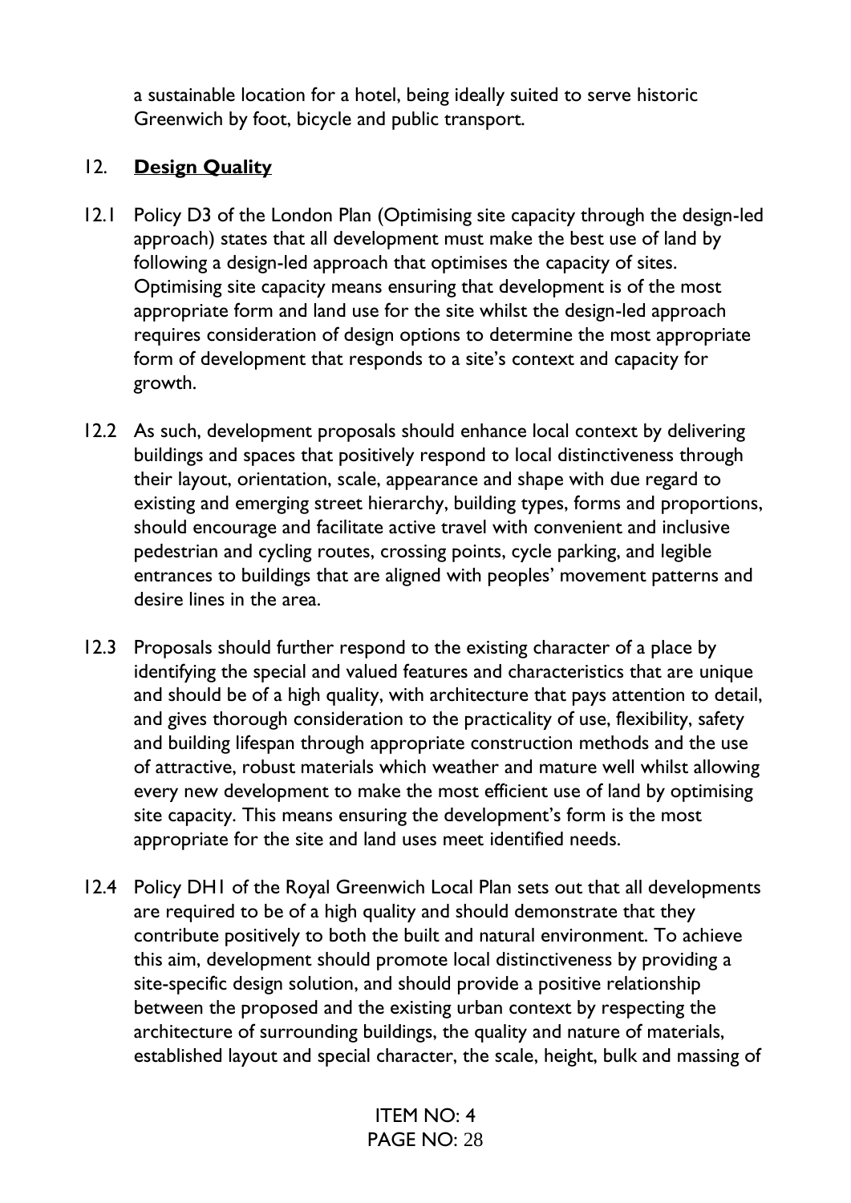a sustainable location for a hotel, being ideally suited to serve historic Greenwich by foot, bicycle and public transport.

## 12. **Design Quality**

12.1 Policy D3 of the London Plan (Optimising site capacity through the design-led approach) states that all development must make the best use of land by following a design-led approach that optimises the capacity of sites. Optimising site capacity means ensuring that development is of the most appropriate form and land use for the site whilst the design-led approach requires consideration of design options to determine the most appropriate form of development that responds to a site's context and capacity for growth.

12.2 As such, development proposals should enhance local context by delivering buildings and spaces that positively respond to local distinctiveness through their layout, orientation, scale, appearance and shape with due regard to existing and emerging street hierarchy, building types, forms and proportions, should encourage and facilitate active travel with convenient and inclusive pedestrian and cycling routes, crossing points, cycle parking, and legible entrances to buildings that are aligned with peoples' movement patterns and desire lines in the area.

12.3 Proposals should further respond to the existing character of a place by identifying the special and valued features and characteristics that are unique and should be of a high quality, with architecture that pays attention to detail, and gives thorough consideration to the practicality of use, flexibility, safety and building lifespan through appropriate construction methods and the use of attractive, robust materials which weather and mature well whilst allowing every new development to make the most efficient use of land by optimising site capacity. This means ensuring the development's form is the most appropriate for the site and land uses meet identified needs.

12.4 Policy DH1 of the Royal Greenwich Local Plan sets out that all developments are required to be of a high quality and should demonstrate that they contribute positively to both the built and natural environment. To achieve this aim, development should promote local distinctiveness by providing a site-specific design solution, and should provide a positive relationship between the proposed and the existing urban context by respecting the architecture of surrounding buildings, the quality and nature of materials, established layout and special character, the scale, height, bulk and massing of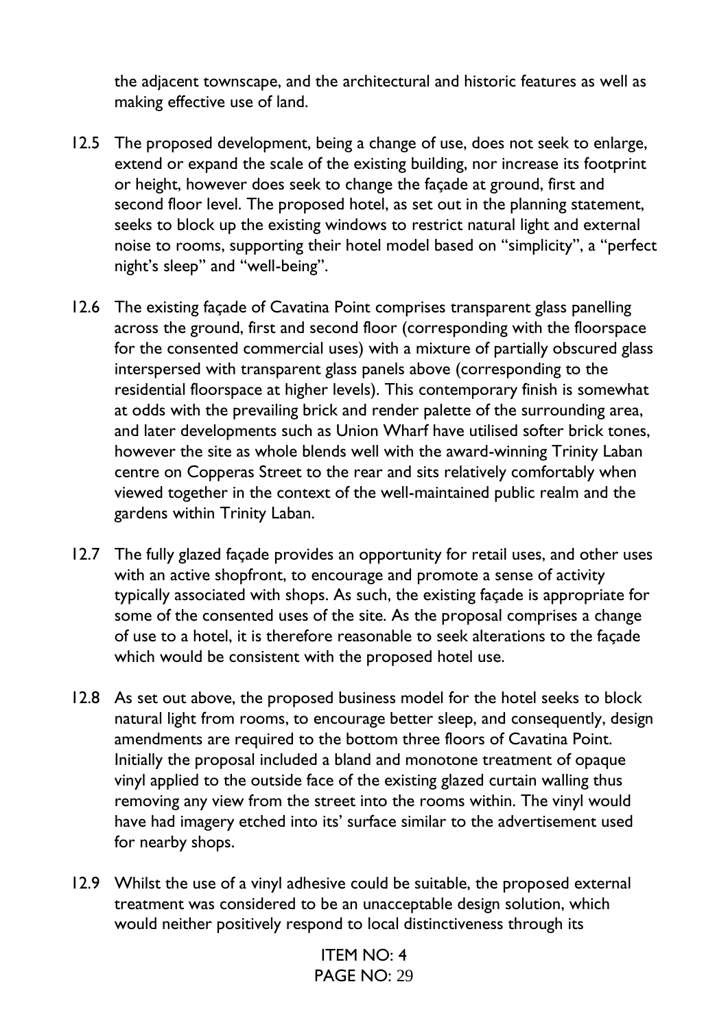the adjacent townscape, and the architectural and historic features as well as making effective use of land.

12.5 The proposed development, being a change of use, does not seek to enlarge, extend or expand the scale of the existing building, nor increase its footprint or height, however does seek to change the façade at ground, first and second floor level. The proposed hotel, as set out in the planning statement, seeks to block up the existing windows to restrict natural light and external noise to rooms, supporting their hotel model based on "simplicity", a "perfect night's sleep" and "well-being".

12.6 The existing façade of Cavatina Point comprises transparent glass panelling across the ground, first and second floor (corresponding with the floorspace for the consented commercial uses) with a mixture of partially obscured glass interspersed with transparent glass panels above (corresponding to the residential floorspace at higher levels). This contemporary finish is somewhat at odds with the prevailing brick and render palette of the surrounding area, and later developments such as Union Wharf have utilised softer brick tones, however the site as whole blends well with the award-winning Trinity Laban centre on Copperas Street to the rear and sits relatively comfortably when viewed together in the context of the well-maintained public realm and the gardens within Trinity Laban.

12.7 The fully glazed façade provides an opportunity for retail uses, and other uses with an active shopfront, to encourage and promote a sense of activity typically associated with shops. As such, the existing façade is appropriate for some of the consented uses of the site. As the proposal comprises a change of use to a hotel, it is therefore reasonable to seek alterations to the façade which would be consistent with the proposed hotel use.

12.8 As set out above, the proposed business model for the hotel seeks to block natural light from rooms, to encourage better sleep, and consequently, design amendments are required to the bottom three floors of Cavatina Point. Initially the proposal included a bland and monotone treatment of opaque vinyl applied to the outside face of the existing glazed curtain walling thus removing any view from the street into the rooms within. The vinyl would have had imagery etched into its' surface similar to the advertisement used for nearby shops.

12.9 Whilst the use of a vinyl adhesive could be suitable, the proposed external treatment was considered to be an unacceptable design solution, which would neither positively respond to local distinctiveness through its

ITEM NO: 4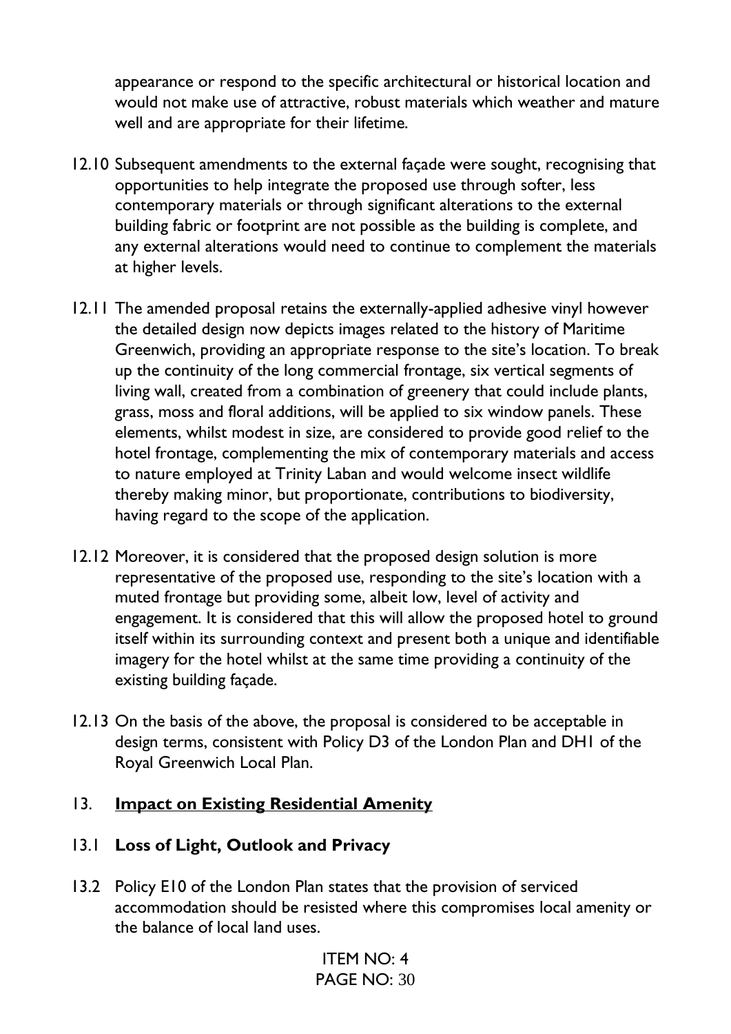appearance or respond to the specific architectural or historical location and would not make use of attractive, robust materials which weather and mature well and are appropriate for their lifetime.

12.10 Subsequent amendments to the external façade were sought, recognising that opportunities to help integrate the proposed use through softer, less contemporary materials or through significant alterations to the external building fabric or footprint are not possible as the building is complete, and any external alterations would need to continue to complement the materials at higher levels.

12.11 The amended proposal retains the externally-applied adhesive vinyl however the detailed design now depicts images related to the history of Maritime Greenwich, providing an appropriate response to the site's location. To break up the continuity of the long commercial frontage, six vertical segments of living wall, created from a combination of greenery that could include plants, grass, moss and floral additions, will be applied to six window panels. These elements, whilst modest in size, are considered to provide good relief to the hotel frontage, complementing the mix of contemporary materials and access to nature employed at Trinity Laban and would welcome insect wildlife thereby making minor, but proportionate, contributions to biodiversity, having regard to the scope of the application.

12.12 Moreover, it is considered that the proposed design solution is more representative of the proposed use, responding to the site's location with a muted frontage but providing some, albeit low, level of activity and engagement. It is considered that this will allow the proposed hotel to ground itself within its surrounding context and present both a unique and identifiable imagery for the hotel whilst at the same time providing a continuity of the existing building façade.

12.13 On the basis of the above, the proposal is considered to be acceptable in design terms, consistent with Policy D3 of the London Plan and DH1 of the Royal Greenwich Local Plan.

## 13. <u>Impact on Existing Residential Amenity</u>

### 13.1 Loss of Light, Outlook and Privacy

13.2 Policy E10 of the London Plan states that the provision of serviced accommodation should be resisted where this compromises local amenity or the balance of local land uses.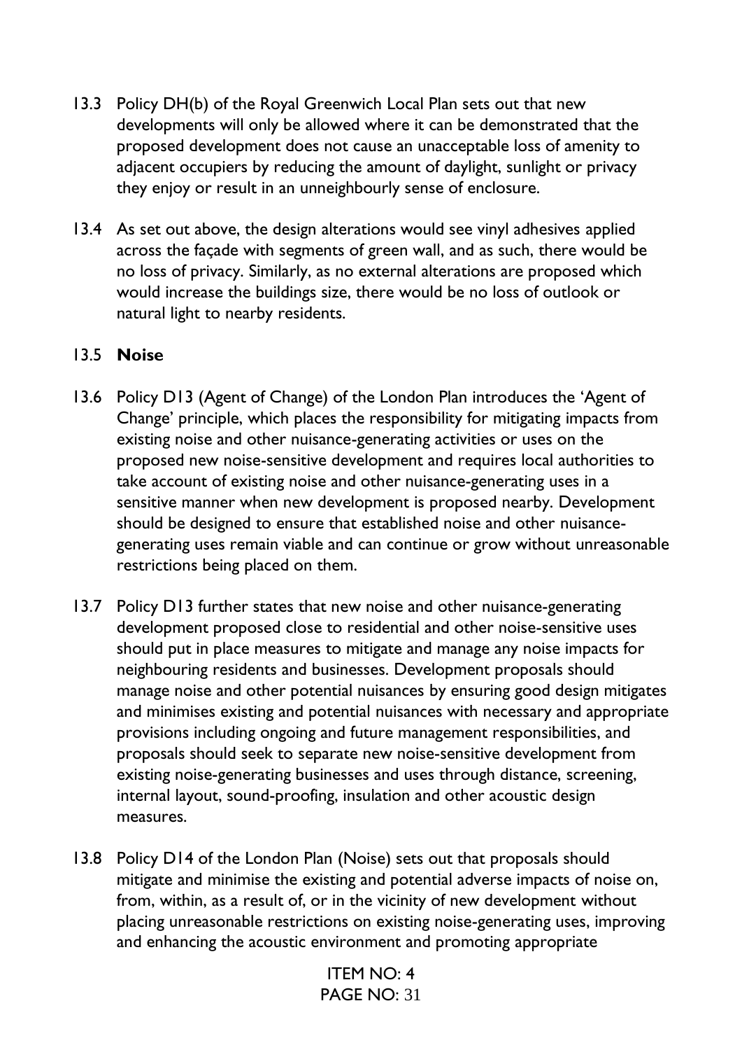13.3 Policy DH(b) of the Royal Greenwich Local Plan sets out that new developments will only be allowed where it can be demonstrated that the proposed development does not cause an unacceptable loss of amenity to adjacent occupiers by reducing the amount of daylight, sunlight or privacy they enjoy or result in an unneighbourly sense of enclosure.

13.4 As set out above, the design alterations would see vinyl adhesives applied across the façade with segments of green wall, and as such, there would be no loss of privacy. Similarly, as no external alterations are proposed which would increase the buildings size, there would be no loss of outlook or natural light to nearby residents.

13.5 **Noise**

13.6 Policy D13 (Agent of Change) of the London Plan introduces the 'Agent of Change' principle, which places the responsibility for mitigating impacts from existing noise and other nuisance-generating activities or uses on the proposed new noise-sensitive development and requires local authorities to take account of existing noise and other nuisance-generating uses in a sensitive manner when new development is proposed nearby. Development should be designed to ensure that established noise and other nuisance-generating uses remain viable and can continue or grow without unreasonable restrictions being placed on them.

13.7 Policy D13 further states that new noise and other nuisance-generating development proposed close to residential and other noise-sensitive uses should put in place measures to mitigate and manage any noise impacts for neighbouring residents and businesses. Development proposals should manage noise and other potential nuisances by ensuring good design mitigates and minimises existing and potential nuisances with necessary and appropriate provisions including ongoing and future management responsibilities, and proposals should seek to separate new noise-sensitive development from existing noise-generating businesses and uses through distance, screening, internal layout, sound-proofing, insulation and other acoustic design measures.

13.8 Policy D14 of the London Plan (Noise) sets out that proposals should mitigate and minimise the existing and potential adverse impacts of noise on, from, within, as a result of, or in the vicinity of new development without placing unreasonable restrictions on existing noise-generating uses, improving and enhancing the acoustic environment and promoting appropriate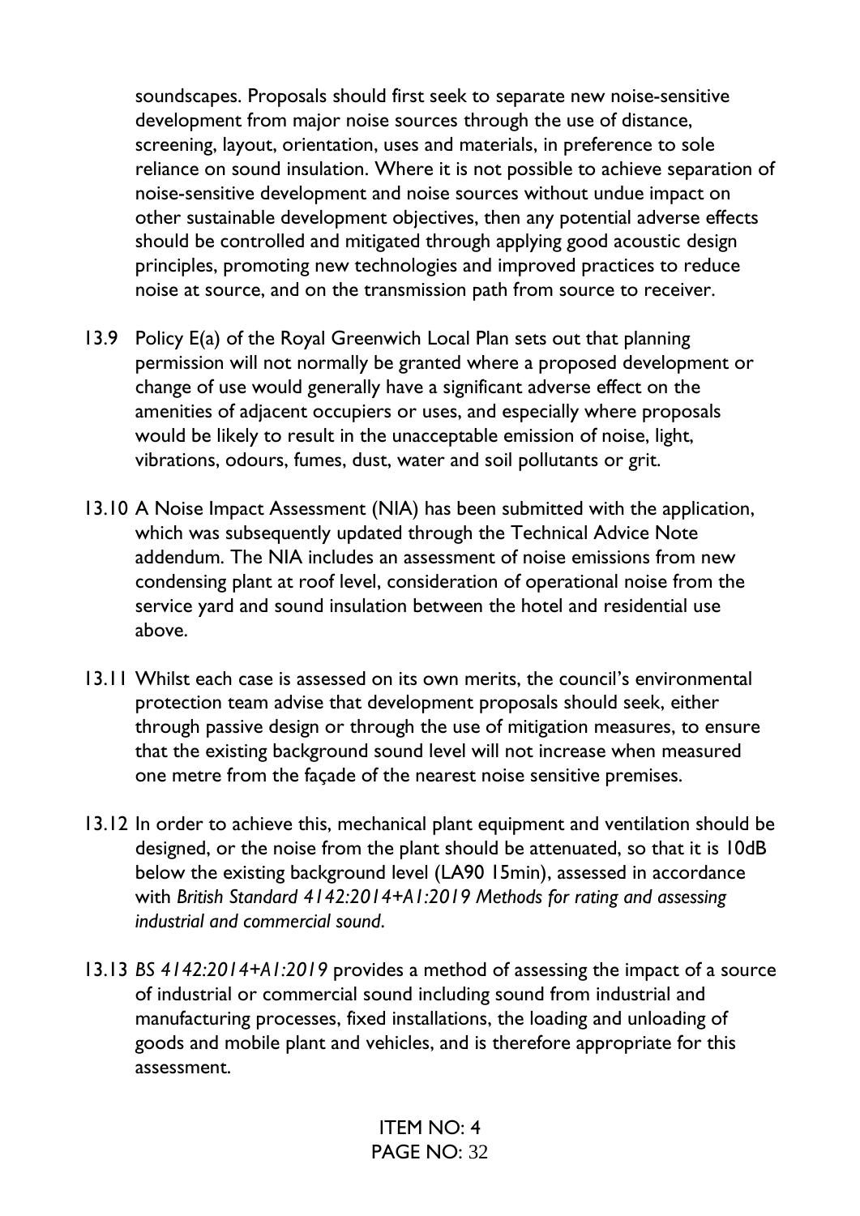soundscapes. Proposals should first seek to separate new noise-sensitive development from major noise sources through the use of distance, screening, layout, orientation, uses and materials, in preference to sole reliance on sound insulation. Where it is not possible to achieve separation of noise-sensitive development and noise sources without undue impact on other sustainable development objectives, then any potential adverse effects should be controlled and mitigated through applying good acoustic design principles, promoting new technologies and improved practices to reduce noise at source, and on the transmission path from source to receiver.

13.9 Policy E(a) of the Royal Greenwich Local Plan sets out that planning permission will not normally be granted where a proposed development or change of use would generally have a significant adverse effect on the amenities of adjacent occupiers or uses, and especially where proposals would be likely to result in the unacceptable emission of noise, light, vibrations, odours, fumes, dust, water and soil pollutants or grit.

13.10 A Noise Impact Assessment (NIA) has been submitted with the application, which was subsequently updated through the Technical Advice Note addendum. The NIA includes an assessment of noise emissions from new condensing plant at roof level, consideration of operational noise from the service yard and sound insulation between the hotel and residential use above.

13.11 Whilst each case is assessed on its own merits, the council's environmental protection team advise that development proposals should seek, either through passive design or through the use of mitigation measures, to ensure that the existing background sound level will not increase when measured one metre from the façade of the nearest noise sensitive premises.

13.12 In order to achieve this, mechanical plant equipment and ventilation should be designed, or the noise from the plant should be attenuated, so that it is 10dB below the existing background level (LA90 15min), assessed in accordance with *British Standard 4142:2014+A1:2019 Methods for rating and assessing industrial and commercial sound*.

13.13 *BS 4142:2014+A1:2019* provides a method of assessing the impact of a source of industrial or commercial sound including sound from industrial and manufacturing processes, fixed installations, the loading and unloading of goods and mobile plant and vehicles, and is therefore appropriate for this assessment.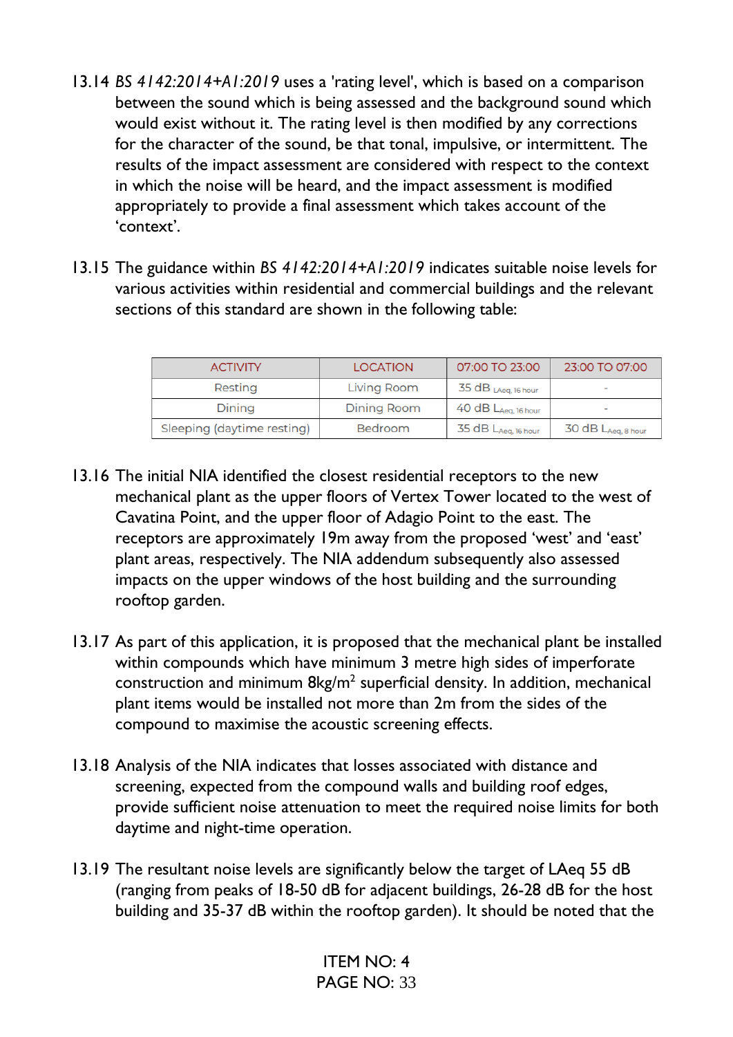13.14 *BS 4142:2014+A1:2019* uses a 'rating level', which is based on a comparison between the sound which is being assessed and the background sound which would exist without it. The rating level is then modified by any corrections for the character of the sound, be that tonal, impulsive, or intermittent. The results of the impact assessment are considered with respect to the context in which the noise will be heard, and the impact assessment is modified appropriately to provide a final assessment which takes account of the 'context'.

13.15 The guidance within *BS 4142:2014+A1:2019* indicates suitable noise levels for various activities within residential and commercial buildings and the relevant sections of this standard are shown in the following table:

| ACTIVITY | LOCATION | 07:00 TO 23:00 | 23:00 TO 07:00 |
|---|---|---|---|
| Resting | Living Room | 35 dB $L_{Aeq, 16 hour}$ | - |
| Dining | Dining Room | 40 dB $L_{Aeq, 16 hour}$ | - |
| Sleeping (daytime resting) | Bedroom | 35 dB $L_{Aeq, 16 hour}$ | 30 dB $L_{Aeq, 8 hour}$ |

13.16 The initial NIA identified the closest residential receptors to the new mechanical plant as the upper floors of Vertex Tower located to the west of Cavatina Point, and the upper floor of Adagio Point to the east. The receptors are approximately 19m away from the proposed 'west' and 'east' plant areas, respectively. The NIA addendum subsequently also assessed impacts on the upper windows of the host building and the surrounding rooftop garden.

13.17 As part of this application, it is proposed that the mechanical plant be installed within compounds which have minimum 3 metre high sides of imperforate construction and minimum 8kg/m$^2$ superficial density. In addition, mechanical plant items would be installed not more than 2m from the sides of the compound to maximise the acoustic screening effects.

13.18 Analysis of the NIA indicates that losses associated with distance and screening, expected from the compound walls and building roof edges, provide sufficient noise attenuation to meet the required noise limits for both daytime and night-time operation.

13.19 The resultant noise levels are significantly below the target of LAeq 55 dB (ranging from peaks of 18-50 dB for adjacent buildings, 26-28 dB for the host building and 35-37 dB within the rooftop garden). It should be noted that the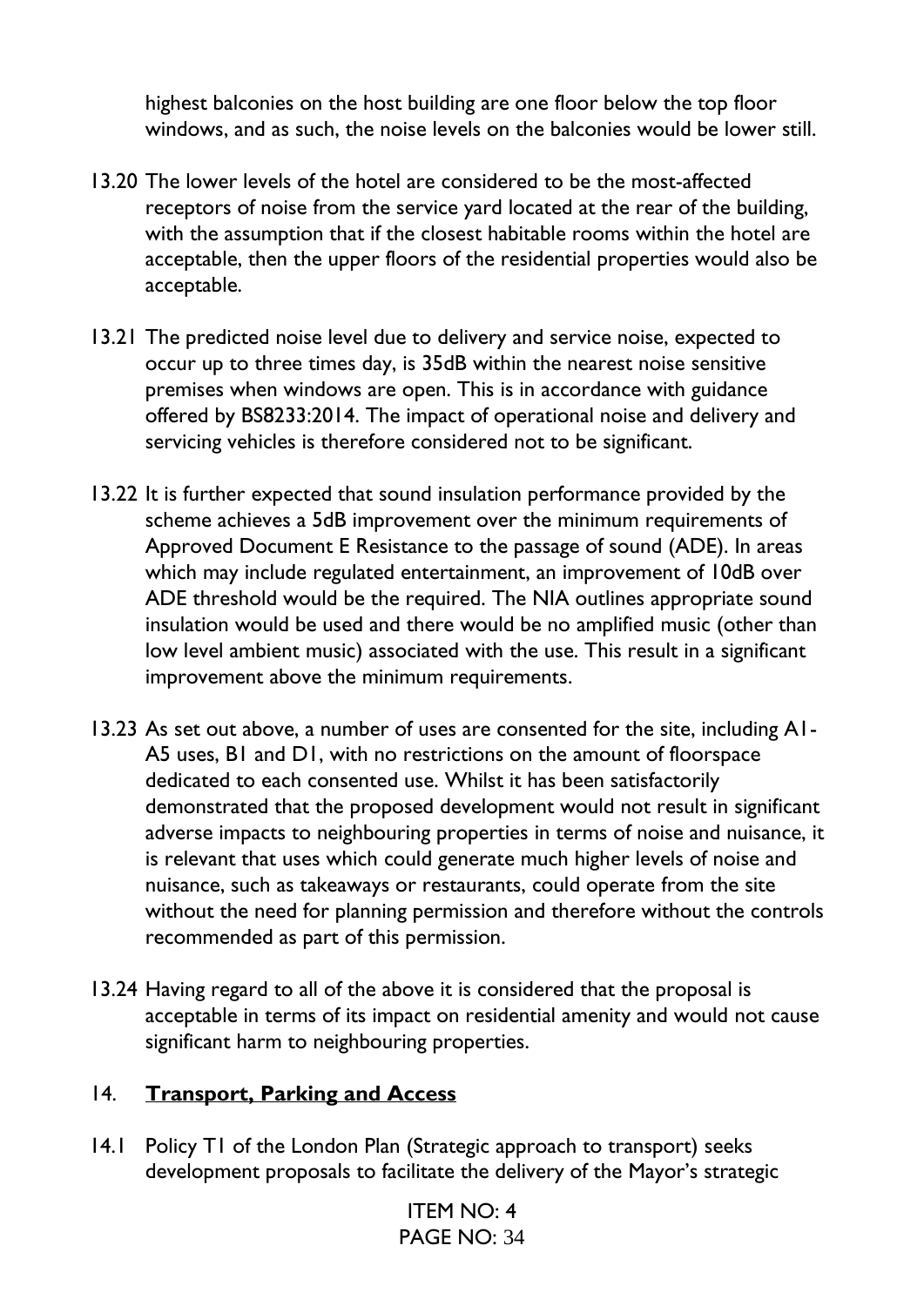highest balconies on the host building are one floor below the top floor windows, and as such, the noise levels on the balconies would be lower still.

13.20 The lower levels of the hotel are considered to be the most-affected receptors of noise from the service yard located at the rear of the building, with the assumption that if the closest habitable rooms within the hotel are acceptable, then the upper floors of the residential properties would also be acceptable.

13.21 The predicted noise level due to delivery and service noise, expected to occur up to three times day, is 35dB within the nearest noise sensitive premises when windows are open. This is in accordance with guidance offered by BS8233:2014. The impact of operational noise and delivery and servicing vehicles is therefore considered not to be significant.

13.22 It is further expected that sound insulation performance provided by the scheme achieves a 5dB improvement over the minimum requirements of Approved Document E Resistance to the passage of sound (ADE). In areas which may include regulated entertainment, an improvement of 10dB over ADE threshold would be the required. The NIA outlines appropriate sound insulation would be used and there would be no amplified music (other than low level ambient music) associated with the use. This result in a significant improvement above the minimum requirements.

13.23 As set out above, a number of uses are consented for the site, including A1-A5 uses, B1 and D1, with no restrictions on the amount of floorspace dedicated to each consented use. Whilst it has been satisfactorily demonstrated that the proposed development would not result in significant adverse impacts to neighbouring properties in terms of noise and nuisance, it is relevant that uses which could generate much higher levels of noise and nuisance, such as takeaways or restaurants, could operate from the site without the need for planning permission and therefore without the controls recommended as part of this permission.

13.24 Having regard to all of the above it is considered that the proposal is acceptable in terms of its impact on residential amenity and would not cause significant harm to neighbouring properties.

## 14. **Transport, Parking and Access**

14.1 Policy T1 of the London Plan (Strategic approach to transport) seeks development proposals to facilitate the delivery of the Mayor's strategic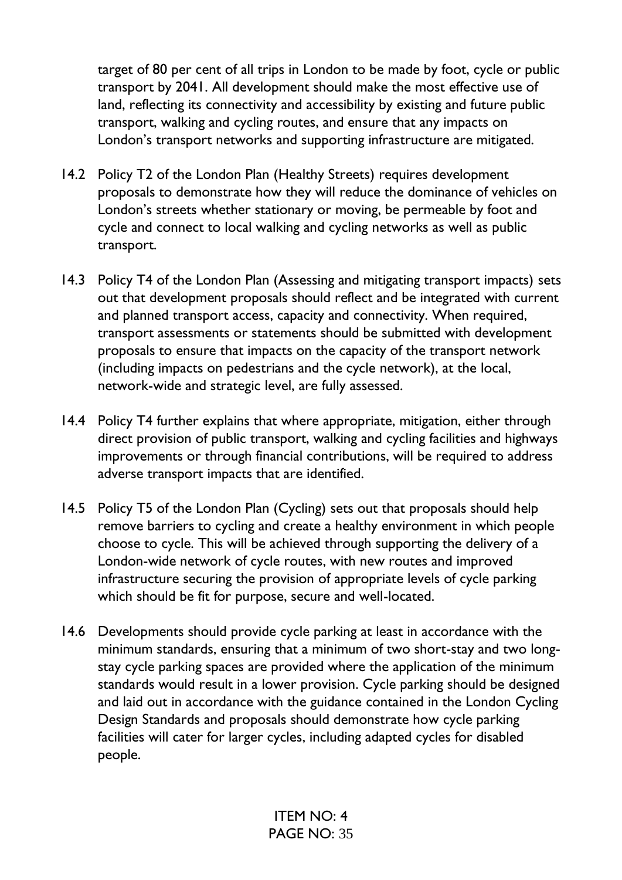target of 80 per cent of all trips in London to be made by foot, cycle or public transport by 2041. All development should make the most effective use of land, reflecting its connectivity and accessibility by existing and future public transport, walking and cycling routes, and ensure that any impacts on London's transport networks and supporting infrastructure are mitigated.

14.2 Policy T2 of the London Plan (Healthy Streets) requires development proposals to demonstrate how they will reduce the dominance of vehicles on London's streets whether stationary or moving, be permeable by foot and cycle and connect to local walking and cycling networks as well as public transport.

14.3 Policy T4 of the London Plan (Assessing and mitigating transport impacts) sets out that development proposals should reflect and be integrated with current and planned transport access, capacity and connectivity. When required, transport assessments or statements should be submitted with development proposals to ensure that impacts on the capacity of the transport network (including impacts on pedestrians and the cycle network), at the local, network-wide and strategic level, are fully assessed.

14.4 Policy T4 further explains that where appropriate, mitigation, either through direct provision of public transport, walking and cycling facilities and highways improvements or through financial contributions, will be required to address adverse transport impacts that are identified.

14.5 Policy T5 of the London Plan (Cycling) sets out that proposals should help remove barriers to cycling and create a healthy environment in which people choose to cycle. This will be achieved through supporting the delivery of a London-wide network of cycle routes, with new routes and improved infrastructure securing the provision of appropriate levels of cycle parking which should be fit for purpose, secure and well-located.

14.6 Developments should provide cycle parking at least in accordance with the minimum standards, ensuring that a minimum of two short-stay and two long-stay cycle parking spaces are provided where the application of the minimum standards would result in a lower provision. Cycle parking should be designed and laid out in accordance with the guidance contained in the London Cycling Design Standards and proposals should demonstrate how cycle parking facilities will cater for larger cycles, including adapted cycles for disabled people.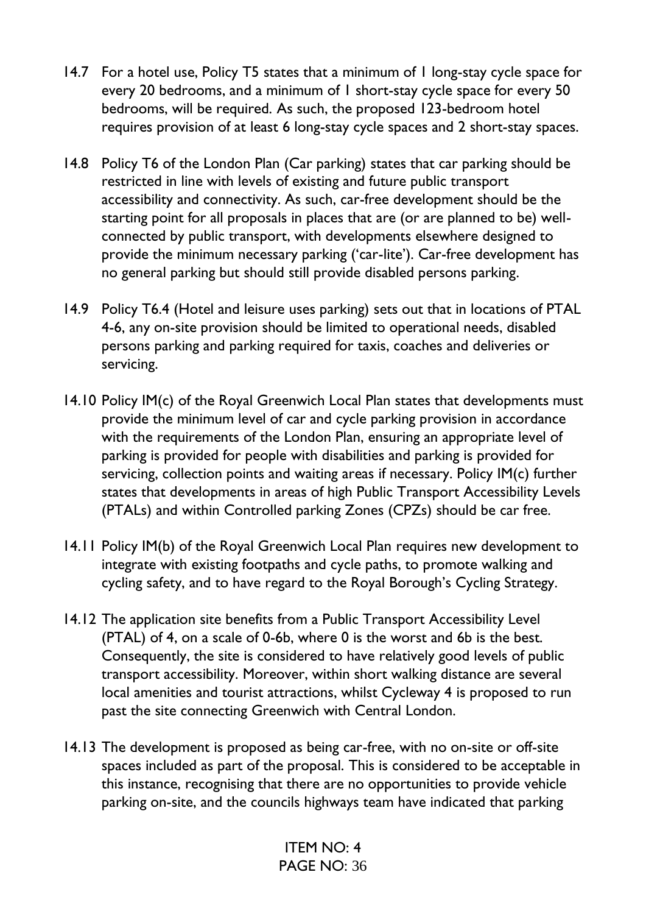14.7 For a hotel use, Policy T5 states that a minimum of 1 long-stay cycle space for every 20 bedrooms, and a minimum of 1 short-stay cycle space for every 50 bedrooms, will be required. As such, the proposed 123-bedroom hotel requires provision of at least 6 long-stay cycle spaces and 2 short-stay spaces.

14.8 Policy T6 of the London Plan (Car parking) states that car parking should be restricted in line with levels of existing and future public transport accessibility and connectivity. As such, car-free development should be the starting point for all proposals in places that are (or are planned to be) well-connected by public transport, with developments elsewhere designed to provide the minimum necessary parking ('car-lite'). Car-free development has no general parking but should still provide disabled persons parking.

14.9 Policy T6.4 (Hotel and leisure uses parking) sets out that in locations of PTAL 4-6, any on-site provision should be limited to operational needs, disabled persons parking and parking required for taxis, coaches and deliveries or servicing.

14.10 Policy IM(c) of the Royal Greenwich Local Plan states that developments must provide the minimum level of car and cycle parking provision in accordance with the requirements of the London Plan, ensuring an appropriate level of parking is provided for people with disabilities and parking is provided for servicing, collection points and waiting areas if necessary. Policy IM(c) further states that developments in areas of high Public Transport Accessibility Levels (PTALs) and within Controlled parking Zones (CPZs) should be car free.

14.11 Policy IM(b) of the Royal Greenwich Local Plan requires new development to integrate with existing footpaths and cycle paths, to promote walking and cycling safety, and to have regard to the Royal Borough's Cycling Strategy.

14.12 The application site benefits from a Public Transport Accessibility Level (PTAL) of 4, on a scale of 0-6b, where 0 is the worst and 6b is the best. Consequently, the site is considered to have relatively good levels of public transport accessibility. Moreover, within short walking distance are several local amenities and tourist attractions, whilst Cycleway 4 is proposed to run past the site connecting Greenwich with Central London.

14.13 The development is proposed as being car-free, with no on-site or off-site spaces included as part of the proposal. This is considered to be acceptable in this instance, recognising that there are no opportunities to provide vehicle parking on-site, and the councils highways team have indicated that parking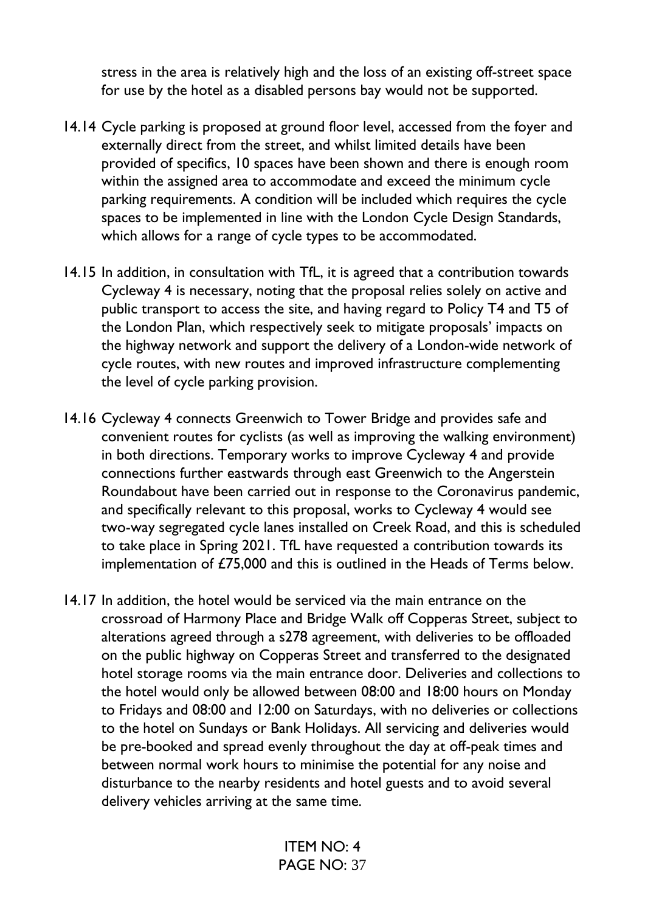stress in the area is relatively high and the loss of an existing off-street space for use by the hotel as a disabled persons bay would not be supported.

14.14 Cycle parking is proposed at ground floor level, accessed from the foyer and externally direct from the street, and whilst limited details have been provided of specifics, 10 spaces have been shown and there is enough room within the assigned area to accommodate and exceed the minimum cycle parking requirements. A condition will be included which requires the cycle spaces to be implemented in line with the London Cycle Design Standards, which allows for a range of cycle types to be accommodated.

14.15 In addition, in consultation with TfL, it is agreed that a contribution towards Cycleway 4 is necessary, noting that the proposal relies solely on active and public transport to access the site, and having regard to Policy T4 and T5 of the London Plan, which respectively seek to mitigate proposals' impacts on the highway network and support the delivery of a London-wide network of cycle routes, with new routes and improved infrastructure complementing the level of cycle parking provision.

14.16 Cycleway 4 connects Greenwich to Tower Bridge and provides safe and convenient routes for cyclists (as well as improving the walking environment) in both directions. Temporary works to improve Cycleway 4 and provide connections further eastwards through east Greenwich to the Angerstein Roundabout have been carried out in response to the Coronavirus pandemic, and specifically relevant to this proposal, works to Cycleway 4 would see two-way segregated cycle lanes installed on Creek Road, and this is scheduled to take place in Spring 2021. TfL have requested a contribution towards its implementation of £75,000 and this is outlined in the Heads of Terms below.

14.17 In addition, the hotel would be serviced via the main entrance on the crossroad of Harmony Place and Bridge Walk off Copperas Street, subject to alterations agreed through a s278 agreement, with deliveries to be offloaded on the public highway on Copperas Street and transferred to the designated hotel storage rooms via the main entrance door. Deliveries and collections to the hotel would only be allowed between 08:00 and 18:00 hours on Monday to Fridays and 08:00 and 12:00 on Saturdays, with no deliveries or collections to the hotel on Sundays or Bank Holidays. All servicing and deliveries would be pre-booked and spread evenly throughout the day at off-peak times and between normal work hours to minimise the potential for any noise and disturbance to the nearby residents and hotel guests and to avoid several delivery vehicles arriving at the same time.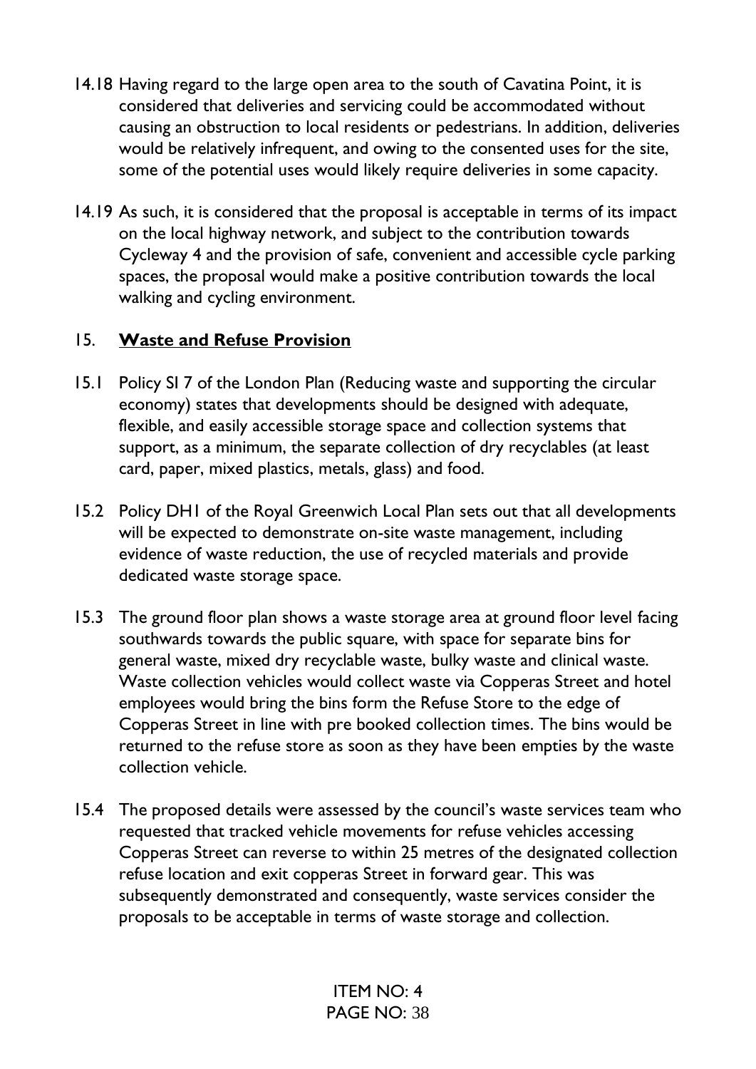14.18 Having regard to the large open area to the south of Cavatina Point, it is considered that deliveries and servicing could be accommodated without causing an obstruction to local residents or pedestrians. In addition, deliveries would be relatively infrequent, and owing to the consented uses for the site, some of the potential uses would likely require deliveries in some capacity.

14.19 As such, it is considered that the proposal is acceptable in terms of its impact on the local highway network, and subject to the contribution towards Cycleway 4 and the provision of safe, convenient and accessible cycle parking spaces, the proposal would make a positive contribution towards the local walking and cycling environment.

## 15. **Waste and Refuse Provision**

15.1 Policy SI 7 of the London Plan (Reducing waste and supporting the circular economy) states that developments should be designed with adequate, flexible, and easily accessible storage space and collection systems that support, as a minimum, the separate collection of dry recyclables (at least card, paper, mixed plastics, metals, glass) and food.

15.2 Policy DH1 of the Royal Greenwich Local Plan sets out that all developments will be expected to demonstrate on-site waste management, including evidence of waste reduction, the use of recycled materials and provide dedicated waste storage space.

15.3 The ground floor plan shows a waste storage area at ground floor level facing southwards towards the public square, with space for separate bins for general waste, mixed dry recyclable waste, bulky waste and clinical waste. Waste collection vehicles would collect waste via Copperas Street and hotel employees would bring the bins form the Refuse Store to the edge of Copperas Street in line with pre booked collection times. The bins would be returned to the refuse store as soon as they have been empties by the waste collection vehicle.

15.4 The proposed details were assessed by the council's waste services team who requested that tracked vehicle movements for refuse vehicles accessing Copperas Street can reverse to within 25 metres of the designated collection refuse location and exit copperas Street in forward gear. This was subsequently demonstrated and consequently, waste services consider the proposals to be acceptable in terms of waste storage and collection.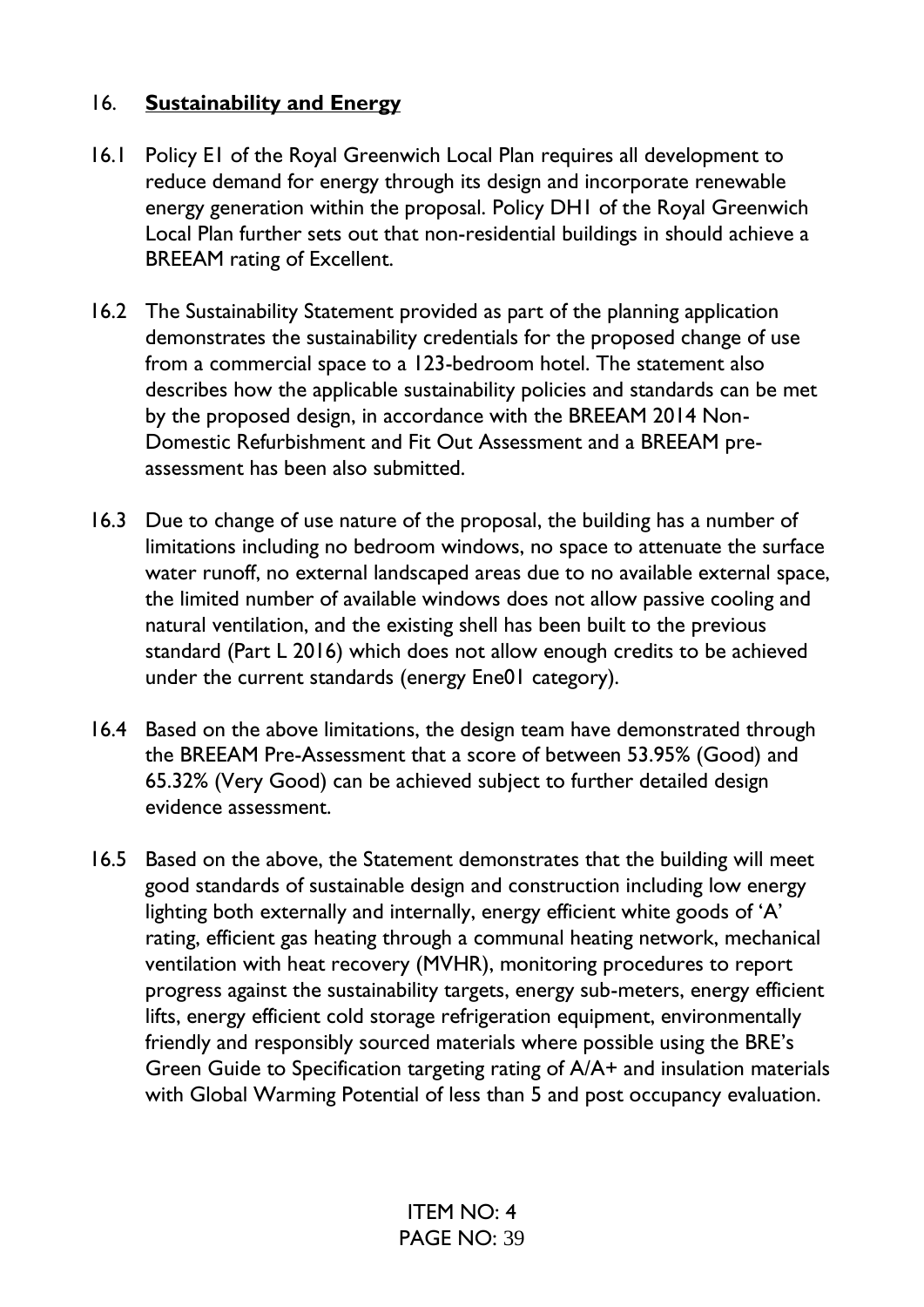## 16. **Sustainability and Energy**

16.1 Policy E1 of the Royal Greenwich Local Plan requires all development to reduce demand for energy through its design and incorporate renewable energy generation within the proposal. Policy DH1 of the Royal Greenwich Local Plan further sets out that non-residential buildings in should achieve a BREEAM rating of Excellent.

16.2 The Sustainability Statement provided as part of the planning application demonstrates the sustainability credentials for the proposed change of use from a commercial space to a 123-bedroom hotel. The statement also describes how the applicable sustainability policies and standards can be met by the proposed design, in accordance with the BREEAM 2014 Non-Domestic Refurbishment and Fit Out Assessment and a BREEAM pre-assessment has been also submitted.

16.3 Due to change of use nature of the proposal, the building has a number of limitations including no bedroom windows, no space to attenuate the surface water runoff, no external landscaped areas due to no available external space, the limited number of available windows does not allow passive cooling and natural ventilation, and the existing shell has been built to the previous standard (Part L 2016) which does not allow enough credits to be achieved under the current standards (energy Ene01 category).

16.4 Based on the above limitations, the design team have demonstrated through the BREEAM Pre-Assessment that a score of between 53.95% (Good) and 65.32% (Very Good) can be achieved subject to further detailed design evidence assessment.

16.5 Based on the above, the Statement demonstrates that the building will meet good standards of sustainable design and construction including low energy lighting both externally and internally, energy efficient white goods of 'A' rating, efficient gas heating through a communal heating network, mechanical ventilation with heat recovery (MVHR), monitoring procedures to report progress against the sustainability targets, energy sub-meters, energy efficient lifts, energy efficient cold storage refrigeration equipment, environmentally friendly and responsibly sourced materials where possible using the BRE's Green Guide to Specification targeting rating of A/A+ and insulation materials with Global Warming Potential of less than 5 and post occupancy evaluation.

ITEM NO: 4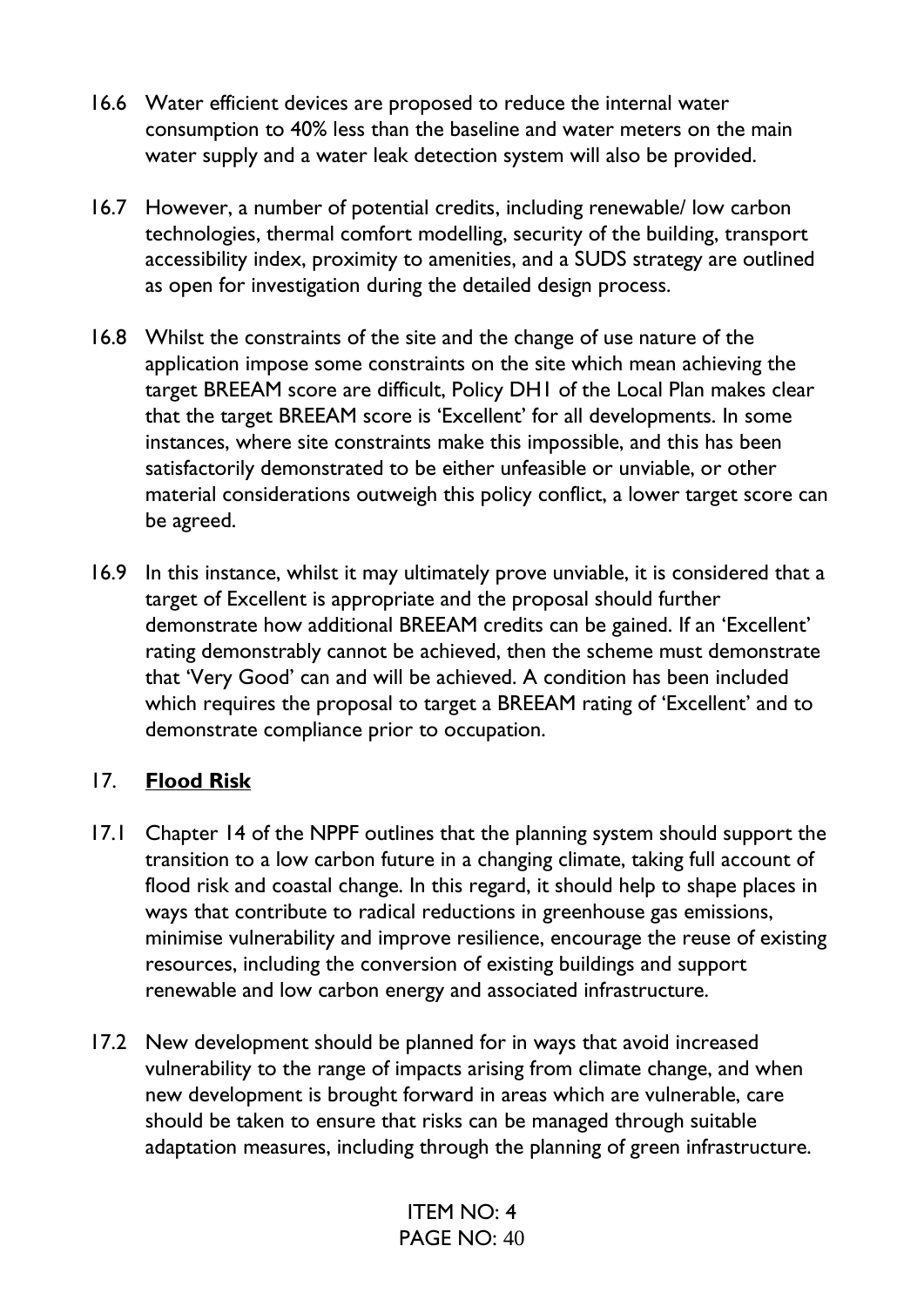16.6 Water efficient devices are proposed to reduce the internal water consumption to 40% less than the baseline and water meters on the main water supply and a water leak detection system will also be provided.

16.7 However, a number of potential credits, including renewable/ low carbon technologies, thermal comfort modelling, security of the building, transport accessibility index, proximity to amenities, and a SUDS strategy are outlined as open for investigation during the detailed design process.

16.8 Whilst the constraints of the site and the change of use nature of the application impose some constraints on the site which mean achieving the target BREEAM score are difficult, Policy DH1 of the Local Plan makes clear that the target BREEAM score is 'Excellent' for all developments. In some instances, where site constraints make this impossible, and this has been satisfactorily demonstrated to be either unfeasible or unviable, or other material considerations outweigh this policy conflict, a lower target score can be agreed.

16.9 In this instance, whilst it may ultimately prove unviable, it is considered that a target of Excellent is appropriate and the proposal should further demonstrate how additional BREEAM credits can be gained. If an 'Excellent' rating demonstrably cannot be achieved, then the scheme must demonstrate that 'Very Good' can and will be achieved. A condition has been included which requires the proposal to target a BREEAM rating of 'Excellent' and to demonstrate compliance prior to occupation.

## 17. **Flood Risk**

17.1 Chapter 14 of the NPPF outlines that the planning system should support the transition to a low carbon future in a changing climate, taking full account of flood risk and coastal change. In this regard, it should help to shape places in ways that contribute to radical reductions in greenhouse gas emissions, minimise vulnerability and improve resilience, encourage the reuse of existing resources, including the conversion of existing buildings and support renewable and low carbon energy and associated infrastructure.

17.2 New development should be planned for in ways that avoid increased vulnerability to the range of impacts arising from climate change, and when new development is brought forward in areas which are vulnerable, care should be taken to ensure that risks can be managed through suitable adaptation measures, including through the planning of green infrastructure.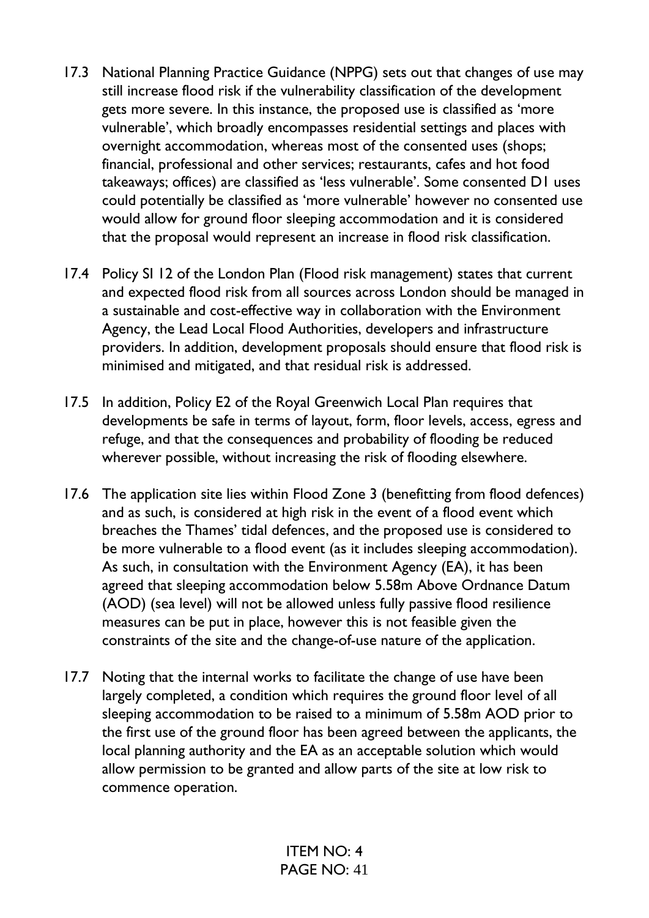17.3 National Planning Practice Guidance (NPPG) sets out that changes of use may still increase flood risk if the vulnerability classification of the development gets more severe. In this instance, the proposed use is classified as 'more vulnerable', which broadly encompasses residential settings and places with overnight accommodation, whereas most of the consented uses (shops; financial, professional and other services; restaurants, cafes and hot food takeaways; offices) are classified as 'less vulnerable'. Some consented D1 uses could potentially be classified as 'more vulnerable' however no consented use would allow for ground floor sleeping accommodation and it is considered that the proposal would represent an increase in flood risk classification.

17.4 Policy SI 12 of the London Plan (Flood risk management) states that current and expected flood risk from all sources across London should be managed in a sustainable and cost-effective way in collaboration with the Environment Agency, the Lead Local Flood Authorities, developers and infrastructure providers. In addition, development proposals should ensure that flood risk is minimised and mitigated, and that residual risk is addressed.

17.5 In addition, Policy E2 of the Royal Greenwich Local Plan requires that developments be safe in terms of layout, form, floor levels, access, egress and refuge, and that the consequences and probability of flooding be reduced wherever possible, without increasing the risk of flooding elsewhere.

17.6 The application site lies within Flood Zone 3 (benefitting from flood defences) and as such, is considered at high risk in the event of a flood event which breaches the Thames' tidal defences, and the proposed use is considered to be more vulnerable to a flood event (as it includes sleeping accommodation). As such, in consultation with the Environment Agency (EA), it has been agreed that sleeping accommodation below 5.58m Above Ordnance Datum (AOD) (sea level) will not be allowed unless fully passive flood resilience measures can be put in place, however this is not feasible given the constraints of the site and the change-of-use nature of the application.

17.7 Noting that the internal works to facilitate the change of use have been largely completed, a condition which requires the ground floor level of all sleeping accommodation to be raised to a minimum of 5.58m AOD prior to the first use of the ground floor has been agreed between the applicants, the local planning authority and the EA as an acceptable solution which would allow permission to be granted and allow parts of the site at low risk to commence operation.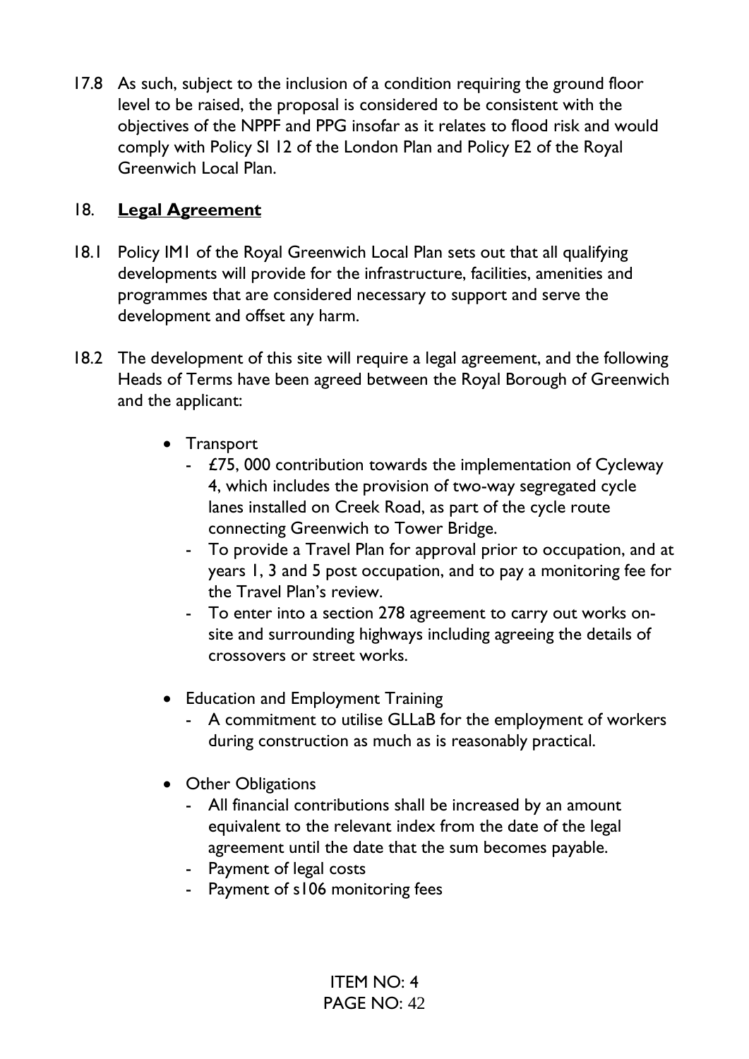17.8 As such, subject to the inclusion of a condition requiring the ground floor level to be raised, the proposal is considered to be consistent with the objectives of the NPPF and PPG insofar as it relates to flood risk and would comply with Policy SI 12 of the London Plan and Policy E2 of the Royal Greenwich Local Plan.

## 18. **Legal Agreement**

18.1 Policy IM1 of the Royal Greenwich Local Plan sets out that all qualifying developments will provide for the infrastructure, facilities, amenities and programmes that are considered necessary to support and serve the development and offset any harm.

18.2 The development of this site will require a legal agreement, and the following Heads of Terms have been agreed between the Royal Borough of Greenwich and the applicant:

- Transport
  - £75, 000 contribution towards the implementation of Cycleway 4, which includes the provision of two-way segregated cycle lanes installed on Creek Road, as part of the cycle route connecting Greenwich to Tower Bridge.
  - To provide a Travel Plan for approval prior to occupation, and at years 1, 3 and 5 post occupation, and to pay a monitoring fee for the Travel Plan's review.
  - To enter into a section 278 agreement to carry out works on-site and surrounding highways including agreeing the details of crossovers or street works.
- Education and Employment Training
  - A commitment to utilise GLLaB for the employment of workers during construction as much as is reasonably practical.
- Other Obligations
  - All financial contributions shall be increased by an amount equivalent to the relevant index from the date of the legal agreement until the date that the sum becomes payable.
  - Payment of legal costs
  - Payment of s106 monitoring fees

ITEM NO: 4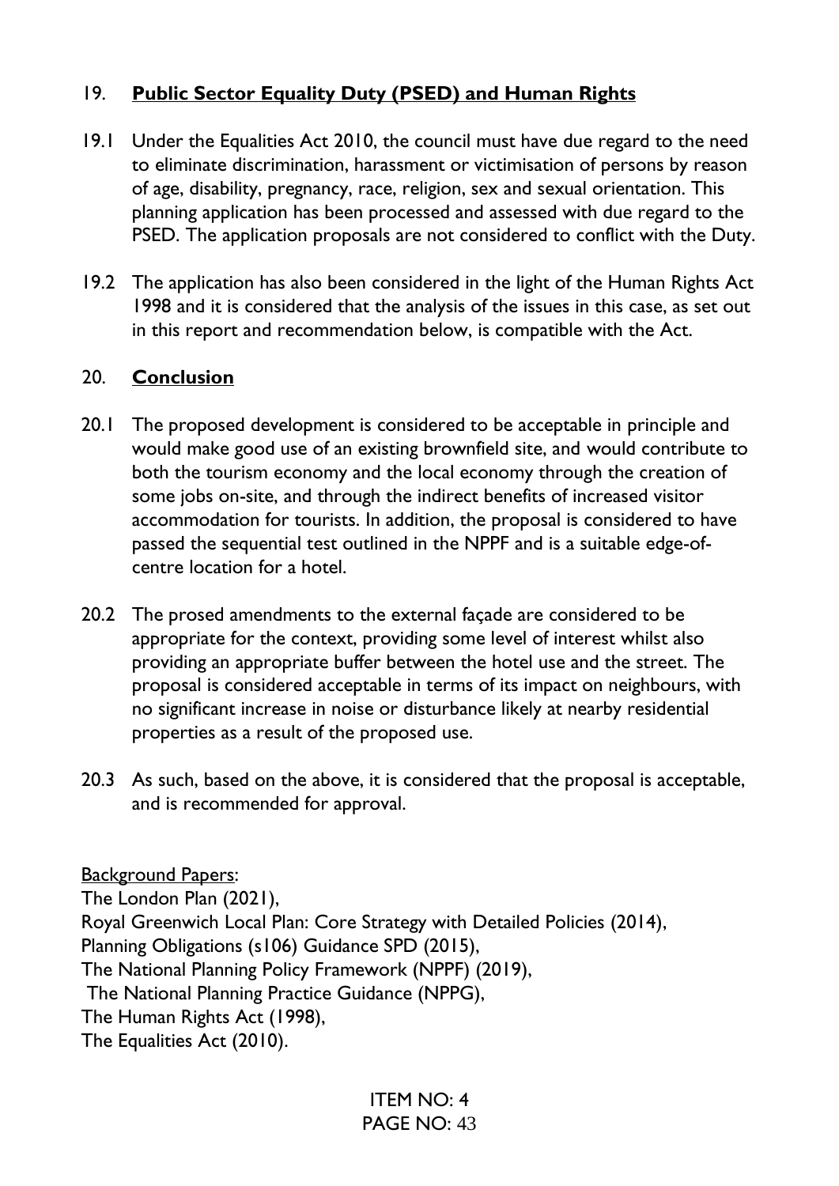## 19. **Public Sector Equality Duty (PSED) and Human Rights**

19.1 Under the Equalities Act 2010, the council must have due regard to the need to eliminate discrimination, harassment or victimisation of persons by reason of age, disability, pregnancy, race, religion, sex and sexual orientation. This planning application has been processed and assessed with due regard to the PSED. The application proposals are not considered to conflict with the Duty.

19.2 The application has also been considered in the light of the Human Rights Act 1998 and it is considered that the analysis of the issues in this case, as set out in this report and recommendation below, is compatible with the Act.

## 20. **Conclusion**

20.1 The proposed development is considered to be acceptable in principle and would make good use of an existing brownfield site, and would contribute to both the tourism economy and the local economy through the creation of some jobs on-site, and through the indirect benefits of increased visitor accommodation for tourists. In addition, the proposal is considered to have passed the sequential test outlined in the NPPF and is a suitable edge-of-centre location for a hotel.

20.2 The prosed amendments to the external façade are considered to be appropriate for the context, providing some level of interest whilst also providing an appropriate buffer between the hotel use and the street. The proposal is considered acceptable in terms of its impact on neighbours, with no significant increase in noise or disturbance likely at nearby residential properties as a result of the proposed use.

20.3 As such, based on the above, it is considered that the proposal is acceptable, and is recommended for approval.

<u>Background Papers</u>:
The London Plan (2021),
Royal Greenwich Local Plan: Core Strategy with Detailed Policies (2014),
Planning Obligations (s106) Guidance SPD (2015),
The National Planning Policy Framework (NPPF) (2019),
The National Planning Practice Guidance (NPPG),
The Human Rights Act (1998),
The Equalities Act (2010).

ITEM NO: 4
PAGE NO: 43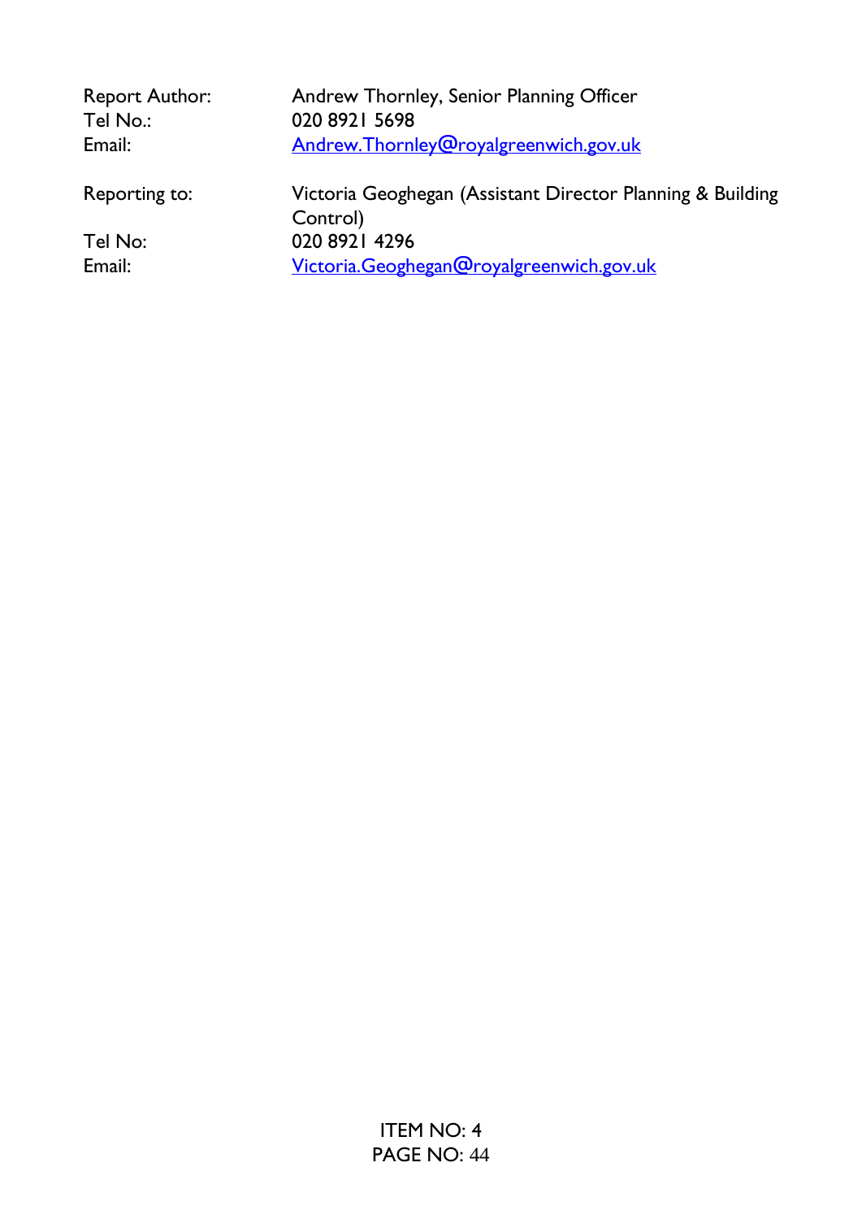| | |
|---|---|
| Report Author: | Andrew Thornley, Senior Planning Officer |
| Tel No.: | 020 8921 5698 |
| Email: | Andrew.Thornley@royalgreenwich.gov.uk |
| | |
| Reporting to: | Victoria Geoghegan (Assistant Director Planning & Building Control) |
| Tel No: | 020 8921 4296 |
| Email: | Victoria.Geoghegan@royalgreenwich.gov.uk |

ITEM NO: 4
PAGE NO: 44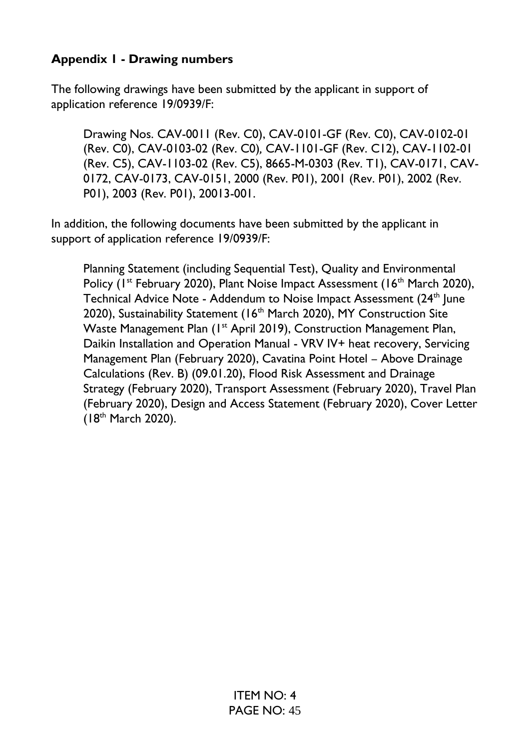## Appendix 1 - Drawing numbers

The following drawings have been submitted by the applicant in support of application reference 19/0939/F:

> Drawing Nos. CAV-0011 (Rev. C0), CAV-0101-GF (Rev. C0), CAV-0102-01 (Rev. C0), CAV-0103-02 (Rev. C0), CAV-1101-GF (Rev. C12), CAV-1102-01 (Rev. C5), CAV-1103-02 (Rev. C5), 8665-M-0303 (Rev. T1), CAV-0171, CAV-0172, CAV-0173, CAV-0151, 2000 (Rev. P01), 2001 (Rev. P01), 2002 (Rev. P01), 2003 (Rev. P01), 20013-001.

In addition, the following documents have been submitted by the applicant in support of application reference 19/0939/F:

> Planning Statement (including Sequential Test), Quality and Environmental Policy (1st February 2020), Plant Noise Impact Assessment (16th March 2020), Technical Advice Note - Addendum to Noise Impact Assessment (24th June 2020), Sustainability Statement (16th March 2020), MY Construction Site Waste Management Plan (1st April 2019), Construction Management Plan, Daikin Installation and Operation Manual - VRV IV+ heat recovery, Servicing Management Plan (February 2020), Cavatina Point Hotel – Above Drainage Calculations (Rev. B) (09.01.20), Flood Risk Assessment and Drainage Strategy (February 2020), Transport Assessment (February 2020), Travel Plan (February 2020), Design and Access Statement (February 2020), Cover Letter (18th March 2020).

ITEM NO: 4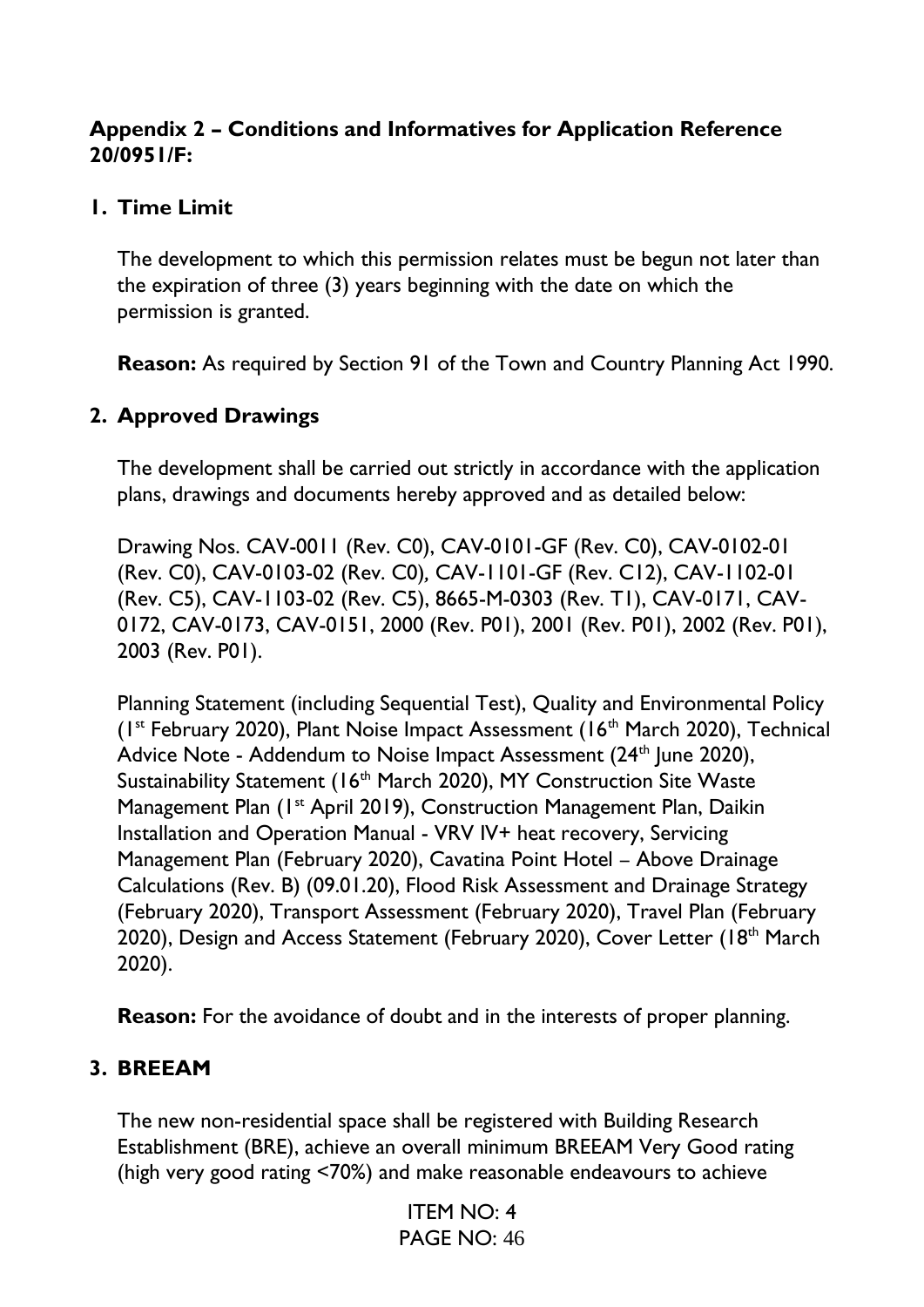**Appendix 2 – Conditions and Informatives for Application Reference 20/0951/F:**

**1. Time Limit**

The development to which this permission relates must be begun not later than the expiration of three (3) years beginning with the date on which the permission is granted.

**Reason:** As required by Section 91 of the Town and Country Planning Act 1990.

**2. Approved Drawings**

The development shall be carried out strictly in accordance with the application plans, drawings and documents hereby approved and as detailed below:

Drawing Nos. CAV-0011 (Rev. C0), CAV-0101-GF (Rev. C0), CAV-0102-01 (Rev. C0), CAV-0103-02 (Rev. C0), CAV-1101-GF (Rev. C12), CAV-1102-01 (Rev. C5), CAV-1103-02 (Rev. C5), 8665-M-0303 (Rev. T1), CAV-0171, CAV-0172, CAV-0173, CAV-0151, 2000 (Rev. P01), 2001 (Rev. P01), 2002 (Rev. P01), 2003 (Rev. P01).

Planning Statement (including Sequential Test), Quality and Environmental Policy (1st February 2020), Plant Noise Impact Assessment (16th March 2020), Technical Advice Note - Addendum to Noise Impact Assessment (24th June 2020), Sustainability Statement (16th March 2020), MY Construction Site Waste Management Plan (1st April 2019), Construction Management Plan, Daikin Installation and Operation Manual - VRV IV+ heat recovery, Servicing Management Plan (February 2020), Cavatina Point Hotel – Above Drainage Calculations (Rev. B) (09.01.20), Flood Risk Assessment and Drainage Strategy (February 2020), Transport Assessment (February 2020), Travel Plan (February 2020), Design and Access Statement (February 2020), Cover Letter (18th March 2020).

**Reason:** For the avoidance of doubt and in the interests of proper planning.

**3. BREEAM**

The new non-residential space shall be registered with Building Research Establishment (BRE), achieve an overall minimum BREEAM Very Good rating (high very good rating <70%) and make reasonable endeavours to achieve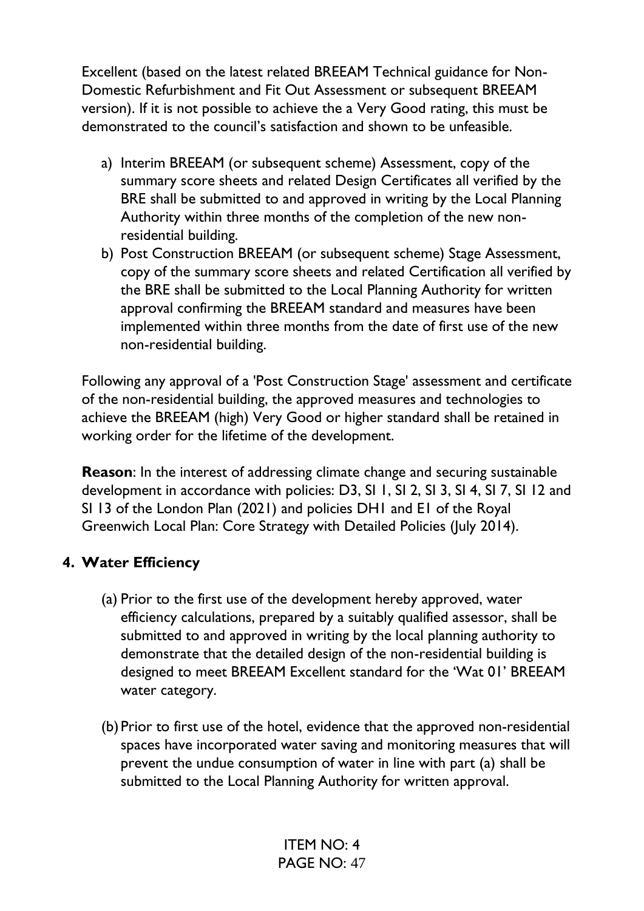Excellent (based on the latest related BREEAM Technical guidance for Non-Domestic Refurbishment and Fit Out Assessment or subsequent BREEAM version). If it is not possible to achieve the a Very Good rating, this must be demonstrated to the council's satisfaction and shown to be unfeasible.

a) Interim BREEAM (or subsequent scheme) Assessment, copy of the summary score sheets and related Design Certificates all verified by the BRE shall be submitted to and approved in writing by the Local Planning Authority within three months of the completion of the new non-residential building.
b) Post Construction BREEAM (or subsequent scheme) Stage Assessment, copy of the summary score sheets and related Certification all verified by the BRE shall be submitted to the Local Planning Authority for written approval confirming the BREEAM standard and measures have been implemented within three months from the date of first use of the new non-residential building.

Following any approval of a 'Post Construction Stage' assessment and certificate of the non-residential building, the approved measures and technologies to achieve the BREEAM (high) Very Good or higher standard shall be retained in working order for the lifetime of the development.

**Reason**: In the interest of addressing climate change and securing sustainable development in accordance with policies: D3, SI 1, SI 2, SI 3, SI 4, SI 7, SI 12 and SI 13 of the London Plan (2021) and policies DH1 and E1 of the Royal Greenwich Local Plan: Core Strategy with Detailed Policies (July 2014).

### 4. Water Efficiency

(a) Prior to the first use of the development hereby approved, water efficiency calculations, prepared by a suitably qualified assessor, shall be submitted to and approved in writing by the local planning authority to demonstrate that the detailed design of the non-residential building is designed to meet BREEAM Excellent standard for the 'Wat 01' BREEAM water category.

(b) Prior to first use of the hotel, evidence that the approved non-residential spaces have incorporated water saving and monitoring measures that will prevent the undue consumption of water in line with part (a) shall be submitted to the Local Planning Authority for written approval.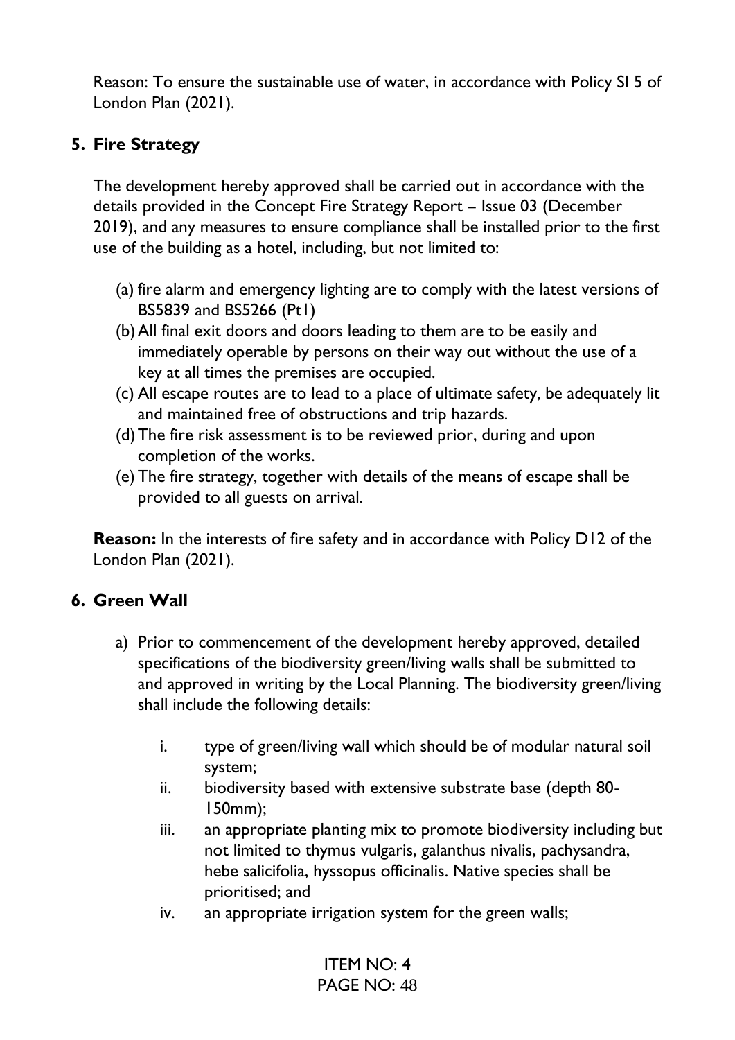Reason: To ensure the sustainable use of water, in accordance with Policy SI 5 of London Plan (2021).

## 5. Fire Strategy

The development hereby approved shall be carried out in accordance with the details provided in the Concept Fire Strategy Report – Issue 03 (December 2019), and any measures to ensure compliance shall be installed prior to the first use of the building as a hotel, including, but not limited to:

(a) fire alarm and emergency lighting are to comply with the latest versions of BS5839 and BS5266 (Pt1)
(b) All final exit doors and doors leading to them are to be easily and immediately operable by persons on their way out without the use of a key at all times the premises are occupied.
(c) All escape routes are to lead to a place of ultimate safety, be adequately lit and maintained free of obstructions and trip hazards.
(d) The fire risk assessment is to be reviewed prior, during and upon completion of the works.
(e) The fire strategy, together with details of the means of escape shall be provided to all guests on arrival.

**Reason:** In the interests of fire safety and in accordance with Policy D12 of the London Plan (2021).

## 6. Green Wall

a) Prior to commencement of the development hereby approved, detailed specifications of the biodiversity green/living walls shall be submitted to and approved in writing by the Local Planning. The biodiversity green/living shall include the following details:

   i. type of green/living wall which should be of modular natural soil system;
   ii. biodiversity based with extensive substrate base (depth 80-150mm);
   iii. an appropriate planting mix to promote biodiversity including but not limited to thymus vulgaris, galanthus nivalis, pachysandra, hebe salicifolia, hyssopus officinalis. Native species shall be prioritised; and
   iv. an appropriate irrigation system for the green walls;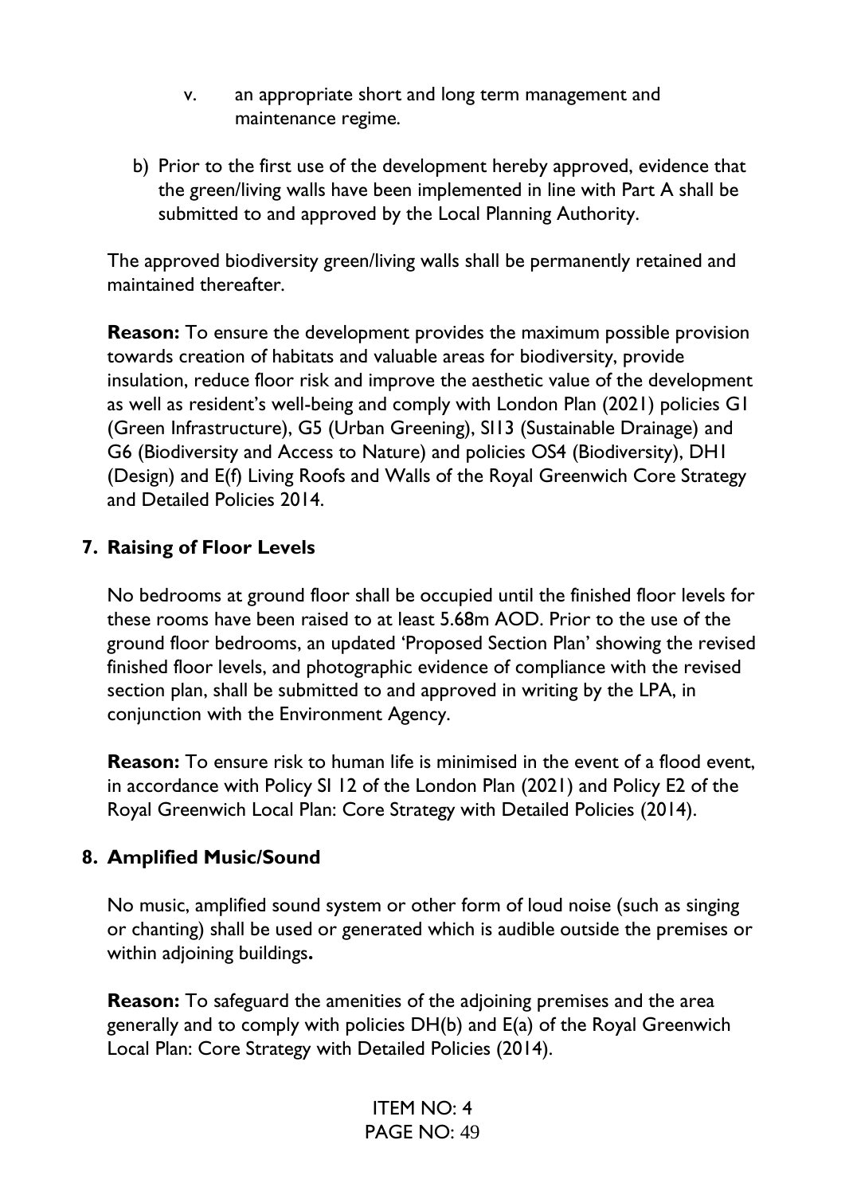v. an appropriate short and long term management and maintenance regime.

b) Prior to the first use of the development hereby approved, evidence that the green/living walls have been implemented in line with Part A shall be submitted to and approved by the Local Planning Authority.

The approved biodiversity green/living walls shall be permanently retained and maintained thereafter.

**Reason:** To ensure the development provides the maximum possible provision towards creation of habitats and valuable areas for biodiversity, provide insulation, reduce floor risk and improve the aesthetic value of the development as well as resident's well-being and comply with London Plan (2021) policies G1 (Green Infrastructure), G5 (Urban Greening), SI13 (Sustainable Drainage) and G6 (Biodiversity and Access to Nature) and policies OS4 (Biodiversity), DH1 (Design) and E(f) Living Roofs and Walls of the Royal Greenwich Core Strategy and Detailed Policies 2014.

**7. Raising of Floor Levels**

No bedrooms at ground floor shall be occupied until the finished floor levels for these rooms have been raised to at least 5.68m AOD. Prior to the use of the ground floor bedrooms, an updated 'Proposed Section Plan' showing the revised finished floor levels, and photographic evidence of compliance with the revised section plan, shall be submitted to and approved in writing by the LPA, in conjunction with the Environment Agency.

**Reason:** To ensure risk to human life is minimised in the event of a flood event, in accordance with Policy SI 12 of the London Plan (2021) and Policy E2 of the Royal Greenwich Local Plan: Core Strategy with Detailed Policies (2014).

**8. Amplified Music/Sound**

No music, amplified sound system or other form of loud noise (such as singing or chanting) shall be used or generated which is audible outside the premises or within adjoining buildings**.**

**Reason:** To safeguard the amenities of the adjoining premises and the area generally and to comply with policies DH(b) and E(a) of the Royal Greenwich Local Plan: Core Strategy with Detailed Policies (2014).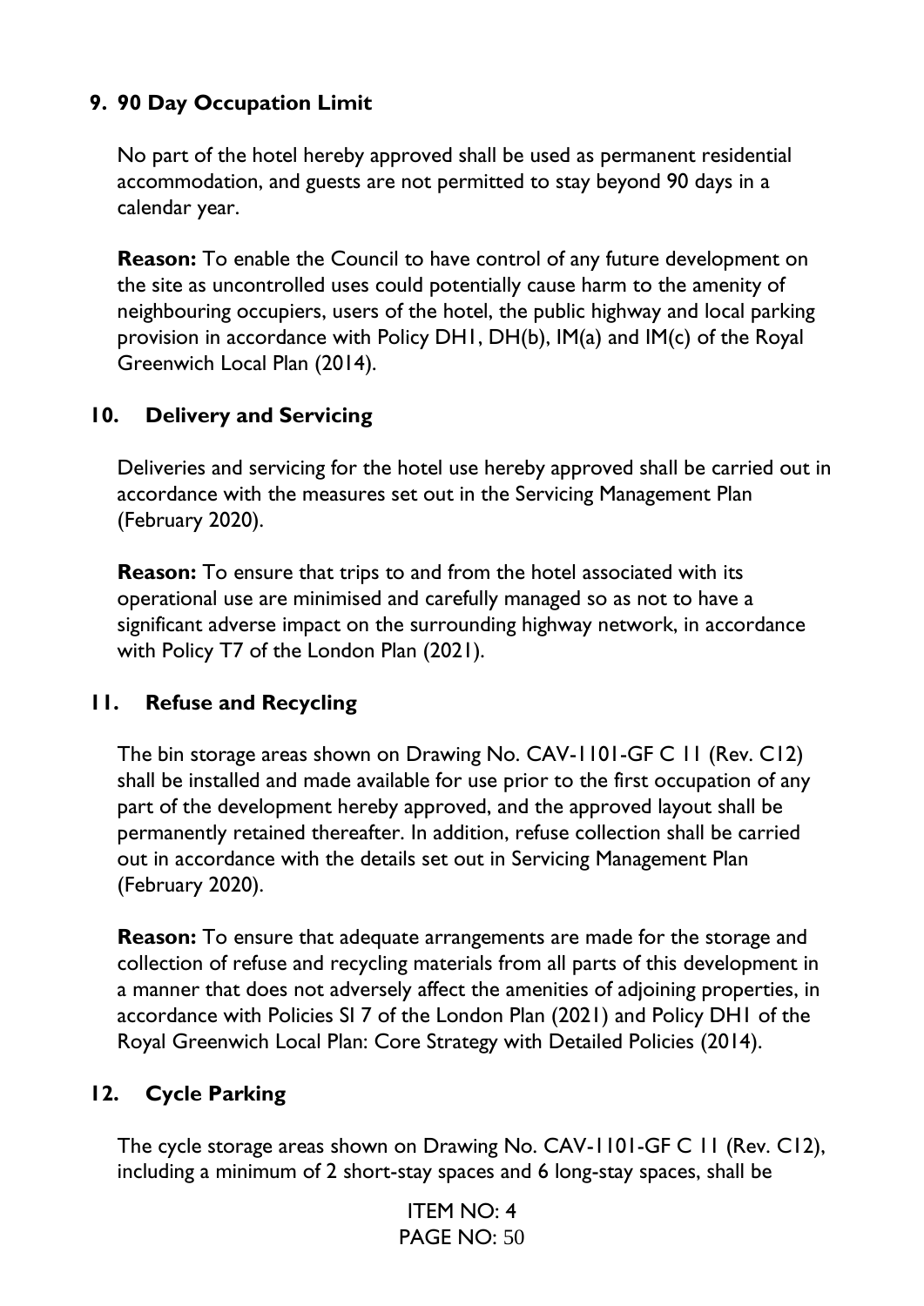## 9. 90 Day Occupation Limit

No part of the hotel hereby approved shall be used as permanent residential accommodation, and guests are not permitted to stay beyond 90 days in a calendar year.

**Reason:** To enable the Council to have control of any future development on the site as uncontrolled uses could potentially cause harm to the amenity of neighbouring occupiers, users of the hotel, the public highway and local parking provision in accordance with Policy DH1, DH(b), IM(a) and IM(c) of the Royal Greenwich Local Plan (2014).

## 10. Delivery and Servicing

Deliveries and servicing for the hotel use hereby approved shall be carried out in accordance with the measures set out in the Servicing Management Plan (February 2020).

**Reason:** To ensure that trips to and from the hotel associated with its operational use are minimised and carefully managed so as not to have a significant adverse impact on the surrounding highway network, in accordance with Policy T7 of the London Plan (2021).

## 11. Refuse and Recycling

The bin storage areas shown on Drawing No. CAV-1101-GF C 11 (Rev. C12) shall be installed and made available for use prior to the first occupation of any part of the development hereby approved, and the approved layout shall be permanently retained thereafter. In addition, refuse collection shall be carried out in accordance with the details set out in Servicing Management Plan (February 2020).

**Reason:** To ensure that adequate arrangements are made for the storage and collection of refuse and recycling materials from all parts of this development in a manner that does not adversely affect the amenities of adjoining properties, in accordance with Policies SI 7 of the London Plan (2021) and Policy DH1 of the Royal Greenwich Local Plan: Core Strategy with Detailed Policies (2014).

## 12. Cycle Parking

The cycle storage areas shown on Drawing No. CAV-1101-GF C 11 (Rev. C12), including a minimum of 2 short-stay spaces and 6 long-stay spaces, shall be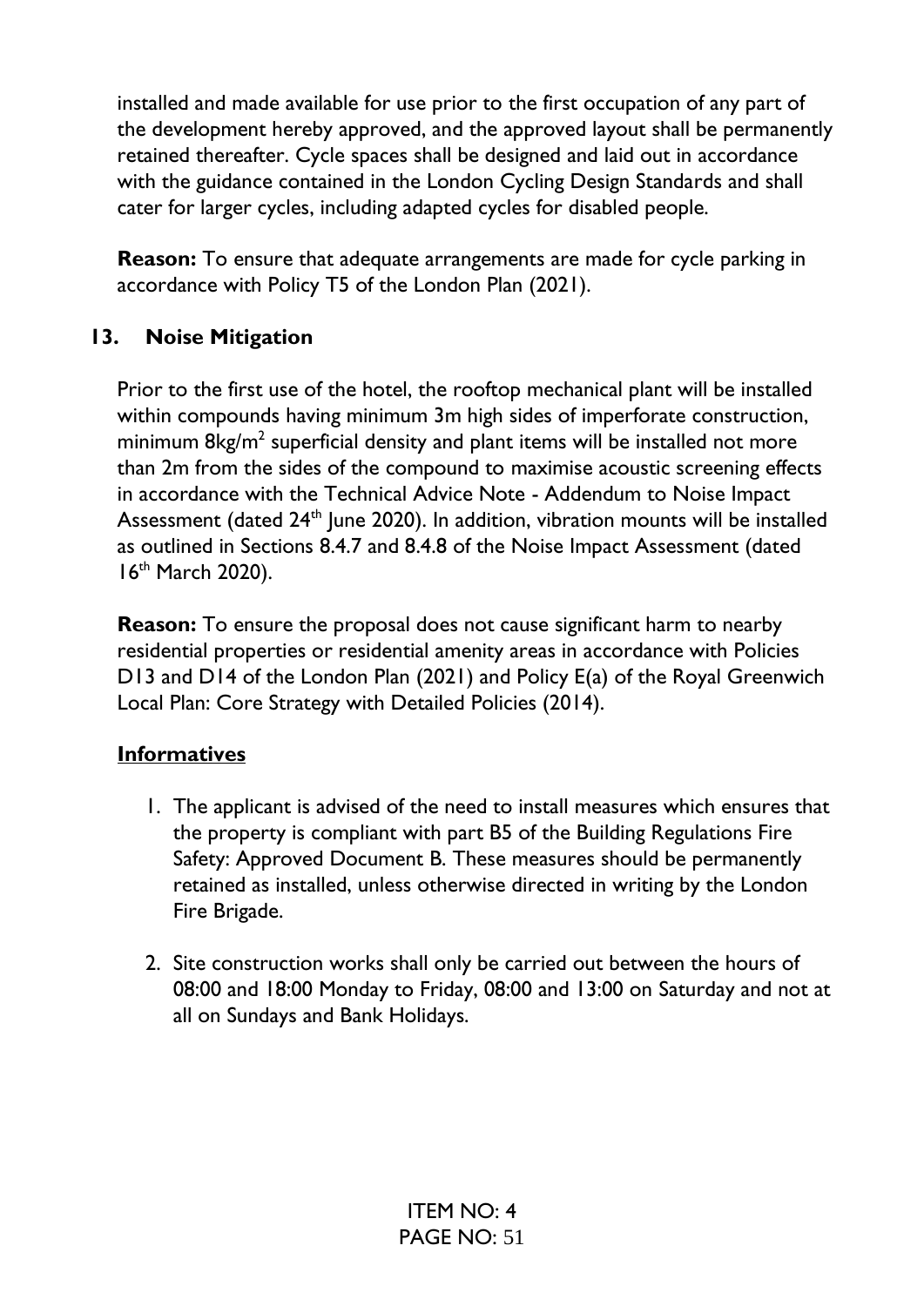installed and made available for use prior to the first occupation of any part of the development hereby approved, and the approved layout shall be permanently retained thereafter. Cycle spaces shall be designed and laid out in accordance with the guidance contained in the London Cycling Design Standards and shall cater for larger cycles, including adapted cycles for disabled people.

**Reason:** To ensure that adequate arrangements are made for cycle parking in accordance with Policy T5 of the London Plan (2021).

### 13. Noise Mitigation

Prior to the first use of the hotel, the rooftop mechanical plant will be installed within compounds having minimum 3m high sides of imperforate construction, minimum $8kg/m^2$ superficial density and plant items will be installed not more than 2m from the sides of the compound to maximise acoustic screening effects in accordance with the Technical Advice Note - Addendum to Noise Impact Assessment (dated 24th June 2020). In addition, vibration mounts will be installed as outlined in Sections 8.4.7 and 8.4.8 of the Noise Impact Assessment (dated 16th March 2020).

**Reason:** To ensure the proposal does not cause significant harm to nearby residential properties or residential amenity areas in accordance with Policies D13 and D14 of the London Plan (2021) and Policy E(a) of the Royal Greenwich Local Plan: Core Strategy with Detailed Policies (2014).

### Informatives

1. The applicant is advised of the need to install measures which ensures that the property is compliant with part B5 of the Building Regulations Fire Safety: Approved Document B. These measures should be permanently retained as installed, unless otherwise directed in writing by the London Fire Brigade.

2. Site construction works shall only be carried out between the hours of 08:00 and 18:00 Monday to Friday, 08:00 and 13:00 on Saturday and not at all on Sundays and Bank Holidays.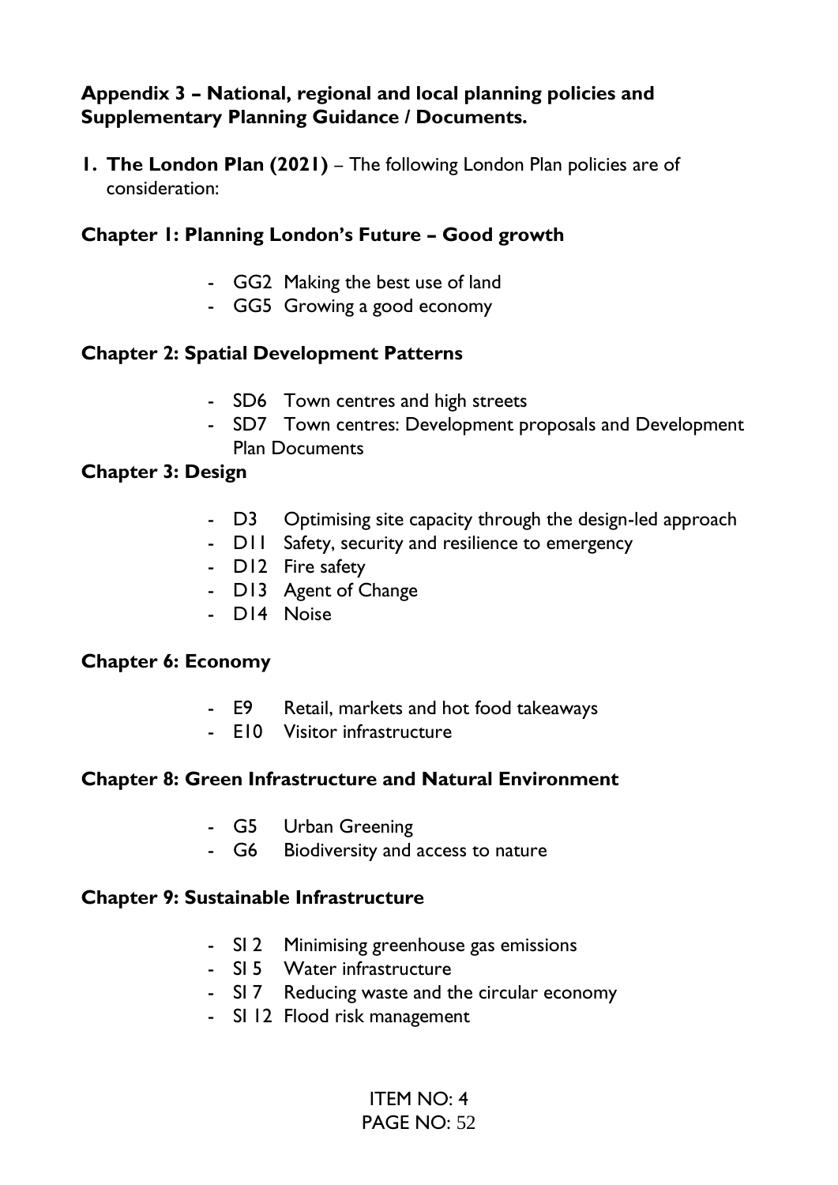**Appendix 3 – National, regional and local planning policies and Supplementary Planning Guidance / Documents.**

1. **The London Plan (2021)** – The following London Plan policies are of consideration:

**Chapter 1: Planning London's Future – Good growth**

- GG2 Making the best use of land
- GG5 Growing a good economy

**Chapter 2: Spatial Development Patterns**

- SD6 Town centres and high streets
- SD7 Town centres: Development proposals and Development Plan Documents

**Chapter 3: Design**

- D3 Optimising site capacity through the design-led approach
- D11 Safety, security and resilience to emergency
- D12 Fire safety
- D13 Agent of Change
- D14 Noise

**Chapter 6: Economy**

- E9 Retail, markets and hot food takeaways
- E10 Visitor infrastructure

**Chapter 8: Green Infrastructure and Natural Environment**

- G5 Urban Greening
- G6 Biodiversity and access to nature

**Chapter 9: Sustainable Infrastructure**

- SI 2 Minimising greenhouse gas emissions
- SI 5 Water infrastructure
- SI 7 Reducing waste and the circular economy
- SI 12 Flood risk management

ITEM NO: 4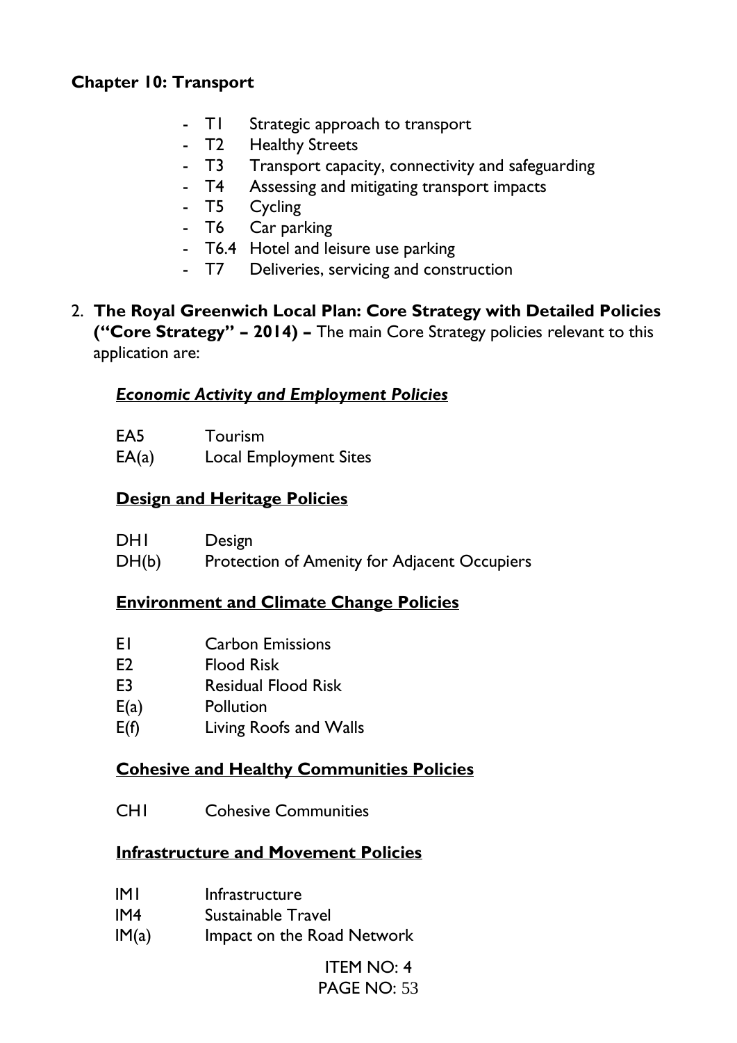**Chapter 10: Transport**

- T1 Strategic approach to transport
- T2 Healthy Streets
- T3 Transport capacity, connectivity and safeguarding
- T4 Assessing and mitigating transport impacts
- T5 Cycling
- T6 Car parking
- T6.4 Hotel and leisure use parking
- T7 Deliveries, servicing and construction

2. **The Royal Greenwich Local Plan: Core Strategy with Detailed Policies ("Core Strategy" – 2014) –** The main Core Strategy policies relevant to this application are:

***Economic Activity and Employment Policies***

| | |
|---|---|
| EA5 | Tourism |
| EA(a) | Local Employment Sites |

**Design and Heritage Policies**

| | |
|---|---|
| DH1 | Design |
| DH(b) | Protection of Amenity for Adjacent Occupiers |

**Environment and Climate Change Policies**

| | |
|---|---|
| E1 | Carbon Emissions |
| E2 | Flood Risk |
| E3 | Residual Flood Risk |
| E(a) | Pollution |
| E(f) | Living Roofs and Walls |

**Cohesive and Healthy Communities Policies**

| | |
|---|---|
| CH1 | Cohesive Communities |

**Infrastructure and Movement Policies**

| | |
|---|---|
| IM1 | Infrastructure |
| IM4 | Sustainable Travel |
| IM(a) | Impact on the Road Network |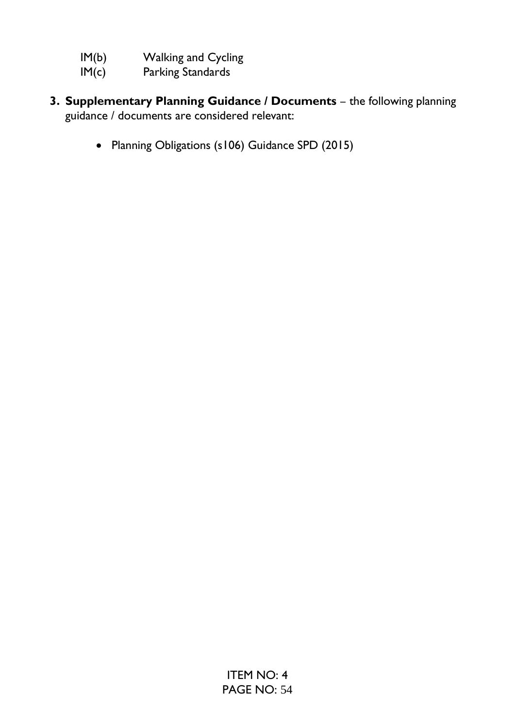IM(b) Walking and Cycling
IM(c) Parking Standards

3. **Supplementary Planning Guidance / Documents** – the following planning guidance / documents are considered relevant:

- Planning Obligations (s106) Guidance SPD (2015)

ITEM NO: 4